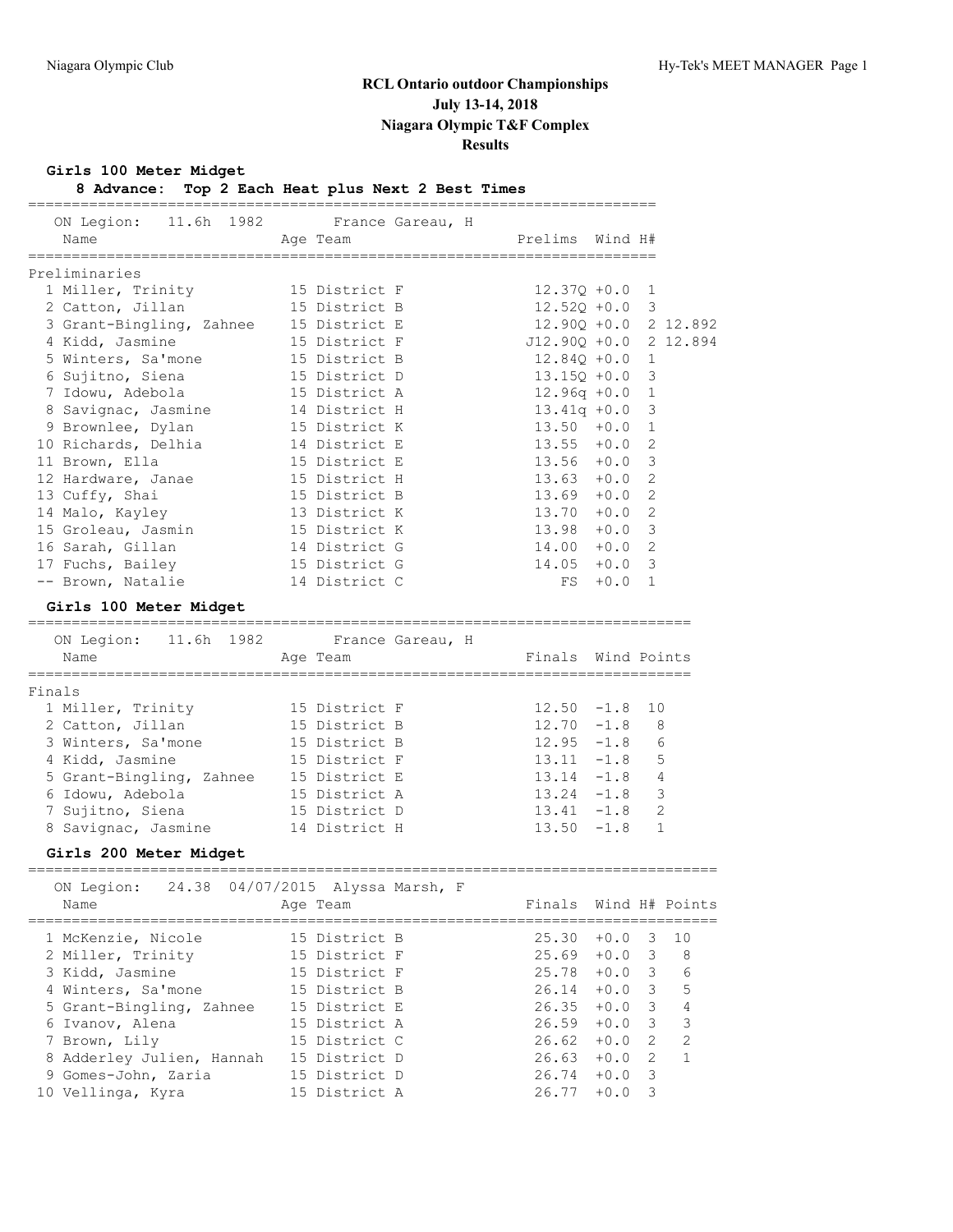# RCL Ontario outdoor Championships

## July 13-14, 2018

## Niagara Olympic T&F Complex

## Results

### Girls 100 Meter Midget

**8 Advance: Top 2 Each Heat plus Next 2 Best Times**

ON Legion: 11.6h 1982 France Gareau, H

| | Name | Age | Team | Prelims | Wind | H# | |
|---|---|---|---|---|---|---|---|
| **Preliminaries** | | | | | | | |
| 1 | Miller, Trinity | 15 | District F | 12.37Q | +0.0 | 1 | |
| 2 | Catton, Jillan | 15 | District B | 12.52Q | +0.0 | 3 | |
| 3 | Grant-Bingling, Zahnee | 15 | District E | 12.90Q | +0.0 | 2 | 12.892 |
| 4 | Kidd, Jasmine | 15 | District F | J12.90Q | +0.0 | 2 | 12.894 |
| 5 | Winters, Sa'mone | 15 | District B | 12.84Q | +0.0 | 1 | |
| 6 | Sujitno, Siena | 15 | District D | 13.15Q | +0.0 | 3 | |
| 7 | Idowu, Adebola | 15 | District A | 12.96q | +0.0 | 1 | |
| 8 | Savignac, Jasmine | 14 | District H | 13.41q | +0.0 | 3 | |
| 9 | Brownlee, Dylan | 15 | District K | 13.50 | +0.0 | 1 | |
| 10 | Richards, Delhia | 14 | District E | 13.55 | +0.0 | 2 | |
| 11 | Brown, Ella | 15 | District E | 13.56 | +0.0 | 3 | |
| 12 | Hardware, Janae | 15 | District H | 13.63 | +0.0 | 2 | |
| 13 | Cuffy, Shai | 15 | District B | 13.69 | +0.0 | 2 | |
| 14 | Malo, Kayley | 13 | District K | 13.70 | +0.0 | 2 | |
| 15 | Groleau, Jasmin | 15 | District K | 13.98 | +0.0 | 3 | |
| 16 | Sarah, Gillan | 14 | District G | 14.00 | +0.0 | 2 | |
| 17 | Fuchs, Bailey | 15 | District G | 14.05 | +0.0 | 3 | |
| -- | Brown, Natalie | 14 | District C | FS | +0.0 | 1 | |

### Girls 100 Meter Midget

ON Legion: 11.6h 1982 France Gareau, H

| | Name | Age | Team | Finals | Wind | Points |
|---|---|---|---|---|---|---|
| **Finals** | | | | | | |
| 1 | Miller, Trinity | 15 | District F | 12.50 | -1.8 | 10 |
| 2 | Catton, Jillan | 15 | District B | 12.70 | -1.8 | 8 |
| 3 | Winters, Sa'mone | 15 | District B | 12.95 | -1.8 | 6 |
| 4 | Kidd, Jasmine | 15 | District F | 13.11 | -1.8 | 5 |
| 5 | Grant-Bingling, Zahnee | 15 | District E | 13.14 | -1.8 | 4 |
| 6 | Idowu, Adebola | 15 | District A | 13.24 | -1.8 | 3 |
| 7 | Sujitno, Siena | 15 | District D | 13.41 | -1.8 | 2 |
| 8 | Savignac, Jasmine | 14 | District H | 13.50 | -1.8 | 1 |

### Girls 200 Meter Midget

ON Legion: 24.38 04/07/2015 Alyssa Marsh, F

| | Name | Age | Team | Finals | Wind | H# | Points |
|---|---|---|---|---|---|---|---|
| 1 | McKenzie, Nicole | 15 | District B | 25.30 | +0.0 | 3 | 10 |
| 2 | Miller, Trinity | 15 | District F | 25.69 | +0.0 | 3 | 8 |
| 3 | Kidd, Jasmine | 15 | District F | 25.78 | +0.0 | 3 | 6 |
| 4 | Winters, Sa'mone | 15 | District B | 26.14 | +0.0 | 3 | 5 |
| 5 | Grant-Bingling, Zahnee | 15 | District E | 26.35 | +0.0 | 3 | 4 |
| 6 | Ivanov, Alena | 15 | District A | 26.59 | +0.0 | 3 | 3 |
| 7 | Brown, Lily | 15 | District C | 26.62 | +0.0 | 2 | 2 |
| 8 | Adderley Julien, Hannah | 15 | District D | 26.63 | +0.0 | 2 | 1 |
| 9 | Gomes-John, Zaria | 15 | District D | 26.74 | +0.0 | 3 | |
| 10 | Vellinga, Kyra | 15 | District A | 26.77 | +0.0 | 3 | |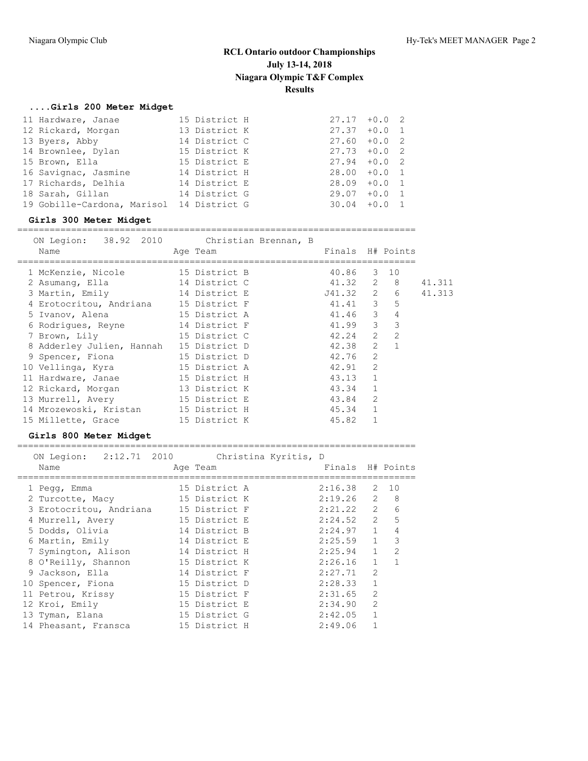# RCL Ontario outdoor Championships
## July 13-14, 2018
## Niagara Olympic T&F Complex
## Results

### ....Girls 200 Meter Midget

| Place | Name | Age | Team | Finals | Wind | H# |
|---|---|---|---|---|---|---|
| 11 | Hardware, Janae | 15 | District H | 27.17 | +0.0 | 2 |
| 12 | Rickard, Morgan | 13 | District K | 27.37 | +0.0 | 1 |
| 13 | Byers, Abby | 14 | District C | 27.60 | +0.0 | 2 |
| 14 | Brownlee, Dylan | 15 | District K | 27.73 | +0.0 | 2 |
| 15 | Brown, Ella | 15 | District E | 27.94 | +0.0 | 2 |
| 16 | Savignac, Jasmine | 14 | District H | 28.00 | +0.0 | 1 |
| 17 | Richards, Delhia | 14 | District E | 28.09 | +0.0 | 1 |
| 18 | Sarah, Gillan | 14 | District G | 29.07 | +0.0 | 1 |
| 19 | Gobille-Cardona, Marisol | 14 | District G | 30.04 | +0.0 | 1 |

### Girls 300 Meter Midget

ON Legion: 38.92 2010 Christian Brennan, B

| Place | Name | Age | Team | Finals | H# | Points | |
|---|---|---|---|---|---|---|---|
| 1 | McKenzie, Nicole | 15 | District B | 40.86 | 3 | 10 | |
| 2 | Asumang, Ella | 14 | District C | 41.32 | 2 | 8 | 41.311 |
| 3 | Martin, Emily | 14 | District E | J41.32 | 2 | 6 | 41.313 |
| 4 | Erotocritou, Andriana | 15 | District F | 41.41 | 3 | 5 | |
| 5 | Ivanov, Alena | 15 | District A | 41.46 | 3 | 4 | |
| 6 | Rodrigues, Reyne | 14 | District F | 41.99 | 3 | 3 | |
| 7 | Brown, Lily | 15 | District C | 42.24 | 2 | 2 | |
| 8 | Adderley Julien, Hannah | 15 | District D | 42.38 | 2 | 1 | |
| 9 | Spencer, Fiona | 15 | District D | 42.76 | 2 | | |
| 10 | Vellinga, Kyra | 15 | District A | 42.91 | 2 | | |
| 11 | Hardware, Janae | 15 | District H | 43.13 | 1 | | |
| 12 | Rickard, Morgan | 13 | District K | 43.34 | 1 | | |
| 13 | Murrell, Avery | 15 | District E | 43.84 | 2 | | |
| 14 | Mrozewoski, Kristan | 15 | District H | 45.34 | 1 | | |
| 15 | Millette, Grace | 15 | District K | 45.82 | 1 | | |

### Girls 800 Meter Midget

ON Legion: 2:12.71 2010 Christina Kyritis, D

| Place | Name | Age | Team | Finals | H# | Points |
|---|---|---|---|---|---|---|
| 1 | Pegg, Emma | 15 | District A | 2:16.38 | 2 | 10 |
| 2 | Turcotte, Macy | 15 | District K | 2:19.26 | 2 | 8 |
| 3 | Erotocritou, Andriana | 15 | District F | 2:21.22 | 2 | 6 |
| 4 | Murrell, Avery | 15 | District E | 2:24.52 | 2 | 5 |
| 5 | Dodds, Olivia | 14 | District B | 2:24.97 | 1 | 4 |
| 6 | Martin, Emily | 14 | District E | 2:25.59 | 1 | 3 |
| 7 | Symington, Alison | 14 | District H | 2:25.94 | 1 | 2 |
| 8 | O'Reilly, Shannon | 15 | District K | 2:26.16 | 1 | 1 |
| 9 | Jackson, Ella | 14 | District F | 2:27.71 | 2 | |
| 10 | Spencer, Fiona | 15 | District D | 2:28.33 | 1 | |
| 11 | Petrou, Krissy | 15 | District F | 2:31.65 | 2 | |
| 12 | Kroi, Emily | 15 | District E | 2:34.90 | 2 | |
| 13 | Tyman, Elana | 15 | District G | 2:42.05 | 1 | |
| 14 | Pheasant, Fransca | 15 | District H | 2:49.06 | 1 | |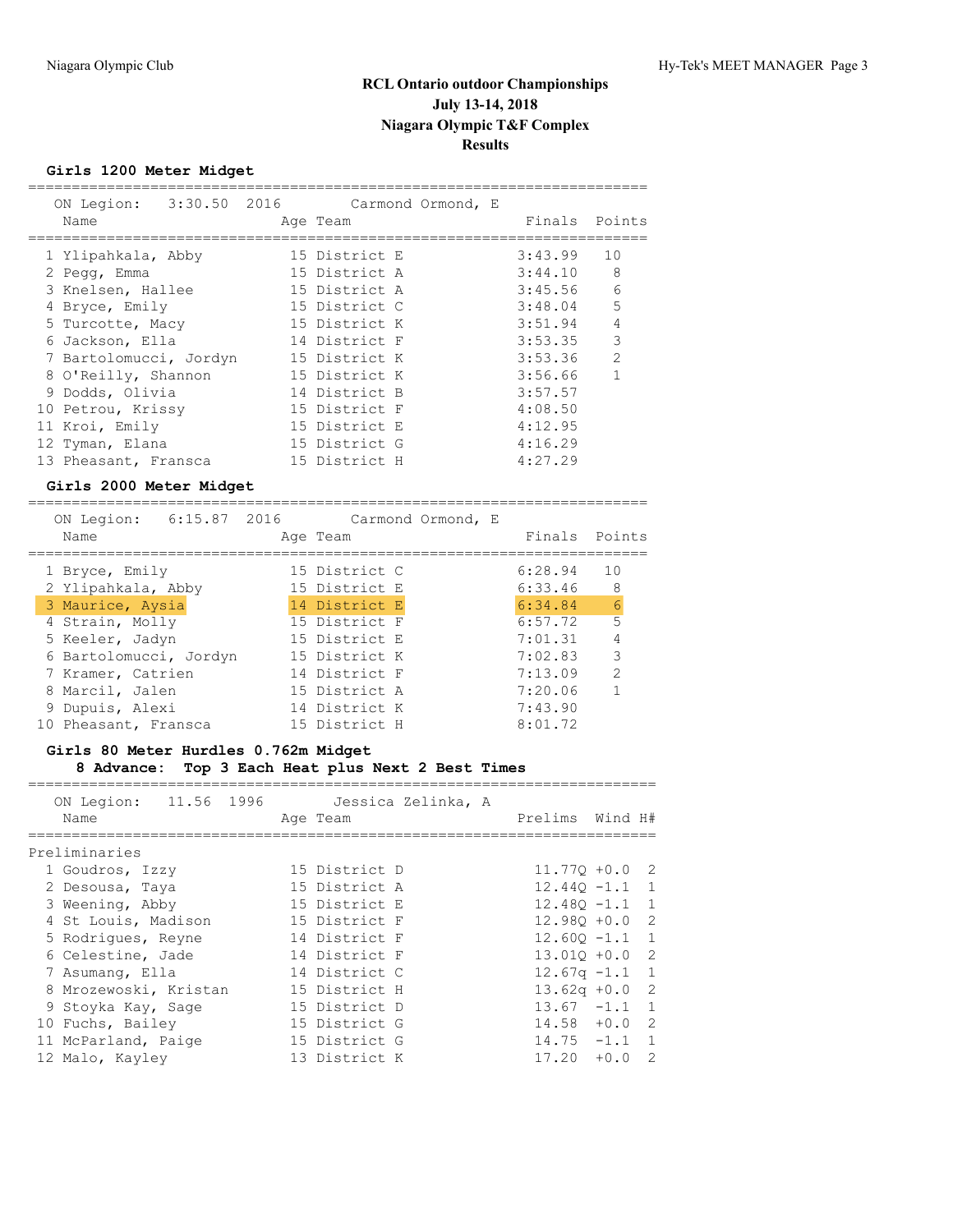# RCL Ontario outdoor Championships
## July 13-14, 2018
## Niagara Olympic T&F Complex
## Results

### Girls 1200 Meter Midget

ON Legion: 3:30.50 2016 Carmond Ormond, E

| | Name | Age | Team | Finals | Points |
|---|---|---|---|---|---|
| 1 | Ylipahkala, Abby | 15 | District E | 3:43.99 | 10 |
| 2 | Pegg, Emma | 15 | District A | 3:44.10 | 8 |
| 3 | Knelsen, Hallee | 15 | District A | 3:45.56 | 6 |
| 4 | Bryce, Emily | 15 | District C | 3:48.04 | 5 |
| 5 | Turcotte, Macy | 15 | District K | 3:51.94 | 4 |
| 6 | Jackson, Ella | 14 | District F | 3:53.35 | 3 |
| 7 | Bartolomucci, Jordyn | 15 | District K | 3:53.36 | 2 |
| 8 | O'Reilly, Shannon | 15 | District K | 3:56.66 | 1 |
| 9 | Dodds, Olivia | 14 | District B | 3:57.57 | |
| 10 | Petrou, Krissy | 15 | District F | 4:08.50 | |
| 11 | Kroi, Emily | 15 | District E | 4:12.95 | |
| 12 | Tyman, Elana | 15 | District G | 4:16.29 | |
| 13 | Pheasant, Fransca | 15 | District H | 4:27.29 | |

### Girls 2000 Meter Midget

ON Legion: 6:15.87 2016 Carmond Ormond, E

| | Name | Age | Team | Finals | Points |
|---|---|---|---|---|---|
| 1 | Bryce, Emily | 15 | District C | 6:28.94 | 10 |
| 2 | Ylipahkala, Abby | 15 | District E | 6:33.46 | 8 |
| 3 | Maurice, Aysia | 14 | District E | 6:34.84 | 6 |
| 4 | Strain, Molly | 15 | District F | 6:57.72 | 5 |
| 5 | Keeler, Jadyn | 15 | District E | 7:01.31 | 4 |
| 6 | Bartolomucci, Jordyn | 15 | District K | 7:02.83 | 3 |
| 7 | Kramer, Catrien | 14 | District F | 7:13.09 | 2 |
| 8 | Marcil, Jalen | 15 | District A | 7:20.06 | 1 |
| 9 | Dupuis, Alexi | 14 | District K | 7:43.90 | |
| 10 | Pheasant, Fransca | 15 | District H | 8:01.72 | |

### Girls 80 Meter Hurdles 0.762m Midget

**8 Advance: Top 3 Each Heat plus Next 2 Best Times**

ON Legion: 11.56 1996 Jessica Zelinka, A

Preliminaries

| | Name | Age | Team | Prelims | Wind | H# |
|---|---|---|---|---|---|---|
| 1 | Goudros, Izzy | 15 | District D | 11.77Q | +0.0 | 2 |
| 2 | Desousa, Taya | 15 | District A | 12.44Q | -1.1 | 1 |
| 3 | Weening, Abby | 15 | District E | 12.48Q | -1.1 | 1 |
| 4 | St Louis, Madison | 15 | District F | 12.98Q | +0.0 | 2 |
| 5 | Rodrigues, Reyne | 14 | District F | 12.60Q | -1.1 | 1 |
| 6 | Celestine, Jade | 14 | District F | 13.01Q | +0.0 | 2 |
| 7 | Asumang, Ella | 14 | District C | 12.67q | -1.1 | 1 |
| 8 | Mrozewoski, Kristan | 15 | District H | 13.62q | +0.0 | 2 |
| 9 | Stoyka Kay, Sage | 15 | District D | 13.67 | -1.1 | 1 |
| 10 | Fuchs, Bailey | 15 | District G | 14.58 | +0.0 | 2 |
| 11 | McParland, Paige | 15 | District G | 14.75 | -1.1 | 1 |
| 12 | Malo, Kayley | 13 | District K | 17.20 | +0.0 | 2 |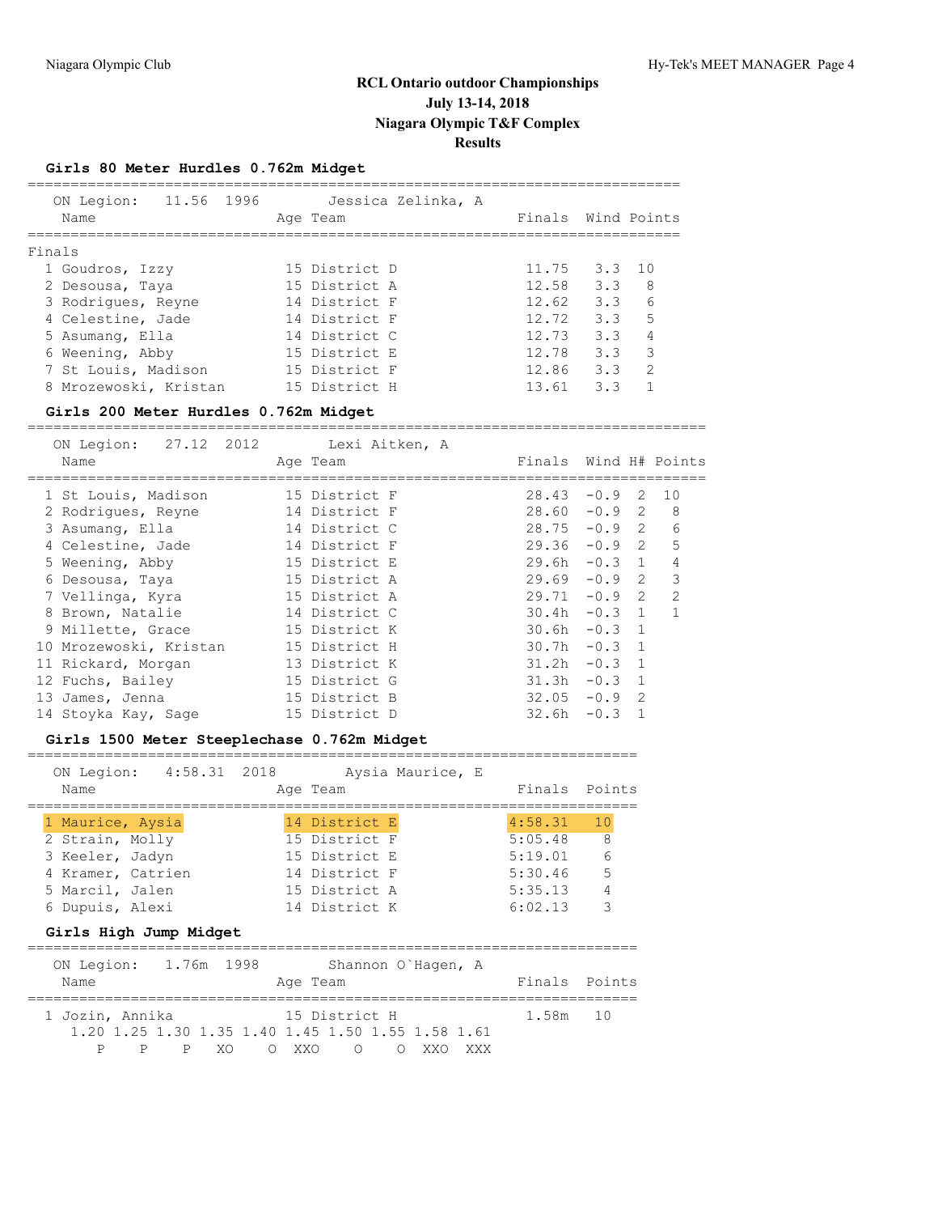# RCL Ontario outdoor Championships
## July 13-14, 2018
## Niagara Olympic T&F Complex
## Results

### Girls 80 Meter Hurdles 0.762m Midget

ON Legion: 11.56 1996 Jessica Zelinka, A

Finals

| | Name | Age | Team | Finals | Wind | Points |
|---|---|---|---|---|---|---|
| 1 | Goudros, Izzy | 15 | District D | 11.75 | 3.3 | 10 |
| 2 | Desousa, Taya | 15 | District A | 12.58 | 3.3 | 8 |
| 3 | Rodrigues, Reyne | 14 | District F | 12.62 | 3.3 | 6 |
| 4 | Celestine, Jade | 14 | District F | 12.72 | 3.3 | 5 |
| 5 | Asumang, Ella | 14 | District C | 12.73 | 3.3 | 4 |
| 6 | Weening, Abby | 15 | District E | 12.78 | 3.3 | 3 |
| 7 | St Louis, Madison | 15 | District F | 12.86 | 3.3 | 2 |
| 8 | Mrozewoski, Kristan | 15 | District H | 13.61 | 3.3 | 1 |

### Girls 200 Meter Hurdles 0.762m Midget

ON Legion: 27.12 2012 Lexi Aitken, A

| | Name | Age | Team | Finals | Wind | H# | Points |
|---|---|---|---|---|---|---|---|
| 1 | St Louis, Madison | 15 | District F | 28.43 | -0.9 | 2 | 10 |
| 2 | Rodrigues, Reyne | 14 | District F | 28.60 | -0.9 | 2 | 8 |
| 3 | Asumang, Ella | 14 | District C | 28.75 | -0.9 | 2 | 6 |
| 4 | Celestine, Jade | 14 | District F | 29.36 | -0.9 | 2 | 5 |
| 5 | Weening, Abby | 15 | District E | 29.6h | -0.3 | 1 | 4 |
| 6 | Desousa, Taya | 15 | District A | 29.69 | -0.9 | 2 | 3 |
| 7 | Vellinga, Kyra | 15 | District A | 29.71 | -0.9 | 2 | 2 |
| 8 | Brown, Natalie | 14 | District C | 30.4h | -0.3 | 1 | 1 |
| 9 | Millette, Grace | 15 | District K | 30.6h | -0.3 | 1 | |
| 10 | Mrozewoski, Kristan | 15 | District H | 30.7h | -0.3 | 1 | |
| 11 | Rickard, Morgan | 13 | District K | 31.2h | -0.3 | 1 | |
| 12 | Fuchs, Bailey | 15 | District G | 31.3h | -0.3 | 1 | |
| 13 | James, Jenna | 15 | District B | 32.05 | -0.9 | 2 | |
| 14 | Stoyka Kay, Sage | 15 | District D | 32.6h | -0.3 | 1 | |

### Girls 1500 Meter Steeplechase 0.762m Midget

ON Legion: 4:58.31 2018 Aysia Maurice, E

| | Name | Age | Team | Finals | Points |
|---|---|---|---|---|---|
| 1 | Maurice, Aysia | 14 | District E | 4:58.31 | 10 |
| 2 | Strain, Molly | 15 | District F | 5:05.48 | 8 |
| 3 | Keeler, Jadyn | 15 | District E | 5:19.01 | 6 |
| 4 | Kramer, Catrien | 14 | District F | 5:30.46 | 5 |
| 5 | Marcil, Jalen | 15 | District A | 5:35.13 | 4 |
| 6 | Dupuis, Alexi | 14 | District K | 6:02.13 | 3 |

### Girls High Jump Midget

ON Legion: 1.76m 1998 Shannon O`Hagen, A

| | Name | Age | Team | Finals | Points |
|---|---|---|---|---|---|
| 1 | Jozin, Annika | 15 | District H | 1.58m | 10 |

| 1.20 | 1.25 | 1.30 | 1.35 | 1.40 | 1.45 | 1.50 | 1.55 | 1.58 | 1.61 |
|---|---|---|---|---|---|---|---|---|---|
| P | P | P | XO | O | XXO | O | O | XXO | XXX |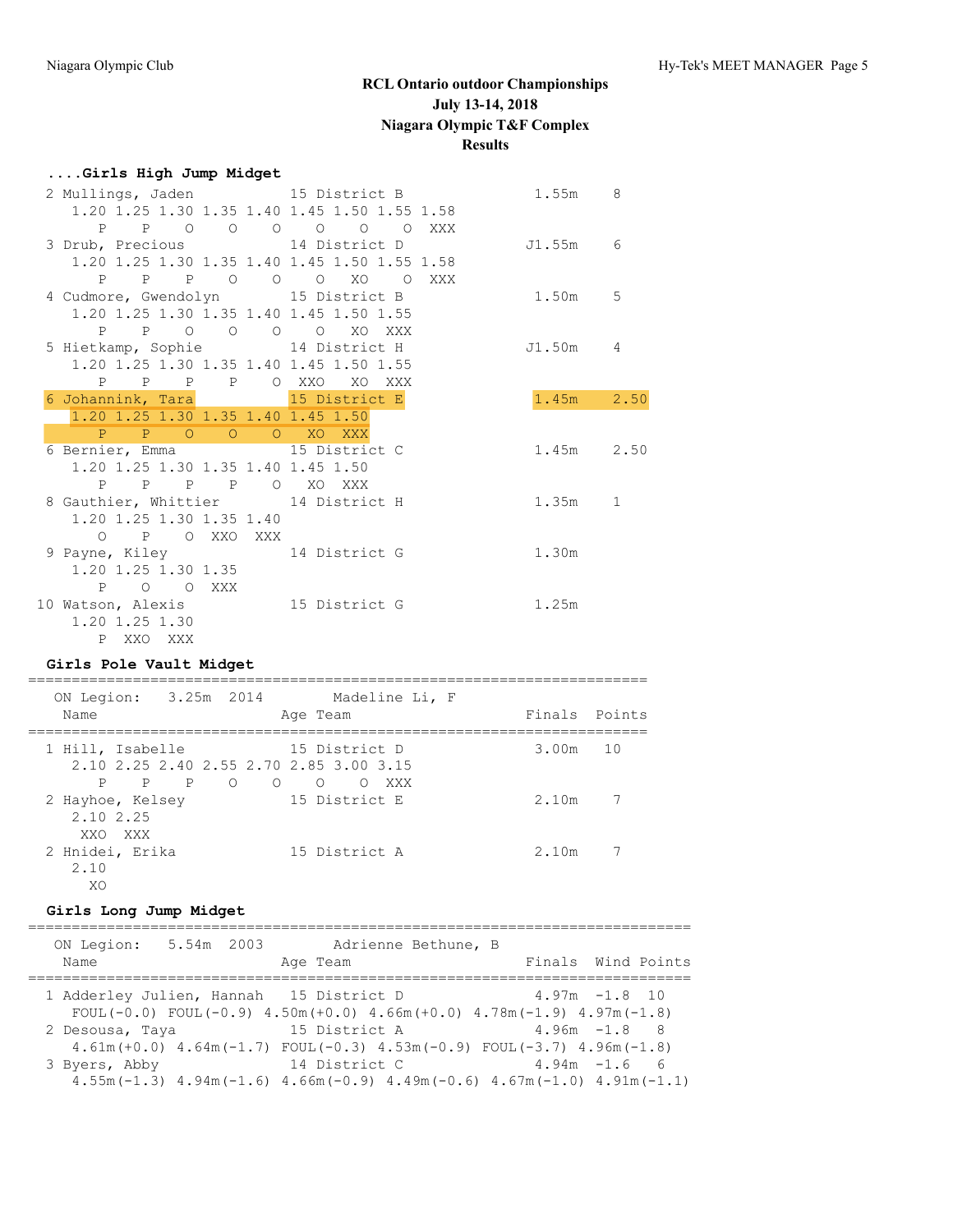# RCL Ontario outdoor Championships
## July 13-14, 2018
## Niagara Olympic T&F Complex
## Results

### ....Girls High Jump Midget

```
  2 Mullings, Jaden          15 District B                1.55m    8 
     1.20 1.25 1.30 1.35 1.40 1.45 1.50 1.55 1.58
        P    P    O    O    O    O    O    O  XXX
  3 Drub, Precious           14 District D               J1.55m    6 
     1.20 1.25 1.30 1.35 1.40 1.45 1.50 1.55 1.58
        P    P    P    O    O    O   XO    O  XXX
  4 Cudmore, Gwendolyn       15 District B                1.50m    5 
     1.20 1.25 1.30 1.35 1.40 1.45 1.50 1.55
        P    P    O    O    O    O   XO  XXX
  5 Hietkamp, Sophie         14 District H               J1.50m    4 
     1.20 1.25 1.30 1.35 1.40 1.45 1.50 1.55
        P    P    P    P    O  XXO   XO  XXX
  6 Johannink, Tara          15 District E                1.45m    2.50 
     1.20 1.25 1.30 1.35 1.40 1.45 1.50
        P    P    O    O    O   XO  XXX
  6 Bernier, Emma            15 District C                1.45m    2.50 
     1.20 1.25 1.30 1.35 1.40 1.45 1.50
        P    P    P    P    O   XO  XXX
  8 Gauthier, Whittier       14 District H                1.35m    1 
     1.20 1.25 1.30 1.35 1.40
        O    P    O  XXO  XXX
  9 Payne, Kiley             14 District G                1.30m 
     1.20 1.25 1.30 1.35
        P    O    O  XXX
 10 Watson, Alexis           15 District G                1.25m 
     1.20 1.25 1.30
        P  XXO  XXX
```

### Girls Pole Vault Midget

```
========================================================================
   ON Legion:    3.25m  2014        Madeline Li, F             
    Name                    Age Team                    Finals  Points 
========================================================================
  1 Hill, Isabelle           15 District D                3.00m   10 
     2.10 2.25 2.40 2.55 2.70 2.85 3.00 3.15
        P    P    P    O    O    O    O  XXX
  2 Hayhoe, Kelsey           15 District E                2.10m    7 
     2.10 2.25
      XXO  XXX
  2 Hnidei, Erika            15 District A                2.10m    7 
     2.10
       XO
```

### Girls Long Jump Midget

```
=============================================================================
   ON Legion:    5.54m  2003        Adrienne Bethune, B             
    Name                    Age Team                    Finals  Wind Points 
=============================================================================
  1 Adderley Julien, Hannah  15 District D                4.97m  -1.8  10 
     FOUL(-0.0) FOUL(-0.9) 4.50m(+0.0) 4.66m(+0.0) 4.78m(-1.9) 4.97m(-1.8)
  2 Desousa, Taya            15 District A                4.96m  -1.8   8 
     4.61m(+0.0) 4.64m(-1.7) FOUL(-0.3) 4.53m(-0.9) FOUL(-3.7) 4.96m(-1.8)
  3 Byers, Abby              14 District C                4.94m  -1.6   6 
     4.55m(-1.3) 4.94m(-1.6) 4.66m(-0.9) 4.49m(-0.6) 4.67m(-1.0) 4.91m(-1.1)
```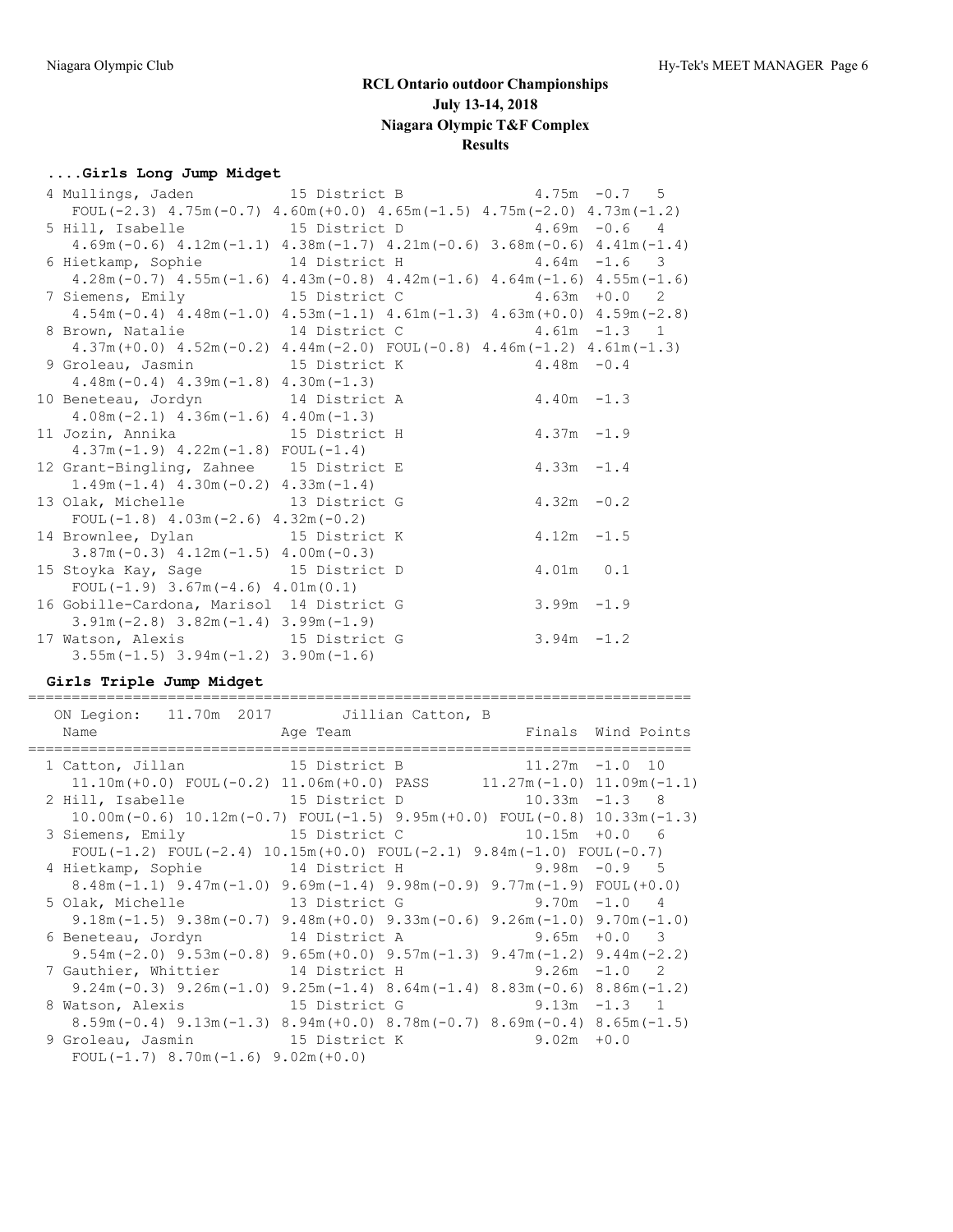# RCL Ontario outdoor Championships

**July 13-14, 2018**

**Niagara Olympic T&F Complex**

**Results**

### ....Girls Long Jump Midget

```
  4 Mullings, Jaden           15 District B               4.75m  -0.7   5  
     FOUL(-2.3) 4.75m(-0.7) 4.60m(+0.0) 4.65m(-1.5) 4.75m(-2.0) 4.73m(-1.2)
  5 Hill, Isabelle            15 District D               4.69m  -0.6   4  
     4.69m(-0.6) 4.12m(-1.1) 4.38m(-1.7) 4.21m(-0.6) 3.68m(-0.6) 4.41m(-1.4)
  6 Hietkamp, Sophie          14 District H               4.64m  -1.6   3  
     4.28m(-0.7) 4.55m(-1.6) 4.43m(-0.8) 4.42m(-1.6) 4.64m(-1.6) 4.55m(-1.6)
  7 Siemens, Emily            15 District C               4.63m  +0.0   2  
     4.54m(-0.4) 4.48m(-1.0) 4.53m(-1.1) 4.61m(-1.3) 4.63m(+0.0) 4.59m(-2.8)
  8 Brown, Natalie            14 District C               4.61m  -1.3   1  
     4.37m(+0.0) 4.52m(-0.2) 4.44m(-2.0) FOUL(-0.8) 4.46m(-1.2) 4.61m(-1.3)
  9 Groleau, Jasmin           15 District K               4.48m  -0.4  
     4.48m(-0.4) 4.39m(-1.8) 4.30m(-1.3)
 10 Beneteau, Jordyn          14 District A               4.40m  -1.3  
     4.08m(-2.1) 4.36m(-1.6) 4.40m(-1.3)
 11 Jozin, Annika             15 District H               4.37m  -1.9  
     4.37m(-1.9) 4.22m(-1.8) FOUL(-1.4)
 12 Grant-Bingling, Zahnee    15 District E               4.33m  -1.4  
     1.49m(-1.4) 4.30m(-0.2) 4.33m(-1.4)
 13 Olak, Michelle            13 District G               4.32m  -0.2  
     FOUL(-1.8) 4.03m(-2.6) 4.32m(-0.2)
 14 Brownlee, Dylan           15 District K               4.12m  -1.5  
     3.87m(-0.3) 4.12m(-1.5) 4.00m(-0.3)
 15 Stoyka Kay, Sage          15 District D               4.01m   0.1  
     FOUL(-1.9) 3.67m(-4.6) 4.01m(0.1)
 16 Gobille-Cardona, Marisol  14 District G               3.99m  -1.9  
     3.91m(-2.8) 3.82m(-1.4) 3.99m(-1.9)
 17 Watson, Alexis            15 District G               3.94m  -1.2  
     3.55m(-1.5) 3.94m(-1.2) 3.90m(-1.6)
```

### Girls Triple Jump Midget

```
=============================================================================
   ON Legion:   11.70m  2017        Jillian Catton, B                         
    Name                    Age Team                    Finals  Wind Points 
=============================================================================
  1 Catton, Jillan            15 District B              11.27m  -1.0  10  
     11.10m(+0.0) FOUL(-0.2) 11.06m(+0.0) PASS      11.27m(-1.0) 11.09m(-1.1)
  2 Hill, Isabelle            15 District D              10.33m  -1.3   8  
     10.00m(-0.6) 10.12m(-0.7) FOUL(-1.5) 9.95m(+0.0) FOUL(-0.8) 10.33m(-1.3)
  3 Siemens, Emily            15 District C              10.15m  +0.0   6  
     FOUL(-1.2) FOUL(-2.4) 10.15m(+0.0) FOUL(-2.1) 9.84m(-1.0) FOUL(-0.7)
  4 Hietkamp, Sophie          14 District H               9.98m  -0.9   5  
     8.48m(-1.1) 9.47m(-1.0) 9.69m(-1.4) 9.98m(-0.9) 9.77m(-1.9) FOUL(+0.0)
  5 Olak, Michelle            13 District G               9.70m  -1.0   4  
     9.18m(-1.5) 9.38m(-0.7) 9.48m(+0.0) 9.33m(-0.6) 9.26m(-1.0) 9.70m(-1.0)
  6 Beneteau, Jordyn          14 District A               9.65m  +0.0   3  
     9.54m(-2.0) 9.53m(-0.8) 9.65m(+0.0) 9.57m(-1.3) 9.47m(-1.2) 9.44m(-2.2)
  7 Gauthier, Whittier        14 District H               9.26m  -1.0   2  
     9.24m(-0.3) 9.26m(-1.0) 9.25m(-1.4) 8.64m(-1.4) 8.83m(-0.6) 8.86m(-1.2)
  8 Watson, Alexis            15 District G               9.13m  -1.3   1  
     8.59m(-0.4) 9.13m(-1.3) 8.94m(+0.0) 8.78m(-0.7) 8.69m(-0.4) 8.65m(-1.5)
  9 Groleau, Jasmin           15 District K               9.02m  +0.0  
     FOUL(-1.7) 8.70m(-1.6) 9.02m(+0.0)
```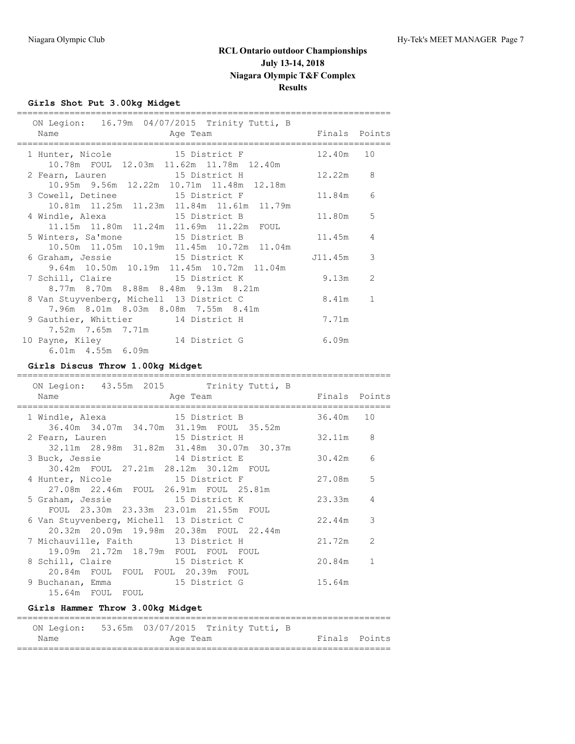# RCL Ontario outdoor Championships
## July 13-14, 2018
## Niagara Olympic T&F Complex
## Results

### Girls Shot Put 3.00kg Midget

ON Legion: 16.79m 04/07/2015 Trinity Tutti, B

| Place | Name | Age | Team | Finals | Points |
|---|---|---|---|---|---|
| 1 | Hunter, Nicole | 15 | District F | 12.40m | 10 |
| | 10.78m FOUL 12.03m 11.62m 11.78m 12.40m | | | | |
| 2 | Fearn, Lauren | 15 | District H | 12.22m | 8 |
| | 10.95m 9.56m 12.22m 10.71m 11.48m 12.18m | | | | |
| 3 | Cowell, Detinee | 15 | District F | 11.84m | 6 |
| | 10.81m 11.25m 11.23m 11.84m 11.61m 11.79m | | | | |
| 4 | Windle, Alexa | 15 | District B | 11.80m | 5 |
| | 11.15m 11.80m 11.24m 11.69m 11.22m FOUL | | | | |
| 5 | Winters, Sa'mone | 15 | District B | 11.45m | 4 |
| | 10.50m 11.05m 10.19m 11.45m 10.72m 11.04m | | | | |
| 6 | Graham, Jessie | 15 | District K | J11.45m | 3 |
| | 9.64m 10.50m 10.19m 11.45m 10.72m 11.04m | | | | |
| 7 | Schill, Claire | 15 | District K | 9.13m | 2 |
| | 8.77m 8.70m 8.88m 8.48m 9.13m 8.21m | | | | |
| 8 | Van Stuyvenberg, Michell | 13 | District C | 8.41m | 1 |
| | 7.96m 8.01m 8.03m 8.08m 7.55m 8.41m | | | | |
| 9 | Gauthier, Whittier | 14 | District H | 7.71m | |
| | 7.52m 7.65m 7.71m | | | | |
| 10 | Payne, Kiley | 14 | District G | 6.09m | |
| | 6.01m 4.55m 6.09m | | | | |

### Girls Discus Throw 1.00kg Midget

ON Legion: 43.55m 2015 Trinity Tutti, B

| Place | Name | Age | Team | Finals | Points |
|---|---|---|---|---|---|
| 1 | Windle, Alexa | 15 | District B | 36.40m | 10 |
| | 36.40m 34.07m 34.70m 31.19m FOUL 35.52m | | | | |
| 2 | Fearn, Lauren | 15 | District H | 32.11m | 8 |
| | 32.11m 28.98m 31.82m 31.48m 30.07m 30.37m | | | | |
| 3 | Buck, Jessie | 14 | District E | 30.42m | 6 |
| | 30.42m FOUL 27.21m 28.12m 30.12m FOUL | | | | |
| 4 | Hunter, Nicole | 15 | District F | 27.08m | 5 |
| | 27.08m 22.46m FOUL 26.91m FOUL 25.81m | | | | |
| 5 | Graham, Jessie | 15 | District K | 23.33m | 4 |
| | FOUL 23.30m 23.33m 23.01m 21.55m FOUL | | | | |
| 6 | Van Stuyvenberg, Michell | 13 | District C | 22.44m | 3 |
| | 20.32m 20.09m 19.98m 20.38m FOUL 22.44m | | | | |
| 7 | Michauville, Faith | 13 | District H | 21.72m | 2 |
| | 19.09m 21.72m 18.79m FOUL FOUL FOUL | | | | |
| 8 | Schill, Claire | 15 | District K | 20.84m | 1 |
| | 20.84m FOUL FOUL FOUL 20.39m FOUL | | | | |
| 9 | Buchanan, Emma | 15 | District G | 15.64m | |
| | 15.64m FOUL FOUL | | | | |

### Girls Hammer Throw 3.00kg Midget

ON Legion: 53.65m 03/07/2015 Trinity Tutti, B

| Place | Name | Age | Team | Finals | Points |
|---|---|---|---|---|---|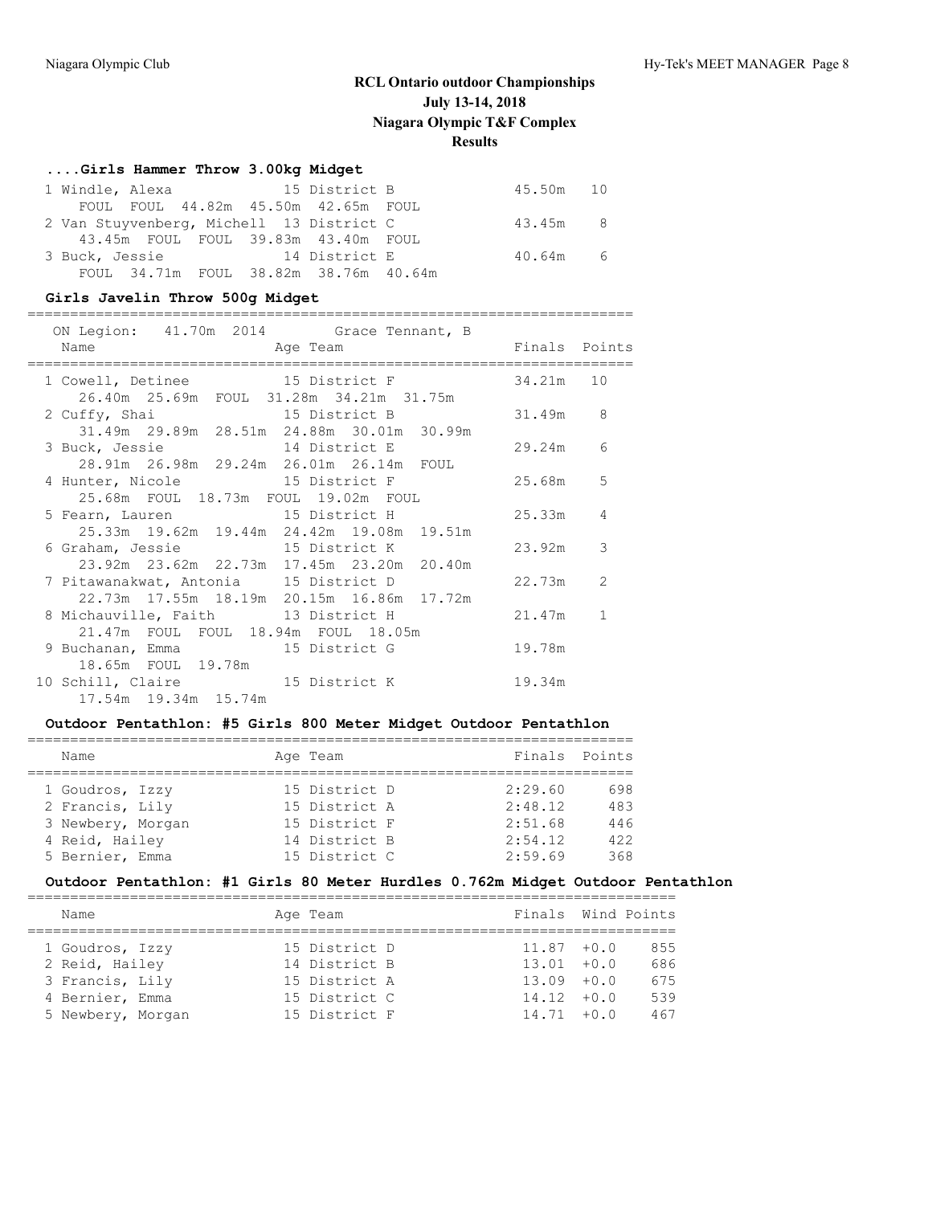# RCL Ontario outdoor Championships
## July 13-14, 2018
## Niagara Olympic T&F Complex
## Results

### ....Girls Hammer Throw 3.00kg Midget

| Place | Name | Age | Team | Finals | Points |
|---|---|---|---|---|---|
| 1 | Windle, Alexa | 15 | District B | 45.50m | 10 |
| | FOUL FOUL 44.82m 45.50m 42.65m FOUL | | | | |
| 2 | Van Stuyvenberg, Michell | 13 | District C | 43.45m | 8 |
| | 43.45m FOUL FOUL 39.83m 43.40m FOUL | | | | |
| 3 | Buck, Jessie | 14 | District E | 40.64m | 6 |
| | FOUL 34.71m FOUL 38.82m 38.76m 40.64m | | | | |

### Girls Javelin Throw 500g Midget

ON Legion: 41.70m 2014 Grace Tennant, B

| Place | Name | Age | Team | Finals | Points |
|---|---|---|---|---|---|
| 1 | Cowell, Detinee | 15 | District F | 34.21m | 10 |
| | 26.40m 25.69m FOUL 31.28m 34.21m 31.75m | | | | |
| 2 | Cuffy, Shai | 15 | District B | 31.49m | 8 |
| | 31.49m 29.89m 28.51m 24.88m 30.01m 30.99m | | | | |
| 3 | Buck, Jessie | 14 | District E | 29.24m | 6 |
| | 28.91m 26.98m 29.24m 26.01m 26.14m FOUL | | | | |
| 4 | Hunter, Nicole | 15 | District F | 25.68m | 5 |
| | 25.68m FOUL 18.73m FOUL 19.02m FOUL | | | | |
| 5 | Fearn, Lauren | 15 | District H | 25.33m | 4 |
| | 25.33m 19.62m 19.44m 24.42m 19.08m 19.51m | | | | |
| 6 | Graham, Jessie | 15 | District K | 23.92m | 3 |
| | 23.92m 23.62m 22.73m 17.45m 23.20m 20.40m | | | | |
| 7 | Pitawanakwat, Antonia | 15 | District D | 22.73m | 2 |
| | 22.73m 17.55m 18.19m 20.15m 16.86m 17.72m | | | | |
| 8 | Michauville, Faith | 13 | District H | 21.47m | 1 |
| | 21.47m FOUL FOUL 18.94m FOUL 18.05m | | | | |
| 9 | Buchanan, Emma | 15 | District G | 19.78m | |
| | 18.65m FOUL 19.78m | | | | |
| 10 | Schill, Claire | 15 | District K | 19.34m | |
| | 17.54m 19.34m 15.74m | | | | |

### Outdoor Pentathlon: #5 Girls 800 Meter Midget Outdoor Pentathlon

| Place | Name | Age | Team | Finals | Points |
|---|---|---|---|---|---|
| 1 | Goudros, Izzy | 15 | District D | 2:29.60 | 698 |
| 2 | Francis, Lily | 15 | District A | 2:48.12 | 483 |
| 3 | Newbery, Morgan | 15 | District F | 2:51.68 | 446 |
| 4 | Reid, Hailey | 14 | District B | 2:54.12 | 422 |
| 5 | Bernier, Emma | 15 | District C | 2:59.69 | 368 |

### Outdoor Pentathlon: #1 Girls 80 Meter Hurdles 0.762m Midget Outdoor Pentathlon

| Place | Name | Age | Team | Finals | Wind | Points |
|---|---|---|---|---|---|---|
| 1 | Goudros, Izzy | 15 | District D | 11.87 | +0.0 | 855 |
| 2 | Reid, Hailey | 14 | District B | 13.01 | +0.0 | 686 |
| 3 | Francis, Lily | 15 | District A | 13.09 | +0.0 | 675 |
| 4 | Bernier, Emma | 15 | District C | 14.12 | +0.0 | 539 |
| 5 | Newbery, Morgan | 15 | District F | 14.71 | +0.0 | 467 |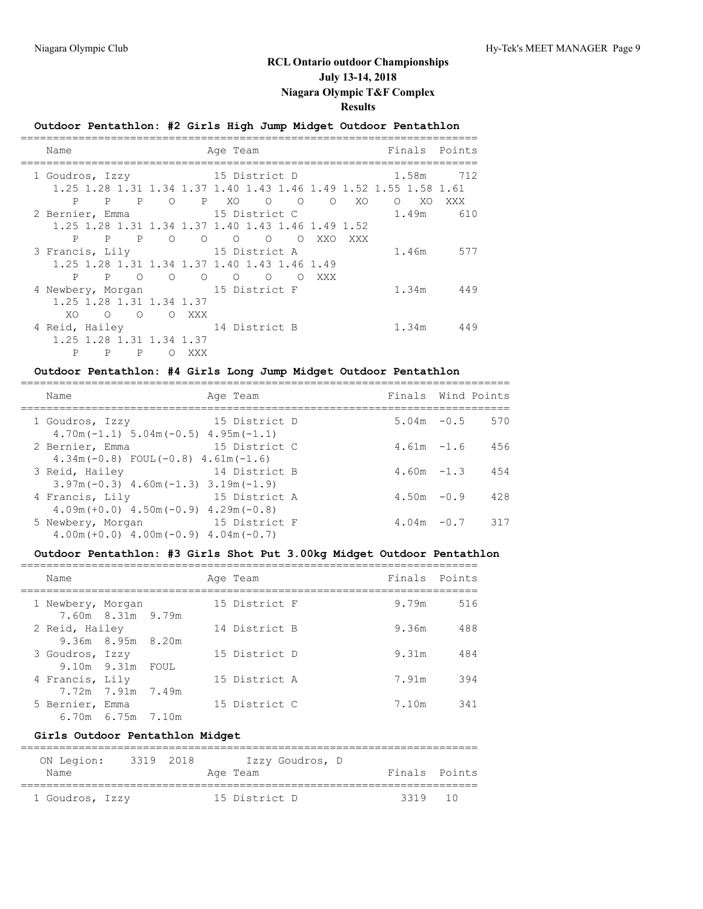# RCL Ontario outdoor Championships

## July 13-14, 2018

## Niagara Olympic T&F Complex

## Results

### Outdoor Pentathlon: #2 Girls High Jump Midget Outdoor Pentathlon

| Name | Age | Team | Finals | Points |
|---|---|---|---|---|
| 1 Goudros, Izzy | 15 | District D | 1.58m | 712 |
| 2 Bernier, Emma | 15 | District C | 1.49m | 610 |
| 3 Francis, Lily | 15 | District A | 1.46m | 577 |
| 4 Newbery, Morgan | 15 | District F | 1.34m | 449 |
| 4 Reid, Hailey | 14 | District B | 1.34m | 449 |

Jump series:

```
1 Goudros, Izzy
  1.25 1.28 1.31 1.34 1.37 1.40 1.43 1.46 1.49 1.52 1.55 1.58 1.61
     P    P    P    O    P   XO    O    O    O   XO    O   XO  XXX
2 Bernier, Emma
  1.25 1.28 1.31 1.34 1.37 1.40 1.43 1.46 1.49 1.52
     P    P    P    O    O    O    O    O  XXO  XXX
3 Francis, Lily
  1.25 1.28 1.31 1.34 1.37 1.40 1.43 1.46 1.49
     P    P    O    O    O    O    O    O  XXX
4 Newbery, Morgan
  1.25 1.28 1.31 1.34 1.37
    XO    O    O    O  XXX
4 Reid, Hailey
  1.25 1.28 1.31 1.34 1.37
     P    P    P    O  XXX
```

### Outdoor Pentathlon: #4 Girls Long Jump Midget Outdoor Pentathlon

| Name | Age | Team | Finals | Wind | Points |
|---|---|---|---|---|---|
| 1 Goudros, Izzy | 15 | District D | 5.04m | -0.5 | 570 |
| 4.70m(-1.1) 5.04m(-0.5) 4.95m(-1.1) | | | | | |
| 2 Bernier, Emma | 15 | District C | 4.61m | -1.6 | 456 |
| 4.34m(-0.8) FOUL(-0.8) 4.61m(-1.6) | | | | | |
| 3 Reid, Hailey | 14 | District B | 4.60m | -1.3 | 454 |
| 3.97m(-0.3) 4.60m(-1.3) 3.19m(-1.9) | | | | | |
| 4 Francis, Lily | 15 | District A | 4.50m | -0.9 | 428 |
| 4.09m(+0.0) 4.50m(-0.9) 4.29m(-0.8) | | | | | |
| 5 Newbery, Morgan | 15 | District F | 4.04m | -0.7 | 317 |
| 4.00m(+0.0) 4.00m(-0.9) 4.04m(-0.7) | | | | | |

### Outdoor Pentathlon: #3 Girls Shot Put 3.00kg Midget Outdoor Pentathlon

| Name | Age | Team | Finals | Points |
|---|---|---|---|---|
| 1 Newbery, Morgan | 15 | District F | 9.79m | 516 |
| 7.60m 8.31m 9.79m | | | | |
| 2 Reid, Hailey | 14 | District B | 9.36m | 488 |
| 9.36m 8.95m 8.20m | | | | |
| 3 Goudros, Izzy | 15 | District D | 9.31m | 484 |
| 9.10m 9.31m FOUL | | | | |
| 4 Francis, Lily | 15 | District A | 7.91m | 394 |
| 7.72m 7.91m 7.49m | | | | |
| 5 Bernier, Emma | 15 | District C | 7.10m | 341 |
| 6.70m 6.75m 7.10m | | | | |

### Girls Outdoor Pentathlon Midget

ON Legion: 3319 2018 Izzy Goudros, D

| Name | Age | Team | Finals | Points |
|---|---|---|---|---|
| 1 Goudros, Izzy | 15 | District D | 3319 | 10 |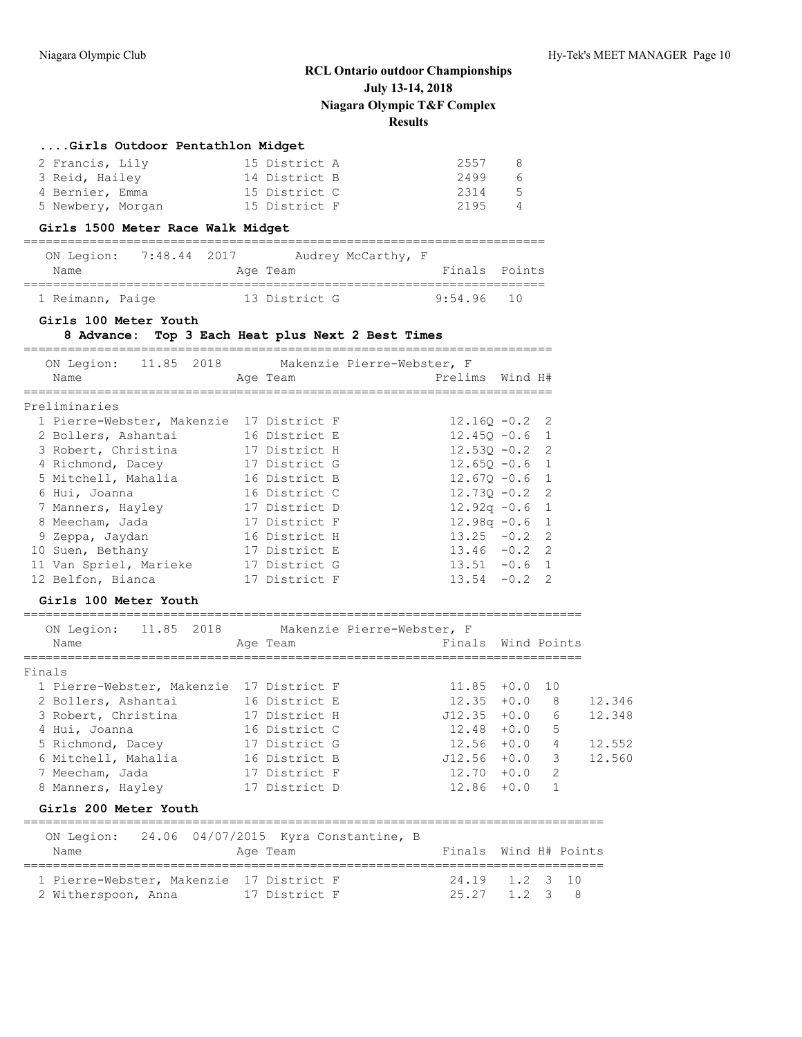# RCL Ontario outdoor Championships

**July 13-14, 2018**

**Niagara Olympic T&F Complex**

**Results**

### ....Girls Outdoor Pentathlon Midget

| Place | Name | Age | Team | Finals | Points |
|---|---|---|---|---|---|
| 2 | Francis, Lily | 15 | District A | 2557 | 8 |
| 3 | Reid, Hailey | 14 | District B | 2499 | 6 |
| 4 | Bernier, Emma | 15 | District C | 2314 | 5 |
| 5 | Newbery, Morgan | 15 | District F | 2195 | 4 |

### Girls 1500 Meter Race Walk Midget

ON Legion: 7:48.44 2017 Audrey McCarthy, F

| Place | Name | Age | Team | Finals | Points |
|---|---|---|---|---|---|
| 1 | Reimann, Paige | 13 | District G | 9:54.96 | 10 |

### Girls 100 Meter Youth

8 Advance: Top 3 Each Heat plus Next 2 Best Times

ON Legion: 11.85 2018 Makenzie Pierre-Webster, F

Preliminaries

| Place | Name | Age | Team | Prelims | Wind | H# |
|---|---|---|---|---|---|---|
| 1 | Pierre-Webster, Makenzie | 17 | District F | 12.16Q | -0.2 | 2 |
| 2 | Bollers, Ashantai | 16 | District E | 12.45Q | -0.6 | 1 |
| 3 | Robert, Christina | 17 | District H | 12.53Q | -0.2 | 2 |
| 4 | Richmond, Dacey | 17 | District G | 12.65Q | -0.6 | 1 |
| 5 | Mitchell, Mahalia | 16 | District B | 12.67Q | -0.6 | 1 |
| 6 | Hui, Joanna | 16 | District C | 12.73Q | -0.2 | 2 |
| 7 | Manners, Hayley | 17 | District D | 12.92q | -0.6 | 1 |
| 8 | Meecham, Jada | 17 | District F | 12.98q | -0.6 | 1 |
| 9 | Zeppa, Jaydan | 16 | District H | 13.25 | -0.2 | 2 |
| 10 | Suen, Bethany | 17 | District E | 13.46 | -0.2 | 2 |
| 11 | Van Spriel, Marieke | 17 | District G | 13.51 | -0.6 | 1 |
| 12 | Belfon, Bianca | 17 | District F | 13.54 | -0.2 | 2 |

### Girls 100 Meter Youth

ON Legion: 11.85 2018 Makenzie Pierre-Webster, F

Finals

| Place | Name | Age | Team | Finals | Wind | Points | |
|---|---|---|---|---|---|---|---|
| 1 | Pierre-Webster, Makenzie | 17 | District F | 11.85 | +0.0 | 10 | |
| 2 | Bollers, Ashantai | 16 | District E | 12.35 | +0.0 | 8 | 12.346 |
| 3 | Robert, Christina | 17 | District H | J12.35 | +0.0 | 6 | 12.348 |
| 4 | Hui, Joanna | 16 | District C | 12.48 | +0.0 | 5 | |
| 5 | Richmond, Dacey | 17 | District G | 12.56 | +0.0 | 4 | 12.552 |
| 6 | Mitchell, Mahalia | 16 | District B | J12.56 | +0.0 | 3 | 12.560 |
| 7 | Meecham, Jada | 17 | District F | 12.70 | +0.0 | 2 | |
| 8 | Manners, Hayley | 17 | District D | 12.86 | +0.0 | 1 | |

### Girls 200 Meter Youth

ON Legion: 24.06 04/07/2015 Kyra Constantine, B

| Place | Name | Age | Team | Finals | Wind | H# | Points |
|---|---|---|---|---|---|---|---|
| 1 | Pierre-Webster, Makenzie | 17 | District F | 24.19 | 1.2 | 3 | 10 |
| 2 | Witherspoon, Anna | 17 | District F | 25.27 | 1.2 | 3 | 8 |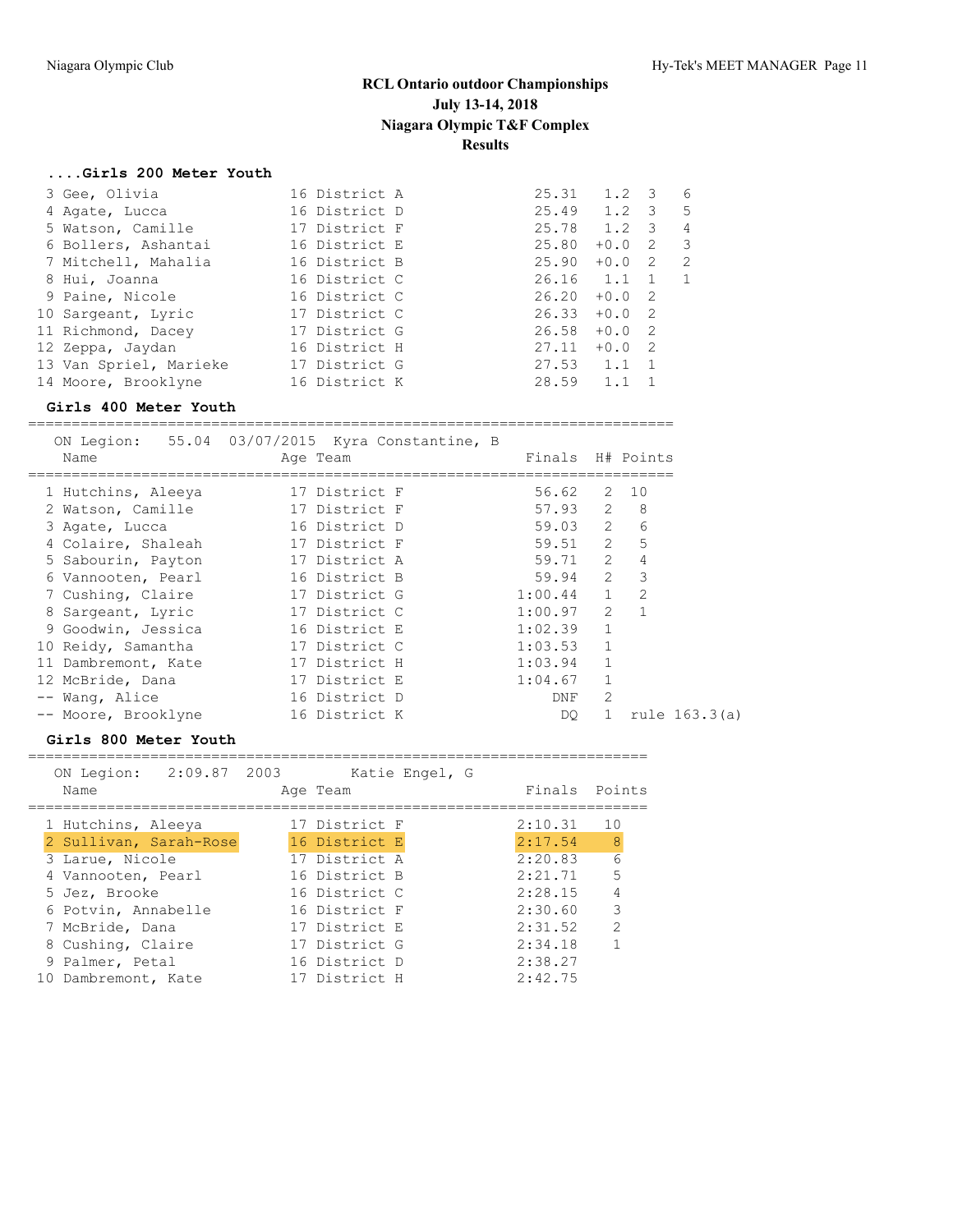# RCL Ontario outdoor Championships
## July 13-14, 2018
## Niagara Olympic T&F Complex
## Results

### ....Girls 200 Meter Youth

| | Name | Age | Team | Finals | Wind | H# | Points |
|---|---|---|---|---|---|---|---|
| 3 | Gee, Olivia | 16 | District A | 25.31 | 1.2 | 3 | 6 |
| 4 | Agate, Lucca | 16 | District D | 25.49 | 1.2 | 3 | 5 |
| 5 | Watson, Camille | 17 | District F | 25.78 | 1.2 | 3 | 4 |
| 6 | Bollers, Ashantai | 16 | District E | 25.80 | +0.0 | 2 | 3 |
| 7 | Mitchell, Mahalia | 16 | District B | 25.90 | +0.0 | 2 | 2 |
| 8 | Hui, Joanna | 16 | District C | 26.16 | 1.1 | 1 | 1 |
| 9 | Paine, Nicole | 16 | District C | 26.20 | +0.0 | 2 | |
| 10 | Sargeant, Lyric | 17 | District C | 26.33 | +0.0 | 2 | |
| 11 | Richmond, Dacey | 17 | District G | 26.58 | +0.0 | 2 | |
| 12 | Zeppa, Jaydan | 16 | District H | 27.11 | +0.0 | 2 | |
| 13 | Van Spriel, Marieke | 17 | District G | 27.53 | 1.1 | 1 | |
| 14 | Moore, Brooklyne | 16 | District K | 28.59 | 1.1 | 1 | |

### Girls 400 Meter Youth

ON Legion: 55.04 03/07/2015 Kyra Constantine, B

| | Name | Age | Team | Finals | H# | Points |
|---|---|---|---|---|---|---|
| 1 | Hutchins, Aleeya | 17 | District F | 56.62 | 2 | 10 |
| 2 | Watson, Camille | 17 | District F | 57.93 | 2 | 8 |
| 3 | Agate, Lucca | 16 | District D | 59.03 | 2 | 6 |
| 4 | Colaire, Shaleah | 17 | District F | 59.51 | 2 | 5 |
| 5 | Sabourin, Payton | 17 | District A | 59.71 | 2 | 4 |
| 6 | Vannooten, Pearl | 16 | District B | 59.94 | 2 | 3 |
| 7 | Cushing, Claire | 17 | District G | 1:00.44 | 1 | 2 |
| 8 | Sargeant, Lyric | 17 | District C | 1:00.97 | 2 | 1 |
| 9 | Goodwin, Jessica | 16 | District E | 1:02.39 | 1 | |
| 10 | Reidy, Samantha | 17 | District C | 1:03.53 | 1 | |
| 11 | Dambremont, Kate | 17 | District H | 1:03.94 | 1 | |
| 12 | McBride, Dana | 17 | District E | 1:04.67 | 1 | |
| -- | Wang, Alice | 16 | District D | DNF | 2 | |
| -- | Moore, Brooklyne | 16 | District K | DQ | 1 | rule 163.3(a) |

### Girls 800 Meter Youth

ON Legion: 2:09.87 2003 Katie Engel, G

| | Name | Age | Team | Finals | Points |
|---|---|---|---|---|---|
| 1 | Hutchins, Aleeya | 17 | District F | 2:10.31 | 10 |
| 2 | Sullivan, Sarah-Rose | 16 | District E | 2:17.54 | 8 |
| 3 | Larue, Nicole | 17 | District A | 2:20.83 | 6 |
| 4 | Vannooten, Pearl | 16 | District B | 2:21.71 | 5 |
| 5 | Jez, Brooke | 16 | District C | 2:28.15 | 4 |
| 6 | Potvin, Annabelle | 16 | District F | 2:30.60 | 3 |
| 7 | McBride, Dana | 17 | District E | 2:31.52 | 2 |
| 8 | Cushing, Claire | 17 | District G | 2:34.18 | 1 |
| 9 | Palmer, Petal | 16 | District D | 2:38.27 | |
| 10 | Dambremont, Kate | 17 | District H | 2:42.75 | |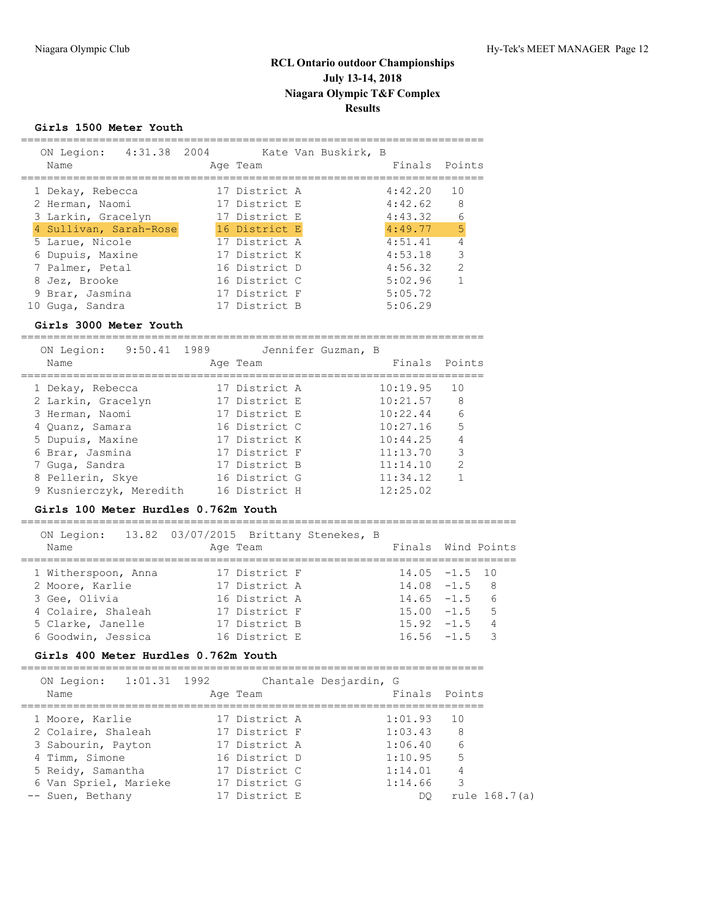# RCL Ontario outdoor Championships
## July 13-14, 2018
## Niagara Olympic T&F Complex
## Results

### Girls 1500 Meter Youth

ON Legion: 4:31.38 2004 Kate Van Buskirk, B

| | Name | Age | Team | Finals | Points |
|---|---|---|---|---|---|
| 1 | Dekay, Rebecca | 17 | District A | 4:42.20 | 10 |
| 2 | Herman, Naomi | 17 | District E | 4:42.62 | 8 |
| 3 | Larkin, Gracelyn | 17 | District E | 4:43.32 | 6 |
| 4 | Sullivan, Sarah-Rose | 16 | District E | 4:49.77 | 5 |
| 5 | Larue, Nicole | 17 | District A | 4:51.41 | 4 |
| 6 | Dupuis, Maxine | 17 | District K | 4:53.18 | 3 |
| 7 | Palmer, Petal | 16 | District D | 4:56.32 | 2 |
| 8 | Jez, Brooke | 16 | District C | 5:02.96 | 1 |
| 9 | Brar, Jasmina | 17 | District F | 5:05.72 | |
| 10 | Guga, Sandra | 17 | District B | 5:06.29 | |

### Girls 3000 Meter Youth

ON Legion: 9:50.41 1989 Jennifer Guzman, B

| | Name | Age | Team | Finals | Points |
|---|---|---|---|---|---|
| 1 | Dekay, Rebecca | 17 | District A | 10:19.95 | 10 |
| 2 | Larkin, Gracelyn | 17 | District E | 10:21.57 | 8 |
| 3 | Herman, Naomi | 17 | District E | 10:22.44 | 6 |
| 4 | Quanz, Samara | 16 | District C | 10:27.16 | 5 |
| 5 | Dupuis, Maxine | 17 | District K | 10:44.25 | 4 |
| 6 | Brar, Jasmina | 17 | District F | 11:13.70 | 3 |
| 7 | Guga, Sandra | 17 | District B | 11:14.10 | 2 |
| 8 | Pellerin, Skye | 16 | District G | 11:34.12 | 1 |
| 9 | Kusnierczyk, Meredith | 16 | District H | 12:25.02 | |

### Girls 100 Meter Hurdles 0.762m Youth

ON Legion: 13.82 03/07/2015 Brittany Stenekes, B

| | Name | Age | Team | Finals | Wind | Points |
|---|---|---|---|---|---|---|
| 1 | Witherspoon, Anna | 17 | District F | 14.05 | -1.5 | 10 |
| 2 | Moore, Karlie | 17 | District A | 14.08 | -1.5 | 8 |
| 3 | Gee, Olivia | 16 | District A | 14.65 | -1.5 | 6 |
| 4 | Colaire, Shaleah | 17 | District F | 15.00 | -1.5 | 5 |
| 5 | Clarke, Janelle | 17 | District B | 15.92 | -1.5 | 4 |
| 6 | Goodwin, Jessica | 16 | District E | 16.56 | -1.5 | 3 |

### Girls 400 Meter Hurdles 0.762m Youth

ON Legion: 1:01.31 1992 Chantale Desjardin, G

| | Name | Age | Team | Finals | Points |
|---|---|---|---|---|---|
| 1 | Moore, Karlie | 17 | District A | 1:01.93 | 10 |
| 2 | Colaire, Shaleah | 17 | District F | 1:03.43 | 8 |
| 3 | Sabourin, Payton | 17 | District A | 1:06.40 | 6 |
| 4 | Timm, Simone | 16 | District D | 1:10.95 | 5 |
| 5 | Reidy, Samantha | 17 | District C | 1:14.01 | 4 |
| 6 | Van Spriel, Marieke | 17 | District G | 1:14.66 | 3 |
| -- | Suen, Bethany | 17 | District E | DQ | rule 168.7(a) |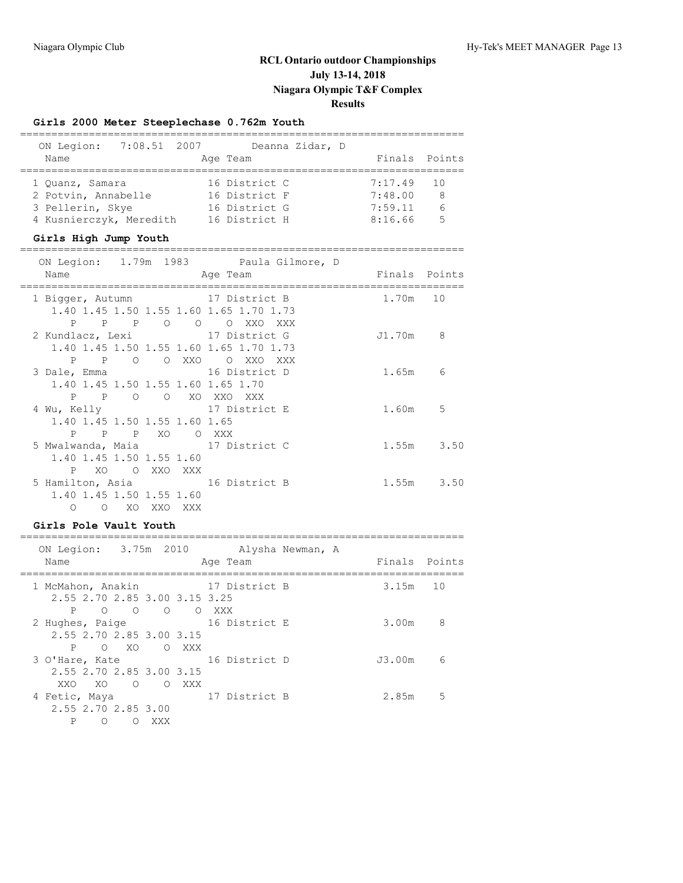# RCL Ontario outdoor Championships
## July 13-14, 2018
## Niagara Olympic T&F Complex
## Results

### Girls 2000 Meter Steeplechase 0.762m Youth

ON Legion: 7:08.51 2007 Deanna Zidar, D

| Place | Name | Age | Team | Finals | Points |
|---|---|---|---|---|---|
| 1 | Quanz, Samara | 16 | District C | 7:17.49 | 10 |
| 2 | Potvin, Annabelle | 16 | District F | 7:48.00 | 8 |
| 3 | Pellerin, Skye | 16 | District G | 7:59.11 | 6 |
| 4 | Kusnierczyk, Meredith | 16 | District H | 8:16.66 | 5 |

### Girls High Jump Youth

ON Legion: 1.79m 1983 Paula Gilmore, D

| Place | Name | Age | Team | Finals | Points |
|---|---|---|---|---|---|
| 1 | Bigger, Autumn | 17 | District B | 1.70m | 10 |
| | 1.40 1.45 1.50 1.55 1.60 1.65 1.70 1.73 | | | | |
| | P P P O O O XXO XXX | | | | |
| 2 | Kundlacz, Lexi | 17 | District G | J1.70m | 8 |
| | 1.40 1.45 1.50 1.55 1.60 1.65 1.70 1.73 | | | | |
| | P P O O XXO O XXO XXX | | | | |
| 3 | Dale, Emma | 16 | District D | 1.65m | 6 |
| | 1.40 1.45 1.50 1.55 1.60 1.65 1.70 | | | | |
| | P P O O XO XXO XXX | | | | |
| 4 | Wu, Kelly | 17 | District E | 1.60m | 5 |
| | 1.40 1.45 1.50 1.55 1.60 1.65 | | | | |
| | P P P XO O XXX | | | | |
| 5 | Mwalwanda, Maia | 17 | District C | 1.55m | 3.50 |
| | 1.40 1.45 1.50 1.55 1.60 | | | | |
| | P XO O XXO XXX | | | | |
| 5 | Hamilton, Asia | 16 | District B | 1.55m | 3.50 |
| | 1.40 1.45 1.50 1.55 1.60 | | | | |
| | O O XO XXO XXX | | | | |

### Girls Pole Vault Youth

ON Legion: 3.75m 2010 Alysha Newman, A

| Place | Name | Age | Team | Finals | Points |
|---|---|---|---|---|---|
| 1 | McMahon, Anakin | 17 | District B | 3.15m | 10 |
| | 2.55 2.70 2.85 3.00 3.15 3.25 | | | | |
| | P O O O O XXX | | | | |
| 2 | Hughes, Paige | 16 | District E | 3.00m | 8 |
| | 2.55 2.70 2.85 3.00 3.15 | | | | |
| | P O XO O XXX | | | | |
| 3 | O'Hare, Kate | 16 | District D | J3.00m | 6 |
| | 2.55 2.70 2.85 3.00 3.15 | | | | |
| | XXO XO O O XXX | | | | |
| 4 | Fetic, Maya | 17 | District B | 2.85m | 5 |
| | 2.55 2.70 2.85 3.00 | | | | |
| | P O O XXX | | | | |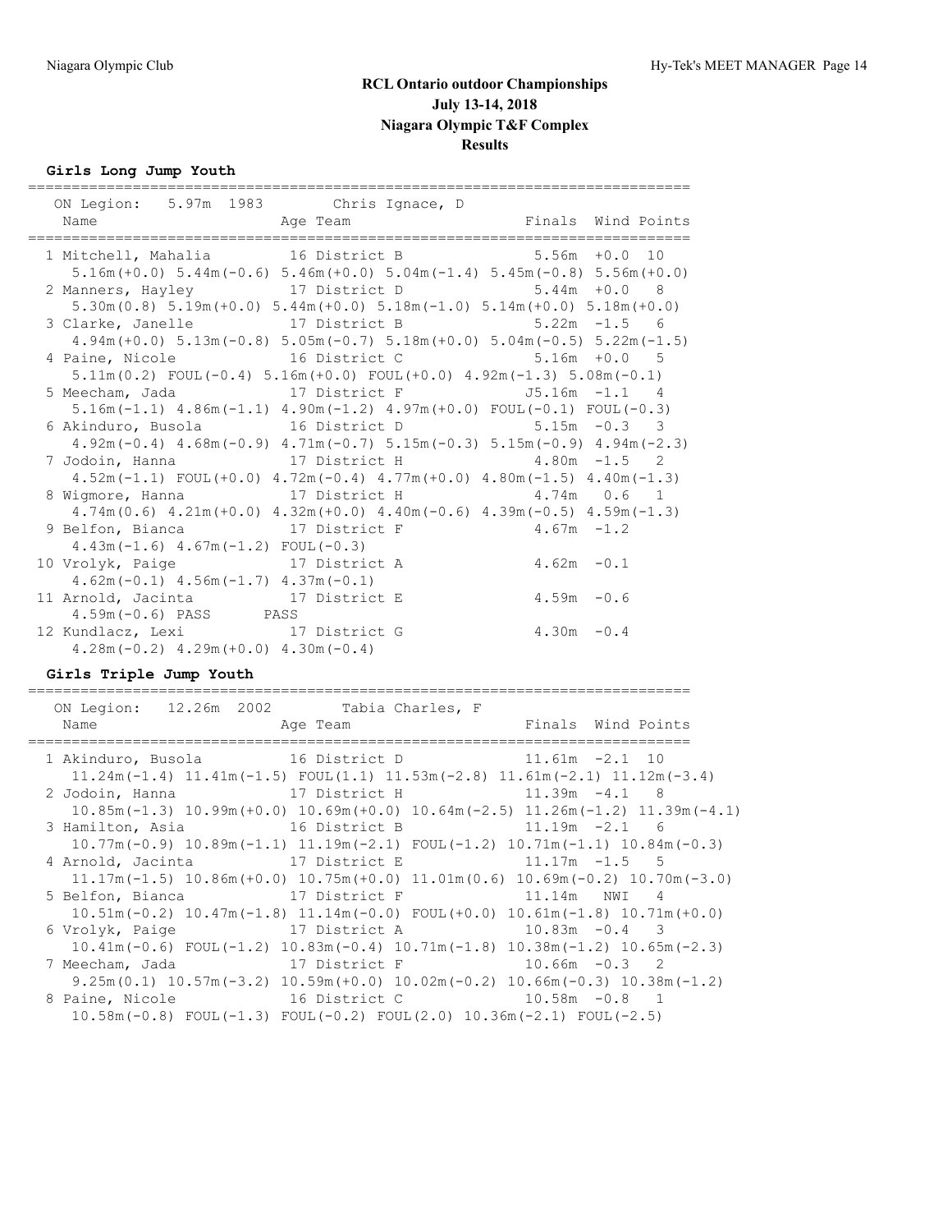# RCL Ontario outdoor Championships
## July 13-14, 2018
## Niagara Olympic T&F Complex
## Results

### Girls Long Jump Youth

ON Legion: 5.97m 1983 Chris Ignace, D

| | Name | Age | Team | Finals | Wind | Points |
|---|---|---|---|---|---|---|
| 1 | Mitchell, Mahalia | 16 | District B | 5.56m | +0.0 | 10 |
| | 5.16m(+0.0) 5.44m(-0.6) 5.46m(+0.0) 5.04m(-1.4) 5.45m(-0.8) 5.56m(+0.0) | | | | | |
| 2 | Manners, Hayley | 17 | District D | 5.44m | +0.0 | 8 |
| | 5.30m(0.8) 5.19m(+0.0) 5.44m(+0.0) 5.18m(-1.0) 5.14m(+0.0) 5.18m(+0.0) | | | | | |
| 3 | Clarke, Janelle | 17 | District B | 5.22m | -1.5 | 6 |
| | 4.94m(+0.0) 5.13m(-0.8) 5.05m(-0.7) 5.18m(+0.0) 5.04m(-0.5) 5.22m(-1.5) | | | | | |
| 4 | Paine, Nicole | 16 | District C | 5.16m | +0.0 | 5 |
| | 5.11m(0.2) FOUL(-0.4) 5.16m(+0.0) FOUL(+0.0) 4.92m(-1.3) 5.08m(-0.1) | | | | | |
| 5 | Meecham, Jada | 17 | District F | J5.16m | -1.1 | 4 |
| | 5.16m(-1.1) 4.86m(-1.1) 4.90m(-1.2) 4.97m(+0.0) FOUL(-0.1) FOUL(-0.3) | | | | | |
| 6 | Akinduro, Busola | 16 | District D | 5.15m | -0.3 | 3 |
| | 4.92m(-0.4) 4.68m(-0.9) 4.71m(-0.7) 5.15m(-0.3) 5.15m(-0.9) 4.94m(-2.3) | | | | | |
| 7 | Jodoin, Hanna | 17 | District H | 4.80m | -1.5 | 2 |
| | 4.52m(-1.1) FOUL(+0.0) 4.72m(-0.4) 4.77m(+0.0) 4.80m(-1.5) 4.40m(-1.3) | | | | | |
| 8 | Wigmore, Hanna | 17 | District H | 4.74m | 0.6 | 1 |
| | 4.74m(0.6) 4.21m(+0.0) 4.32m(+0.0) 4.40m(-0.6) 4.39m(-0.5) 4.59m(-1.3) | | | | | |
| 9 | Belfon, Bianca | 17 | District F | 4.67m | -1.2 | |
| | 4.43m(-1.6) 4.67m(-1.2) FOUL(-0.3) | | | | | |
| 10 | Vrolyk, Paige | 17 | District A | 4.62m | -0.1 | |
| | 4.62m(-0.1) 4.56m(-1.7) 4.37m(-0.1) | | | | | |
| 11 | Arnold, Jacinta | 17 | District E | 4.59m | -0.6 | |
| | 4.59m(-0.6) PASS PASS | | | | | |
| 12 | Kundlacz, Lexi | 17 | District G | 4.30m | -0.4 | |
| | 4.28m(-0.2) 4.29m(+0.0) 4.30m(-0.4) | | | | | |

### Girls Triple Jump Youth

ON Legion: 12.26m 2002 Tabia Charles, F

| | Name | Age | Team | Finals | Wind | Points |
|---|---|---|---|---|---|---|
| 1 | Akinduro, Busola | 16 | District D | 11.61m | -2.1 | 10 |
| | 11.24m(-1.4) 11.41m(-1.5) FOUL(1.1) 11.53m(-2.8) 11.61m(-2.1) 11.12m(-3.4) | | | | | |
| 2 | Jodoin, Hanna | 17 | District H | 11.39m | -4.1 | 8 |
| | 10.85m(-1.3) 10.99m(+0.0) 10.69m(+0.0) 10.64m(-2.5) 11.26m(-1.2) 11.39m(-4.1) | | | | | |
| 3 | Hamilton, Asia | 16 | District B | 11.19m | -2.1 | 6 |
| | 10.77m(-0.9) 10.89m(-1.1) 11.19m(-2.1) FOUL(-1.2) 10.71m(-1.1) 10.84m(-0.3) | | | | | |
| 4 | Arnold, Jacinta | 17 | District E | 11.17m | -1.5 | 5 |
| | 11.17m(-1.5) 10.86m(+0.0) 10.75m(+0.0) 11.01m(0.6) 10.69m(-0.2) 10.70m(-3.0) | | | | | |
| 5 | Belfon, Bianca | 17 | District F | 11.14m | NWI | 4 |
| | 10.51m(-0.2) 10.47m(-1.8) 11.14m(-0.0) FOUL(+0.0) 10.61m(-1.8) 10.71m(+0.0) | | | | | |
| 6 | Vrolyk, Paige | 17 | District A | 10.83m | -0.4 | 3 |
| | 10.41m(-0.6) FOUL(-1.2) 10.83m(-0.4) 10.71m(-1.8) 10.38m(-1.2) 10.65m(-2.3) | | | | | |
| 7 | Meecham, Jada | 17 | District F | 10.66m | -0.3 | 2 |
| | 9.25m(0.1) 10.57m(-3.2) 10.59m(+0.0) 10.02m(-0.2) 10.66m(-0.3) 10.38m(-1.2) | | | | | |
| 8 | Paine, Nicole | 16 | District C | 10.58m | -0.8 | 1 |
| | 10.58m(-0.8) FOUL(-1.3) FOUL(-0.2) FOUL(2.0) 10.36m(-2.1) FOUL(-2.5) | | | | | |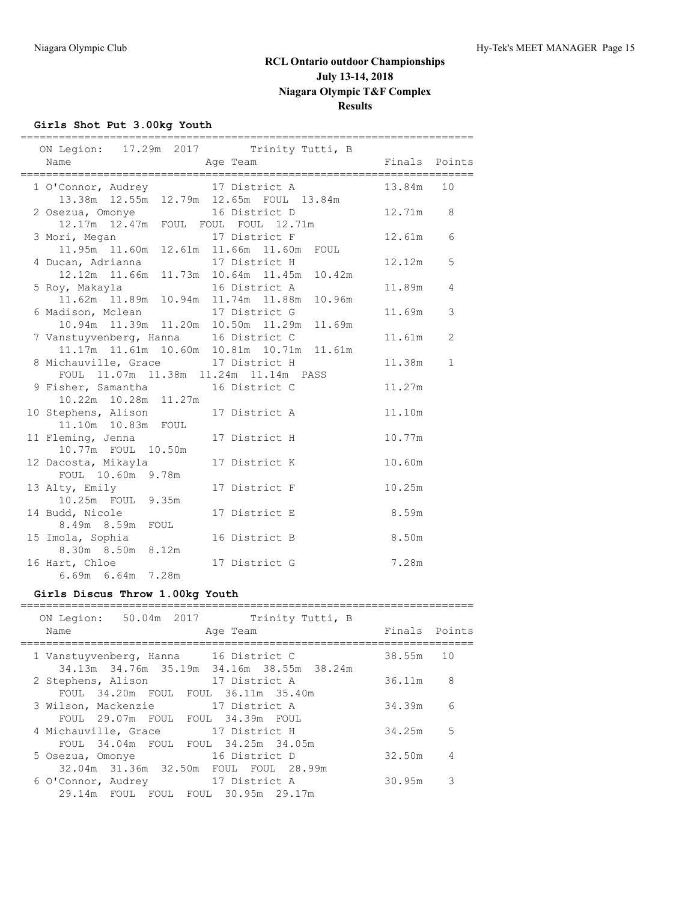# RCL Ontario outdoor Championships
## July 13-14, 2018
## Niagara Olympic T&F Complex
## Results

### Girls Shot Put 3.00kg Youth

ON Legion: 17.29m 2017 Trinity Tutti, B

| Name | Age | Team | Finals | Points |
|---|---|---|---|---|
| 1 O'Connor, Audrey | 17 | District A | 13.84m | 10 |
| 13.38m 12.55m 12.79m 12.65m FOUL 13.84m | | | | |
| 2 Osezua, Omonye | 16 | District D | 12.71m | 8 |
| 12.17m 12.47m FOUL FOUL FOUL 12.71m | | | | |
| 3 Mori, Megan | 17 | District F | 12.61m | 6 |
| 11.95m 11.60m 12.61m 11.66m 11.60m FOUL | | | | |
| 4 Ducan, Adrianna | 17 | District H | 12.12m | 5 |
| 12.12m 11.66m 11.73m 10.64m 11.45m 10.42m | | | | |
| 5 Roy, Makayla | 16 | District A | 11.89m | 4 |
| 11.62m 11.89m 10.94m 11.74m 11.88m 10.96m | | | | |
| 6 Madison, Mclean | 17 | District G | 11.69m | 3 |
| 10.94m 11.39m 11.20m 10.50m 11.29m 11.69m | | | | |
| 7 Vanstuyvenberg, Hanna | 16 | District C | 11.61m | 2 |
| 11.17m 11.61m 10.60m 10.81m 10.71m 11.61m | | | | |
| 8 Michauville, Grace | 17 | District H | 11.38m | 1 |
| FOUL 11.07m 11.38m 11.24m 11.14m PASS | | | | |
| 9 Fisher, Samantha | 16 | District C | 11.27m | |
| 10.22m 10.28m 11.27m | | | | |
| 10 Stephens, Alison | 17 | District A | 11.10m | |
| 11.10m 10.83m FOUL | | | | |
| 11 Fleming, Jenna | 17 | District H | 10.77m | |
| 10.77m FOUL 10.50m | | | | |
| 12 Dacosta, Mikayla | 17 | District K | 10.60m | |
| FOUL 10.60m 9.78m | | | | |
| 13 Alty, Emily | 17 | District F | 10.25m | |
| 10.25m FOUL 9.35m | | | | |
| 14 Budd, Nicole | 17 | District E | 8.59m | |
| 8.49m 8.59m FOUL | | | | |
| 15 Imola, Sophia | 16 | District B | 8.50m | |
| 8.30m 8.50m 8.12m | | | | |
| 16 Hart, Chloe | 17 | District G | 7.28m | |
| 6.69m 6.64m 7.28m | | | | |

### Girls Discus Throw 1.00kg Youth

ON Legion: 50.04m 2017 Trinity Tutti, B

| Name | Age | Team | Finals | Points |
|---|---|---|---|---|
| 1 Vanstuyvenberg, Hanna | 16 | District C | 38.55m | 10 |
| 34.13m 34.76m 35.19m 34.16m 38.55m 38.24m | | | | |
| 2 Stephens, Alison | 17 | District A | 36.11m | 8 |
| FOUL 34.20m FOUL FOUL 36.11m 35.40m | | | | |
| 3 Wilson, Mackenzie | 17 | District A | 34.39m | 6 |
| FOUL 29.07m FOUL FOUL 34.39m FOUL | | | | |
| 4 Michauville, Grace | 17 | District H | 34.25m | 5 |
| FOUL 34.04m FOUL FOUL 34.25m 34.05m | | | | |
| 5 Osezua, Omonye | 16 | District D | 32.50m | 4 |
| 32.04m 31.36m 32.50m FOUL FOUL 28.99m | | | | |
| 6 O'Connor, Audrey | 17 | District A | 30.95m | 3 |
| 29.14m FOUL FOUL FOUL 30.95m 29.17m | | | | |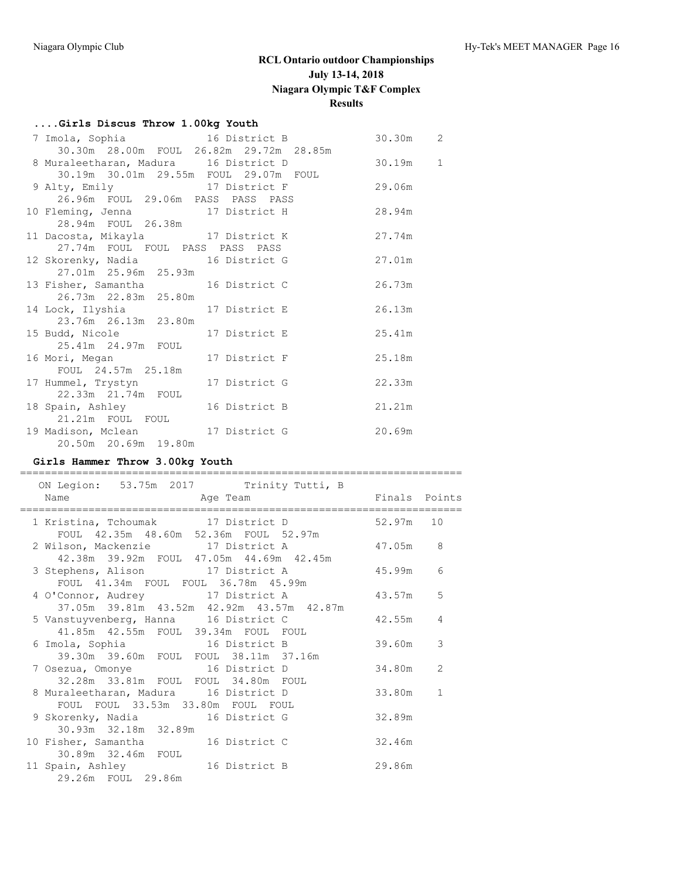# RCL Ontario outdoor Championships
## July 13-14, 2018
## Niagara Olympic T&F Complex
## Results

### ....Girls Discus Throw 1.00kg Youth

| Place | Name | Age | Team | Finals | Points |
|---|---|---|---|---|---|
| 7 | Imola, Sophia | 16 | District B | 30.30m | 2 |
| | 30.30m 28.00m FOUL 26.82m 29.72m 28.85m | | | | |
| 8 | Muraleetharan, Madura | 16 | District D | 30.19m | 1 |
| | 30.19m 30.01m 29.55m FOUL 29.07m FOUL | | | | |
| 9 | Alty, Emily | 17 | District F | 29.06m | |
| | 26.96m FOUL 29.06m PASS PASS PASS | | | | |
| 10 | Fleming, Jenna | 17 | District H | 28.94m | |
| | 28.94m FOUL 26.38m | | | | |
| 11 | Dacosta, Mikayla | 17 | District K | 27.74m | |
| | 27.74m FOUL FOUL PASS PASS PASS | | | | |
| 12 | Skorenky, Nadia | 16 | District G | 27.01m | |
| | 27.01m 25.96m 25.93m | | | | |
| 13 | Fisher, Samantha | 16 | District C | 26.73m | |
| | 26.73m 22.83m 25.80m | | | | |
| 14 | Lock, Ilyshia | 17 | District E | 26.13m | |
| | 23.76m 26.13m 23.80m | | | | |
| 15 | Budd, Nicole | 17 | District E | 25.41m | |
| | 25.41m 24.97m FOUL | | | | |
| 16 | Mori, Megan | 17 | District F | 25.18m | |
| | FOUL 24.57m 25.18m | | | | |
| 17 | Hummel, Trystyn | 17 | District G | 22.33m | |
| | 22.33m 21.74m FOUL | | | | |
| 18 | Spain, Ashley | 16 | District B | 21.21m | |
| | 21.21m FOUL FOUL | | | | |
| 19 | Madison, Mclean | 17 | District G | 20.69m | |
| | 20.50m 20.69m 19.80m | | | | |

### Girls Hammer Throw 3.00kg Youth

ON Legion: 53.75m 2017 Trinity Tutti, B

| Place | Name | Age | Team | Finals | Points |
|---|---|---|---|---|---|
| 1 | Kristina, Tchoumak | 17 | District D | 52.97m | 10 |
| | FOUL 42.35m 48.60m 52.36m FOUL 52.97m | | | | |
| 2 | Wilson, Mackenzie | 17 | District A | 47.05m | 8 |
| | 42.38m 39.92m FOUL 47.05m 44.69m 42.45m | | | | |
| 3 | Stephens, Alison | 17 | District A | 45.99m | 6 |
| | FOUL 41.34m FOUL FOUL 36.78m 45.99m | | | | |
| 4 | O'Connor, Audrey | 17 | District A | 43.57m | 5 |
| | 37.05m 39.81m 43.52m 42.92m 43.57m 42.87m | | | | |
| 5 | Vanstuyvenberg, Hanna | 16 | District C | 42.55m | 4 |
| | 41.85m 42.55m FOUL 39.34m FOUL FOUL | | | | |
| 6 | Imola, Sophia | 16 | District B | 39.60m | 3 |
| | 39.30m 39.60m FOUL FOUL 38.11m 37.16m | | | | |
| 7 | Osezua, Omonye | 16 | District D | 34.80m | 2 |
| | 32.28m 33.81m FOUL FOUL 34.80m FOUL | | | | |
| 8 | Muraleetharan, Madura | 16 | District D | 33.80m | 1 |
| | FOUL FOUL 33.53m 33.80m FOUL FOUL | | | | |
| 9 | Skorenky, Nadia | 16 | District G | 32.89m | |
| | 30.93m 32.18m 32.89m | | | | |
| 10 | Fisher, Samantha | 16 | District C | 32.46m | |
| | 30.89m 32.46m FOUL | | | | |
| 11 | Spain, Ashley | 16 | District B | 29.86m | |
| | 29.26m FOUL 29.86m | | | | |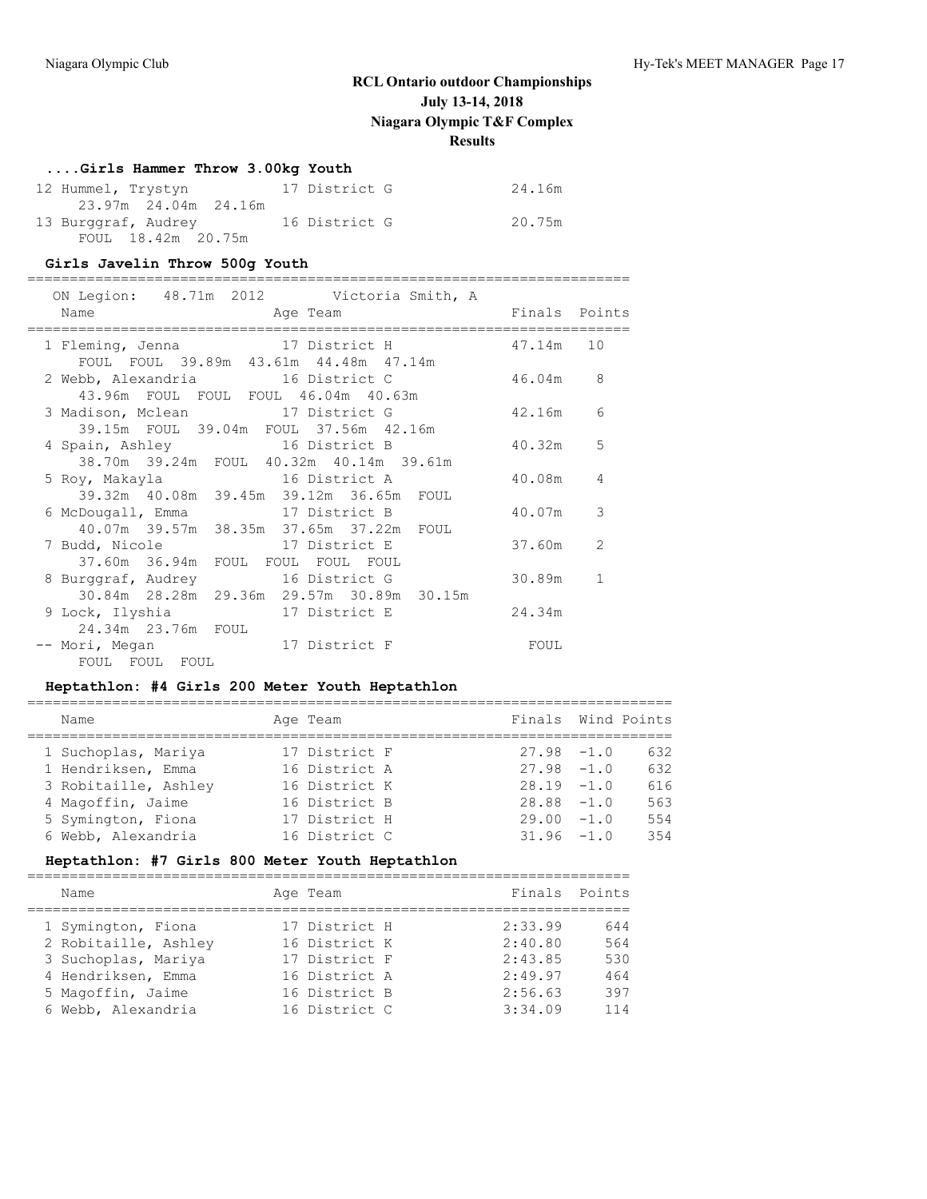# RCL Ontario outdoor Championships
## July 13-14, 2018
## Niagara Olympic T&F Complex
## Results

### ....Girls Hammer Throw 3.00kg Youth

| Place | Name | Age | Team | Finals |
|---|---|---|---|---|
| 12 | Hummel, Trystyn | 17 | District G | 24.16m |
| | 23.97m 24.04m 24.16m | | | |
| 13 | Burggraf, Audrey | 16 | District G | 20.75m |
| | FOUL 18.42m 20.75m | | | |

### Girls Javelin Throw 500g Youth

ON Legion: 48.71m 2012 Victoria Smith, A

| Place | Name | Age | Team | Finals | Points |
|---|---|---|---|---|---|
| 1 | Fleming, Jenna | 17 | District H | 47.14m | 10 |
| | FOUL FOUL 39.89m 43.61m 44.48m 47.14m | | | | |
| 2 | Webb, Alexandria | 16 | District C | 46.04m | 8 |
| | 43.96m FOUL FOUL FOUL 46.04m 40.63m | | | | |
| 3 | Madison, Mclean | 17 | District G | 42.16m | 6 |
| | 39.15m FOUL 39.04m FOUL 37.56m 42.16m | | | | |
| 4 | Spain, Ashley | 16 | District B | 40.32m | 5 |
| | 38.70m 39.24m FOUL 40.32m 40.14m 39.61m | | | | |
| 5 | Roy, Makayla | 16 | District A | 40.08m | 4 |
| | 39.32m 40.08m 39.45m 39.12m 36.65m FOUL | | | | |
| 6 | McDougall, Emma | 17 | District B | 40.07m | 3 |
| | 40.07m 39.57m 38.35m 37.65m 37.22m FOUL | | | | |
| 7 | Budd, Nicole | 17 | District E | 37.60m | 2 |
| | 37.60m 36.94m FOUL FOUL FOUL FOUL | | | | |
| 8 | Burggraf, Audrey | 16 | District G | 30.89m | 1 |
| | 30.84m 28.28m 29.36m 29.57m 30.89m 30.15m | | | | |
| 9 | Lock, Ilyshia | 17 | District E | 24.34m | |
| | 24.34m 23.76m FOUL | | | | |
| -- | Mori, Megan | 17 | District F | FOUL | |
| | FOUL FOUL FOUL | | | | |

### Heptathlon: #4 Girls 200 Meter Youth Heptathlon

| Place | Name | Age | Team | Finals | Wind | Points |
|---|---|---|---|---|---|---|
| 1 | Suchoplas, Mariya | 17 | District F | 27.98 | -1.0 | 632 |
| 1 | Hendriksen, Emma | 16 | District A | 27.98 | -1.0 | 632 |
| 3 | Robitaille, Ashley | 16 | District K | 28.19 | -1.0 | 616 |
| 4 | Magoffin, Jaime | 16 | District B | 28.88 | -1.0 | 563 |
| 5 | Symington, Fiona | 17 | District H | 29.00 | -1.0 | 554 |
| 6 | Webb, Alexandria | 16 | District C | 31.96 | -1.0 | 354 |

### Heptathlon: #7 Girls 800 Meter Youth Heptathlon

| Place | Name | Age | Team | Finals | Points |
|---|---|---|---|---|---|
| 1 | Symington, Fiona | 17 | District H | 2:33.99 | 644 |
| 2 | Robitaille, Ashley | 16 | District K | 2:40.80 | 564 |
| 3 | Suchoplas, Mariya | 17 | District F | 2:43.85 | 530 |
| 4 | Hendriksen, Emma | 16 | District A | 2:49.97 | 464 |
| 5 | Magoffin, Jaime | 16 | District B | 2:56.63 | 397 |
| 6 | Webb, Alexandria | 16 | District C | 3:34.09 | 114 |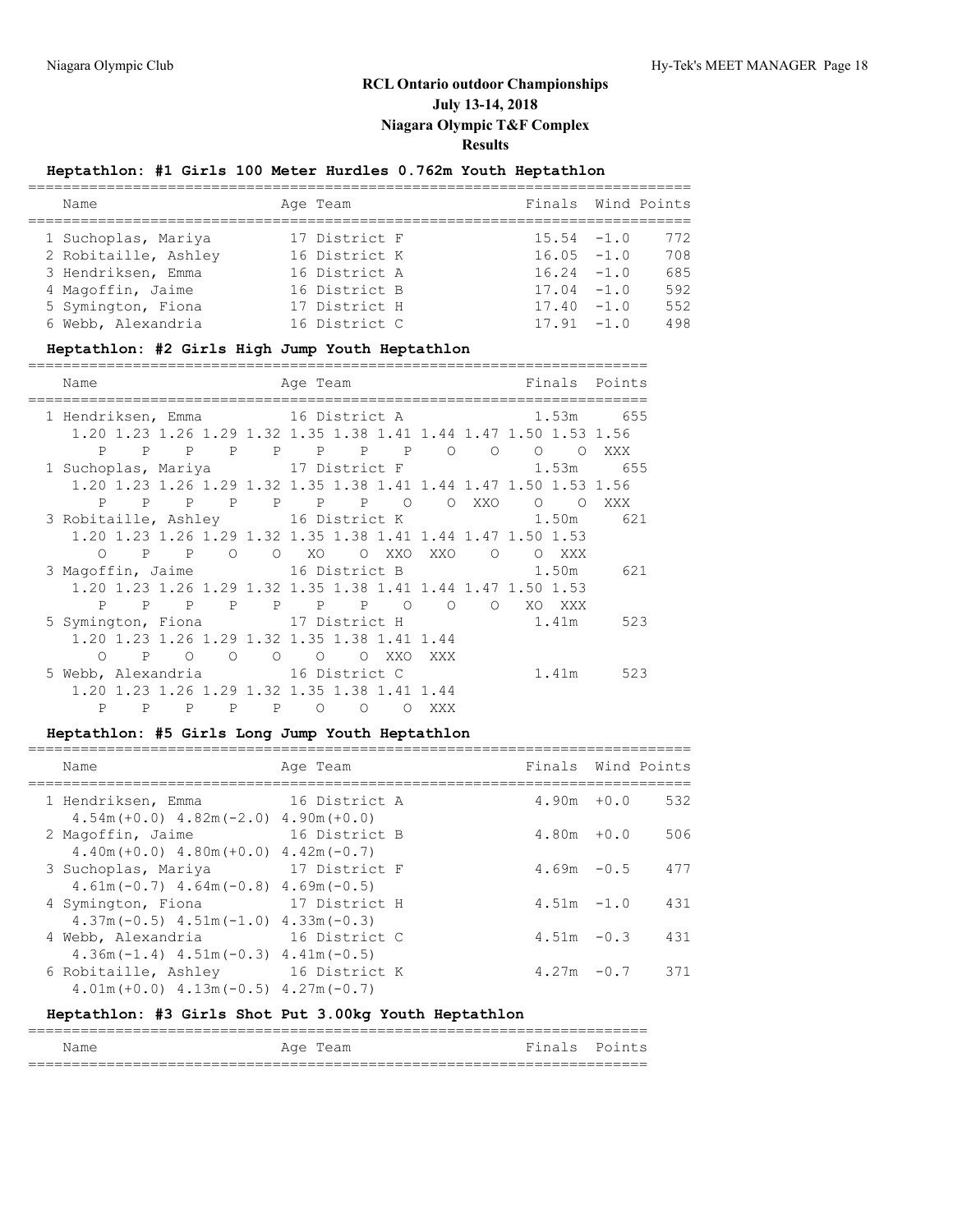# RCL Ontario outdoor Championships
## July 13-14, 2018
## Niagara Olympic T&F Complex
## Results

### Heptathlon: #1 Girls 100 Meter Hurdles 0.762m Youth Heptathlon

| | Name | Age | Team | Finals | Wind | Points |
|---|---|---|---|---|---|---|
| 1 | Suchoplas, Mariya | 17 | District F | 15.54 | -1.0 | 772 |
| 2 | Robitaille, Ashley | 16 | District K | 16.05 | -1.0 | 708 |
| 3 | Hendriksen, Emma | 16 | District A | 16.24 | -1.0 | 685 |
| 4 | Magoffin, Jaime | 16 | District B | 17.04 | -1.0 | 592 |
| 5 | Symington, Fiona | 17 | District H | 17.40 | -1.0 | 552 |
| 6 | Webb, Alexandria | 16 | District C | 17.91 | -1.0 | 498 |

### Heptathlon: #2 Girls High Jump Youth Heptathlon

| | Name | Age | Team | Finals | Points |
|---|---|---|---|---|---|
| 1 | Hendriksen, Emma | 16 | District A | 1.53m | 655 |
| | 1.20 1.23 1.26 1.29 1.32 1.35 1.38 1.41 1.44 1.47 1.50 1.53 1.56 | | | | |
| | P P P P P P P P O O O O XXX | | | | |
| 1 | Suchoplas, Mariya | 17 | District F | 1.53m | 655 |
| | 1.20 1.23 1.26 1.29 1.32 1.35 1.38 1.41 1.44 1.47 1.50 1.53 1.56 | | | | |
| | P P P P P P P O O XXO O O XXX | | | | |
| 3 | Robitaille, Ashley | 16 | District K | 1.50m | 621 |
| | 1.20 1.23 1.26 1.29 1.32 1.35 1.38 1.41 1.44 1.47 1.50 1.53 | | | | |
| | O P P O O XO O XXO XXO O O XXX | | | | |
| 3 | Magoffin, Jaime | 16 | District B | 1.50m | 621 |
| | 1.20 1.23 1.26 1.29 1.32 1.35 1.38 1.41 1.44 1.47 1.50 1.53 | | | | |
| | P P P P P P P O O O XO XXX | | | | |
| 5 | Symington, Fiona | 17 | District H | 1.41m | 523 |
| | 1.20 1.23 1.26 1.29 1.32 1.35 1.38 1.41 1.44 | | | | |
| | O P O O O O O XXO XXX | | | | |
| 5 | Webb, Alexandria | 16 | District C | 1.41m | 523 |
| | 1.20 1.23 1.26 1.29 1.32 1.35 1.38 1.41 1.44 | | | | |
| | P P P P P O O O XXX | | | | |

### Heptathlon: #5 Girls Long Jump Youth Heptathlon

| | Name | Age | Team | Finals | Wind | Points |
|---|---|---|---|---|---|---|
| 1 | Hendriksen, Emma | 16 | District A | 4.90m | +0.0 | 532 |
| | 4.54m(+0.0) 4.82m(-2.0) 4.90m(+0.0) | | | | | |
| 2 | Magoffin, Jaime | 16 | District B | 4.80m | +0.0 | 506 |
| | 4.40m(+0.0) 4.80m(+0.0) 4.42m(-0.7) | | | | | |
| 3 | Suchoplas, Mariya | 17 | District F | 4.69m | -0.5 | 477 |
| | 4.61m(-0.7) 4.64m(-0.8) 4.69m(-0.5) | | | | | |
| 4 | Symington, Fiona | 17 | District H | 4.51m | -1.0 | 431 |
| | 4.37m(-0.5) 4.51m(-1.0) 4.33m(-0.3) | | | | | |
| 4 | Webb, Alexandria | 16 | District C | 4.51m | -0.3 | 431 |
| | 4.36m(-1.4) 4.51m(-0.3) 4.41m(-0.5) | | | | | |
| 6 | Robitaille, Ashley | 16 | District K | 4.27m | -0.7 | 371 |
| | 4.01m(+0.0) 4.13m(-0.5) 4.27m(-0.7) | | | | | |

### Heptathlon: #3 Girls Shot Put 3.00kg Youth Heptathlon

| Name | Age | Team | Finals | Points |
|---|---|---|---|---|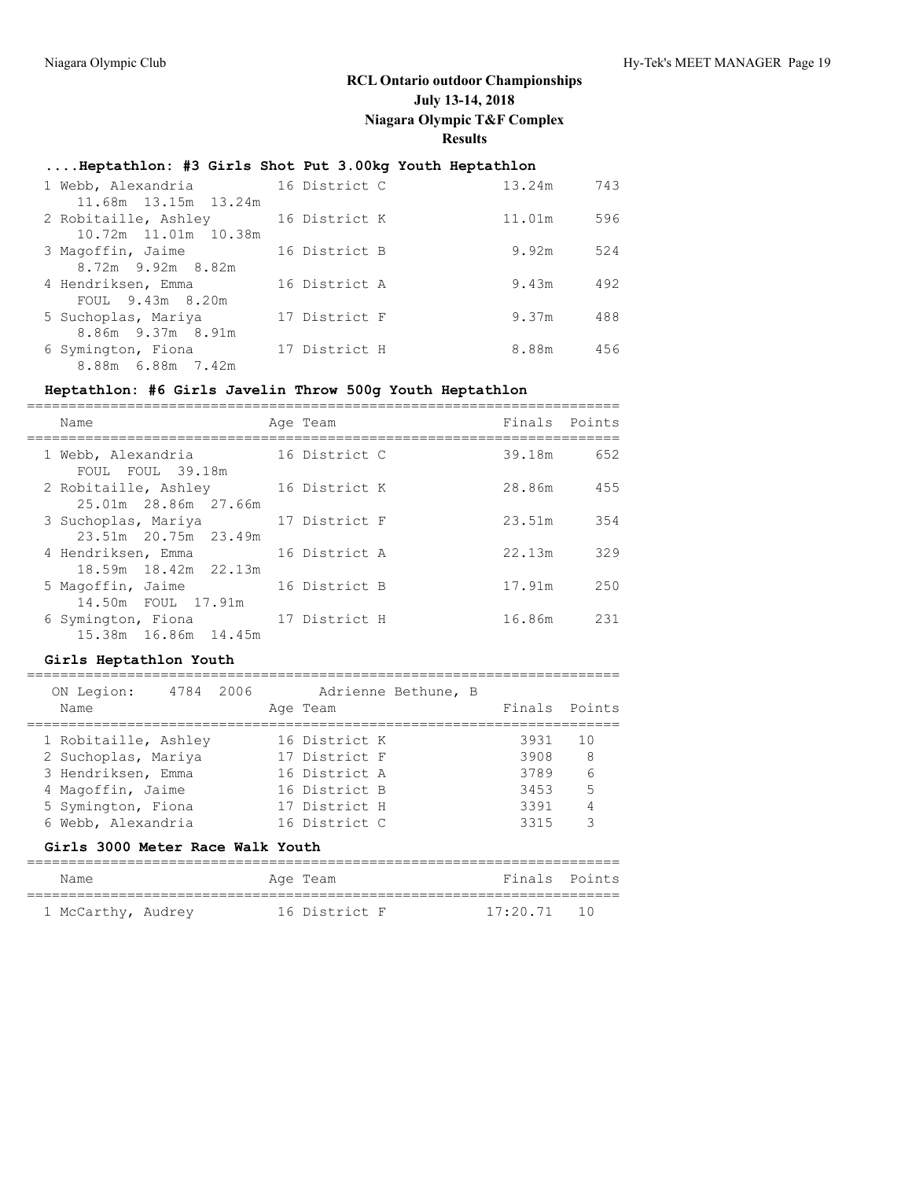## RCL Ontario outdoor Championships
## July 13-14, 2018
## Niagara Olympic T&F Complex
## Results

### ....Heptathlon: #3 Girls Shot Put 3.00kg Youth Heptathlon

| Place | Name | Age | Team | Finals | Points |
|---|---|---|---|---|---|
| 1 | Webb, Alexandria | 16 | District C | 13.24m | 743 |
| | 11.68m 13.15m 13.24m | | | | |
| 2 | Robitaille, Ashley | 16 | District K | 11.01m | 596 |
| | 10.72m 11.01m 10.38m | | | | |
| 3 | Magoffin, Jaime | 16 | District B | 9.92m | 524 |
| | 8.72m 9.92m 8.82m | | | | |
| 4 | Hendriksen, Emma | 16 | District A | 9.43m | 492 |
| | FOUL 9.43m 8.20m | | | | |
| 5 | Suchoplas, Mariya | 17 | District F | 9.37m | 488 |
| | 8.86m 9.37m 8.91m | | | | |
| 6 | Symington, Fiona | 17 | District H | 8.88m | 456 |
| | 8.88m 6.88m 7.42m | | | | |

### Heptathlon: #6 Girls Javelin Throw 500g Youth Heptathlon

| Place | Name | Age | Team | Finals | Points |
|---|---|---|---|---|---|
| 1 | Webb, Alexandria | 16 | District C | 39.18m | 652 |
| | FOUL FOUL 39.18m | | | | |
| 2 | Robitaille, Ashley | 16 | District K | 28.86m | 455 |
| | 25.01m 28.86m 27.66m | | | | |
| 3 | Suchoplas, Mariya | 17 | District F | 23.51m | 354 |
| | 23.51m 20.75m 23.49m | | | | |
| 4 | Hendriksen, Emma | 16 | District A | 22.13m | 329 |
| | 18.59m 18.42m 22.13m | | | | |
| 5 | Magoffin, Jaime | 16 | District B | 17.91m | 250 |
| | 14.50m FOUL 17.91m | | | | |
| 6 | Symington, Fiona | 17 | District H | 16.86m | 231 |
| | 15.38m 16.86m 14.45m | | | | |

### Girls Heptathlon Youth

ON Legion: 4784 2006 Adrienne Bethune, B

| Place | Name | Age | Team | Finals | Points |
|---|---|---|---|---|---|
| 1 | Robitaille, Ashley | 16 | District K | 3931 | 10 |
| 2 | Suchoplas, Mariya | 17 | District F | 3908 | 8 |
| 3 | Hendriksen, Emma | 16 | District A | 3789 | 6 |
| 4 | Magoffin, Jaime | 16 | District B | 3453 | 5 |
| 5 | Symington, Fiona | 17 | District H | 3391 | 4 |
| 6 | Webb, Alexandria | 16 | District C | 3315 | 3 |

### Girls 3000 Meter Race Walk Youth

| Place | Name | Age | Team | Finals | Points |
|---|---|---|---|---|---|
| 1 | McCarthy, Audrey | 16 | District F | 17:20.71 | 10 |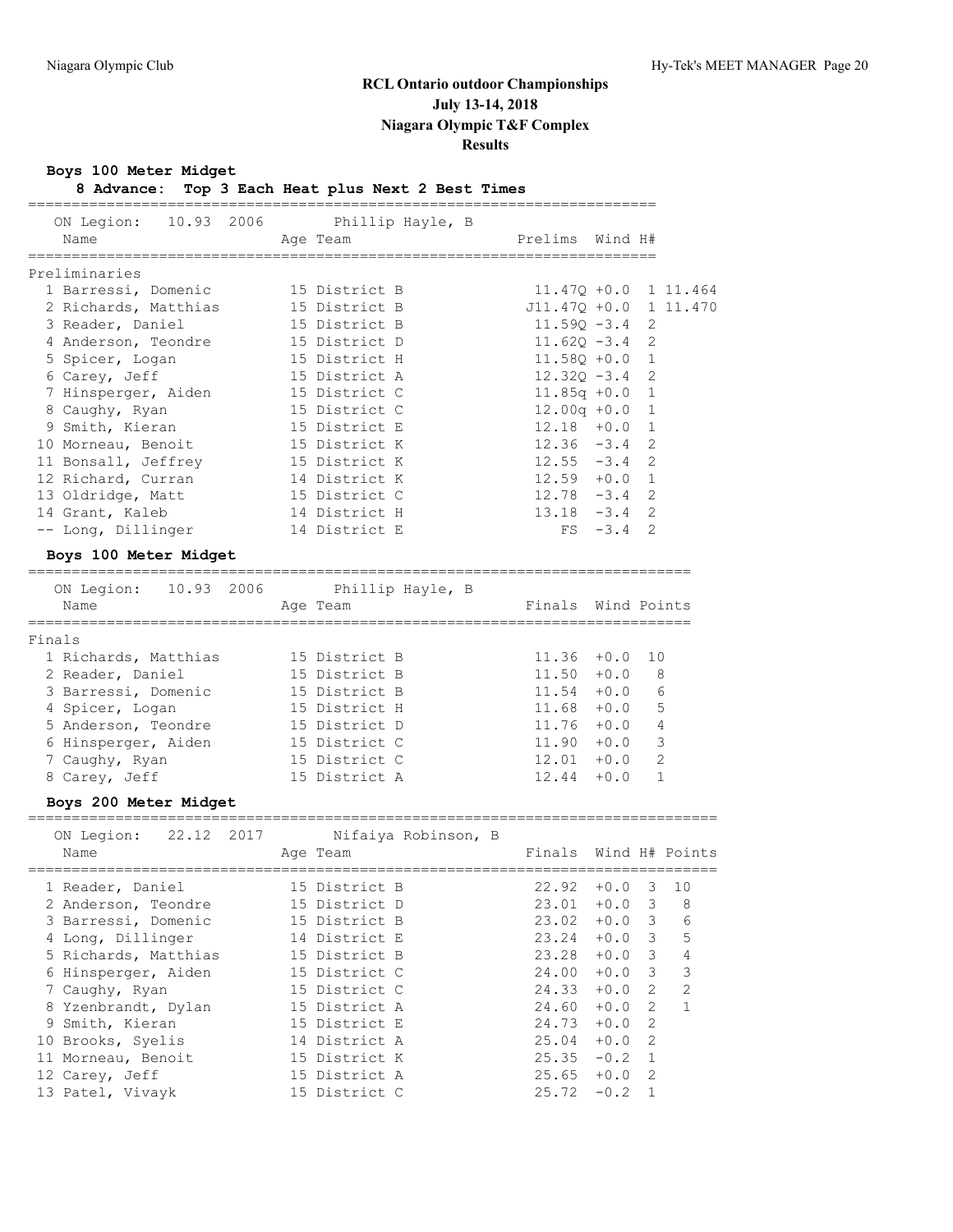# RCL Ontario outdoor Championships

**July 13-14, 2018**

**Niagara Olympic T&F Complex**

**Results**

### Boys 100 Meter Midget

**8 Advance: Top 3 Each Heat plus Next 2 Best Times**

ON Legion: 10.93 2006 Phillip Hayle, B

Preliminaries

| Place | Name | Age | Team | Prelims | Wind | H# | |
|---|---|---|---|---|---|---|---|
| 1 | Barressi, Domenic | 15 | District B | 11.47Q | +0.0 | 1 | 11.464 |
| 2 | Richards, Matthias | 15 | District B | J11.47Q | +0.0 | 1 | 11.470 |
| 3 | Reader, Daniel | 15 | District B | 11.59Q | -3.4 | 2 | |
| 4 | Anderson, Teondre | 15 | District D | 11.62Q | -3.4 | 2 | |
| 5 | Spicer, Logan | 15 | District H | 11.58Q | +0.0 | 1 | |
| 6 | Carey, Jeff | 15 | District A | 12.32Q | -3.4 | 2 | |
| 7 | Hinsperger, Aiden | 15 | District C | 11.85q | +0.0 | 1 | |
| 8 | Caughy, Ryan | 15 | District C | 12.00q | +0.0 | 1 | |
| 9 | Smith, Kieran | 15 | District E | 12.18 | +0.0 | 1 | |
| 10 | Morneau, Benoit | 15 | District K | 12.36 | -3.4 | 2 | |
| 11 | Bonsall, Jeffrey | 15 | District K | 12.55 | -3.4 | 2 | |
| 12 | Richard, Curran | 14 | District K | 12.59 | +0.0 | 1 | |
| 13 | Oldridge, Matt | 15 | District C | 12.78 | -3.4 | 2 | |
| 14 | Grant, Kaleb | 14 | District H | 13.18 | -3.4 | 2 | |
| -- | Long, Dillinger | 14 | District E | FS | -3.4 | 2 | |

### Boys 100 Meter Midget

ON Legion: 10.93 2006 Phillip Hayle, B

Finals

| Place | Name | Age | Team | Finals | Wind | Points |
|---|---|---|---|---|---|---|
| 1 | Richards, Matthias | 15 | District B | 11.36 | +0.0 | 10 |
| 2 | Reader, Daniel | 15 | District B | 11.50 | +0.0 | 8 |
| 3 | Barressi, Domenic | 15 | District B | 11.54 | +0.0 | 6 |
| 4 | Spicer, Logan | 15 | District H | 11.68 | +0.0 | 5 |
| 5 | Anderson, Teondre | 15 | District D | 11.76 | +0.0 | 4 |
| 6 | Hinsperger, Aiden | 15 | District C | 11.90 | +0.0 | 3 |
| 7 | Caughy, Ryan | 15 | District C | 12.01 | +0.0 | 2 |
| 8 | Carey, Jeff | 15 | District A | 12.44 | +0.0 | 1 |

### Boys 200 Meter Midget

ON Legion: 22.12 2017 Nifaiya Robinson, B

| Place | Name | Age | Team | Finals | Wind | H# | Points |
|---|---|---|---|---|---|---|---|
| 1 | Reader, Daniel | 15 | District B | 22.92 | +0.0 | 3 | 10 |
| 2 | Anderson, Teondre | 15 | District D | 23.01 | +0.0 | 3 | 8 |
| 3 | Barressi, Domenic | 15 | District B | 23.02 | +0.0 | 3 | 6 |
| 4 | Long, Dillinger | 14 | District E | 23.24 | +0.0 | 3 | 5 |
| 5 | Richards, Matthias | 15 | District B | 23.28 | +0.0 | 3 | 4 |
| 6 | Hinsperger, Aiden | 15 | District C | 24.00 | +0.0 | 3 | 3 |
| 7 | Caughy, Ryan | 15 | District C | 24.33 | +0.0 | 2 | 2 |
| 8 | Yzenbrandt, Dylan | 15 | District A | 24.60 | +0.0 | 2 | 1 |
| 9 | Smith, Kieran | 15 | District E | 24.73 | +0.0 | 2 | |
| 10 | Brooks, Syelis | 14 | District A | 25.04 | +0.0 | 2 | |
| 11 | Morneau, Benoit | 15 | District K | 25.35 | -0.2 | 1 | |
| 12 | Carey, Jeff | 15 | District A | 25.65 | +0.0 | 2 | |
| 13 | Patel, Vivayk | 15 | District C | 25.72 | -0.2 | 1 | |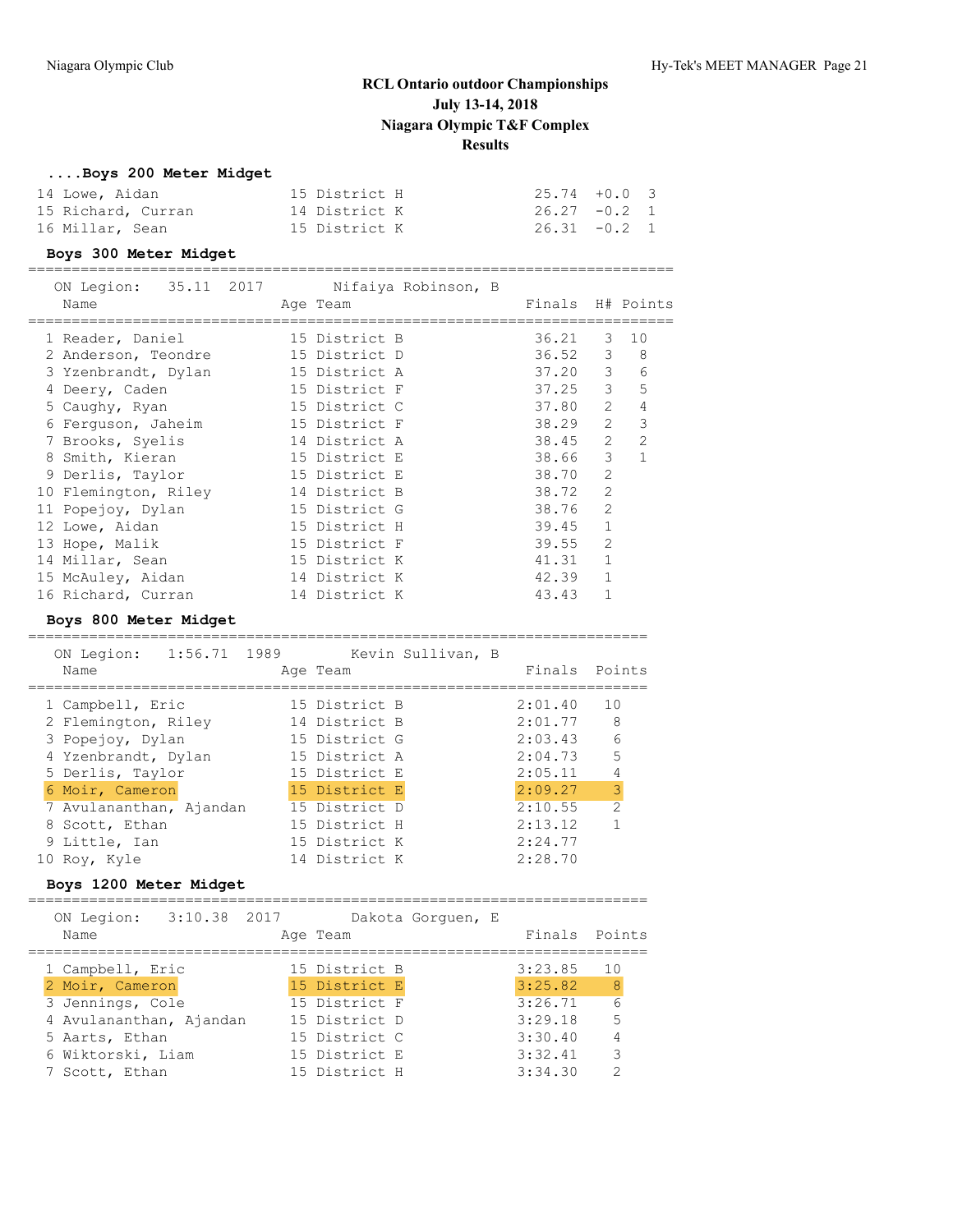# RCL Ontario outdoor Championships
## July 13-14, 2018
## Niagara Olympic T&F Complex
## Results

### ....Boys 200 Meter Midget

| | Name | Age | Team | Finals | Wind | H# |
|---|---|---|---|---|---|---|
| 14 | Lowe, Aidan | 15 | District H | 25.74 | +0.0 | 3 |
| 15 | Richard, Curran | 14 | District K | 26.27 | -0.2 | 1 |
| 16 | Millar, Sean | 15 | District K | 26.31 | -0.2 | 1 |

### Boys 300 Meter Midget

ON Legion: 35.11 2017 Nifaiya Robinson, B

| | Name | Age | Team | Finals | H# | Points |
|---|---|---|---|---|---|---|
| 1 | Reader, Daniel | 15 | District B | 36.21 | 3 | 10 |
| 2 | Anderson, Teondre | 15 | District D | 36.52 | 3 | 8 |
| 3 | Yzenbrandt, Dylan | 15 | District A | 37.20 | 3 | 6 |
| 4 | Deery, Caden | 15 | District F | 37.25 | 3 | 5 |
| 5 | Caughy, Ryan | 15 | District C | 37.80 | 2 | 4 |
| 6 | Ferguson, Jaheim | 15 | District F | 38.29 | 2 | 3 |
| 7 | Brooks, Syelis | 14 | District A | 38.45 | 2 | 2 |
| 8 | Smith, Kieran | 15 | District E | 38.66 | 3 | 1 |
| 9 | Derlis, Taylor | 15 | District E | 38.70 | 2 | |
| 10 | Flemington, Riley | 14 | District B | 38.72 | 2 | |
| 11 | Popejoy, Dylan | 15 | District G | 38.76 | 2 | |
| 12 | Lowe, Aidan | 15 | District H | 39.45 | 1 | |
| 13 | Hope, Malik | 15 | District F | 39.55 | 2 | |
| 14 | Millar, Sean | 15 | District K | 41.31 | 1 | |
| 15 | McAuley, Aidan | 14 | District K | 42.39 | 1 | |
| 16 | Richard, Curran | 14 | District K | 43.43 | 1 | |

### Boys 800 Meter Midget

ON Legion: 1:56.71 1989 Kevin Sullivan, B

| | Name | Age | Team | Finals | Points |
|---|---|---|---|---|---|
| 1 | Campbell, Eric | 15 | District B | 2:01.40 | 10 |
| 2 | Flemington, Riley | 14 | District B | 2:01.77 | 8 |
| 3 | Popejoy, Dylan | 15 | District G | 2:03.43 | 6 |
| 4 | Yzenbrandt, Dylan | 15 | District A | 2:04.73 | 5 |
| 5 | Derlis, Taylor | 15 | District E | 2:05.11 | 4 |
| 6 | Moir, Cameron | 15 | District E | 2:09.27 | 3 |
| 7 | Avulananthan, Ajandan | 15 | District D | 2:10.55 | 2 |
| 8 | Scott, Ethan | 15 | District H | 2:13.12 | 1 |
| 9 | Little, Ian | 15 | District K | 2:24.77 | |
| 10 | Roy, Kyle | 14 | District K | 2:28.70 | |

### Boys 1200 Meter Midget

ON Legion: 3:10.38 2017 Dakota Gorguen, E

| | Name | Age | Team | Finals | Points |
|---|---|---|---|---|---|
| 1 | Campbell, Eric | 15 | District B | 3:23.85 | 10 |
| 2 | Moir, Cameron | 15 | District E | 3:25.82 | 8 |
| 3 | Jennings, Cole | 15 | District F | 3:26.71 | 6 |
| 4 | Avulananthan, Ajandan | 15 | District D | 3:29.18 | 5 |
| 5 | Aarts, Ethan | 15 | District C | 3:30.40 | 4 |
| 6 | Wiktorski, Liam | 15 | District E | 3:32.41 | 3 |
| 7 | Scott, Ethan | 15 | District H | 3:34.30 | 2 |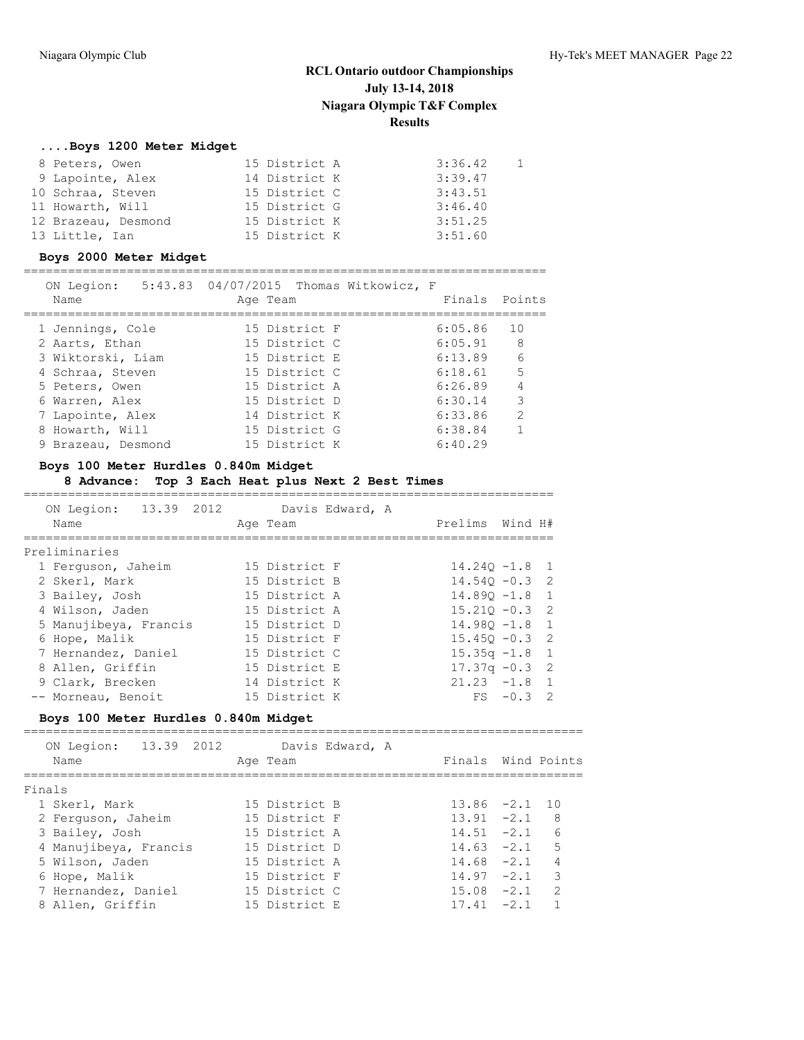# RCL Ontario outdoor Championships
## July 13-14, 2018
## Niagara Olympic T&F Complex
## Results

### ....Boys 1200 Meter Midget

| Place | Name | Age | Team | Finals | Points |
|---|---|---|---|---|---|
| 8 | Peters, Owen | 15 | District A | 3:36.42 | 1 |
| 9 | Lapointe, Alex | 14 | District K | 3:39.47 | |
| 10 | Schraa, Steven | 15 | District C | 3:43.51 | |
| 11 | Howarth, Will | 15 | District G | 3:46.40 | |
| 12 | Brazeau, Desmond | 15 | District K | 3:51.25 | |
| 13 | Little, Ian | 15 | District K | 3:51.60 | |

### Boys 2000 Meter Midget

ON Legion: 5:43.83 04/07/2015 Thomas Witkowicz, F

| Place | Name | Age | Team | Finals | Points |
|---|---|---|---|---|---|
| 1 | Jennings, Cole | 15 | District F | 6:05.86 | 10 |
| 2 | Aarts, Ethan | 15 | District C | 6:05.91 | 8 |
| 3 | Wiktorski, Liam | 15 | District E | 6:13.89 | 6 |
| 4 | Schraa, Steven | 15 | District C | 6:18.61 | 5 |
| 5 | Peters, Owen | 15 | District A | 6:26.89 | 4 |
| 6 | Warren, Alex | 15 | District D | 6:30.14 | 3 |
| 7 | Lapointe, Alex | 14 | District K | 6:33.86 | 2 |
| 8 | Howarth, Will | 15 | District G | 6:38.84 | 1 |
| 9 | Brazeau, Desmond | 15 | District K | 6:40.29 | |

### Boys 100 Meter Hurdles 0.840m Midget

8 Advance: Top 3 Each Heat plus Next 2 Best Times

ON Legion: 13.39 2012 Davis Edward, A

Preliminaries

| Place | Name | Age | Team | Prelims | Wind | H# |
|---|---|---|---|---|---|---|
| 1 | Ferguson, Jaheim | 15 | District F | 14.24Q | -1.8 | 1 |
| 2 | Skerl, Mark | 15 | District B | 14.54Q | -0.3 | 2 |
| 3 | Bailey, Josh | 15 | District A | 14.89Q | -1.8 | 1 |
| 4 | Wilson, Jaden | 15 | District A | 15.21Q | -0.3 | 2 |
| 5 | Manujibeya, Francis | 15 | District D | 14.98Q | -1.8 | 1 |
| 6 | Hope, Malik | 15 | District F | 15.45Q | -0.3 | 2 |
| 7 | Hernandez, Daniel | 15 | District C | 15.35q | -1.8 | 1 |
| 8 | Allen, Griffin | 15 | District E | 17.37q | -0.3 | 2 |
| 9 | Clark, Brecken | 14 | District K | 21.23 | -1.8 | 1 |
| -- | Morneau, Benoit | 15 | District K | FS | -0.3 | 2 |

### Boys 100 Meter Hurdles 0.840m Midget

ON Legion: 13.39 2012 Davis Edward, A

Finals

| Place | Name | Age | Team | Finals | Wind | Points |
|---|---|---|---|---|---|---|
| 1 | Skerl, Mark | 15 | District B | 13.86 | -2.1 | 10 |
| 2 | Ferguson, Jaheim | 15 | District F | 13.91 | -2.1 | 8 |
| 3 | Bailey, Josh | 15 | District A | 14.51 | -2.1 | 6 |
| 4 | Manujibeya, Francis | 15 | District D | 14.63 | -2.1 | 5 |
| 5 | Wilson, Jaden | 15 | District A | 14.68 | -2.1 | 4 |
| 6 | Hope, Malik | 15 | District F | 14.97 | -2.1 | 3 |
| 7 | Hernandez, Daniel | 15 | District C | 15.08 | -2.1 | 2 |
| 8 | Allen, Griffin | 15 | District E | 17.41 | -2.1 | 1 |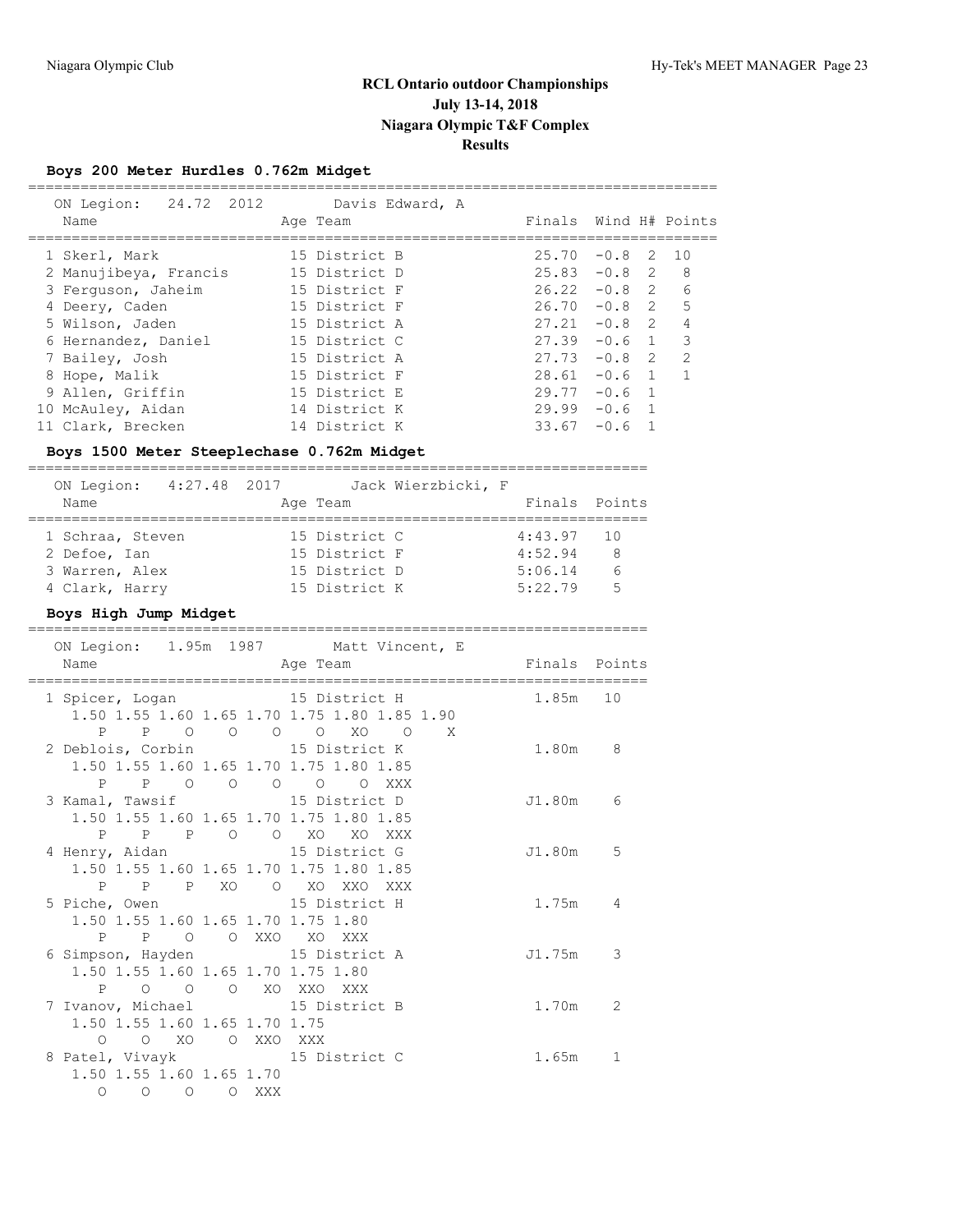# RCL Ontario outdoor Championships
## July 13-14, 2018
## Niagara Olympic T&F Complex
## Results

### Boys 200 Meter Hurdles 0.762m Midget

ON Legion: 24.72 2012 Davis Edward, A

| Place | Name | Age | Team | Finals | Wind | H# | Points |
|---|---|---|---|---|---|---|---|
| 1 | Skerl, Mark | 15 | District B | 25.70 | -0.8 | 2 | 10 |
| 2 | Manujibeya, Francis | 15 | District D | 25.83 | -0.8 | 2 | 8 |
| 3 | Ferguson, Jaheim | 15 | District F | 26.22 | -0.8 | 2 | 6 |
| 4 | Deery, Caden | 15 | District F | 26.70 | -0.8 | 2 | 5 |
| 5 | Wilson, Jaden | 15 | District A | 27.21 | -0.8 | 2 | 4 |
| 6 | Hernandez, Daniel | 15 | District C | 27.39 | -0.6 | 1 | 3 |
| 7 | Bailey, Josh | 15 | District A | 27.73 | -0.8 | 2 | 2 |
| 8 | Hope, Malik | 15 | District F | 28.61 | -0.6 | 1 | 1 |
| 9 | Allen, Griffin | 15 | District E | 29.77 | -0.6 | 1 | |
| 10 | McAuley, Aidan | 14 | District K | 29.99 | -0.6 | 1 | |
| 11 | Clark, Brecken | 14 | District K | 33.67 | -0.6 | 1 | |

### Boys 1500 Meter Steeplechase 0.762m Midget

ON Legion: 4:27.48 2017 Jack Wierzbicki, F

| Place | Name | Age | Team | Finals | Points |
|---|---|---|---|---|---|
| 1 | Schraa, Steven | 15 | District C | 4:43.97 | 10 |
| 2 | Defoe, Ian | 15 | District F | 4:52.94 | 8 |
| 3 | Warren, Alex | 15 | District D | 5:06.14 | 6 |
| 4 | Clark, Harry | 15 | District K | 5:22.79 | 5 |

### Boys High Jump Midget

ON Legion: 1.95m 1987 Matt Vincent, E

| Place | Name | Age | Team | Finals | Points |
|---|---|---|---|---|---|
| 1 | Spicer, Logan | 15 | District H | 1.85m | 10 |
| 2 | Deblois, Corbin | 15 | District K | 1.80m | 8 |
| 3 | Kamal, Tawsif | 15 | District D | J1.80m | 6 |
| 4 | Henry, Aidan | 15 | District G | J1.80m | 5 |
| 5 | Piche, Owen | 15 | District H | 1.75m | 4 |
| 6 | Simpson, Hayden | 15 | District A | J1.75m | 3 |
| 7 | Ivanov, Michael | 15 | District B | 1.70m | 2 |
| 8 | Patel, Vivayk | 15 | District C | 1.65m | 1 |

```
 1 Spicer, Logan
    1.50 1.55 1.60 1.65 1.70 1.75 1.80 1.85 1.90
       P    P    O    O    O    O   XO    O    X
 2 Deblois, Corbin
    1.50 1.55 1.60 1.65 1.70 1.75 1.80 1.85
       P    P    O    O    O    O    O  XXX
 3 Kamal, Tawsif
    1.50 1.55 1.60 1.65 1.70 1.75 1.80 1.85
       P    P    P    O    O   XO   XO  XXX
 4 Henry, Aidan
    1.50 1.55 1.60 1.65 1.70 1.75 1.80 1.85
       P    P    P   XO    O   XO  XXO  XXX
 5 Piche, Owen
    1.50 1.55 1.60 1.65 1.70 1.75 1.80
       P    P    O    O  XXO   XO  XXX
 6 Simpson, Hayden
    1.50 1.55 1.60 1.65 1.70 1.75 1.80
       P    O    O    O   XO  XXO  XXX
 7 Ivanov, Michael
    1.50 1.55 1.60 1.65 1.70 1.75
       O    O   XO    O  XXO  XXX
 8 Patel, Vivayk
    1.50 1.55 1.60 1.65 1.70
       O    O    O    O  XXX
```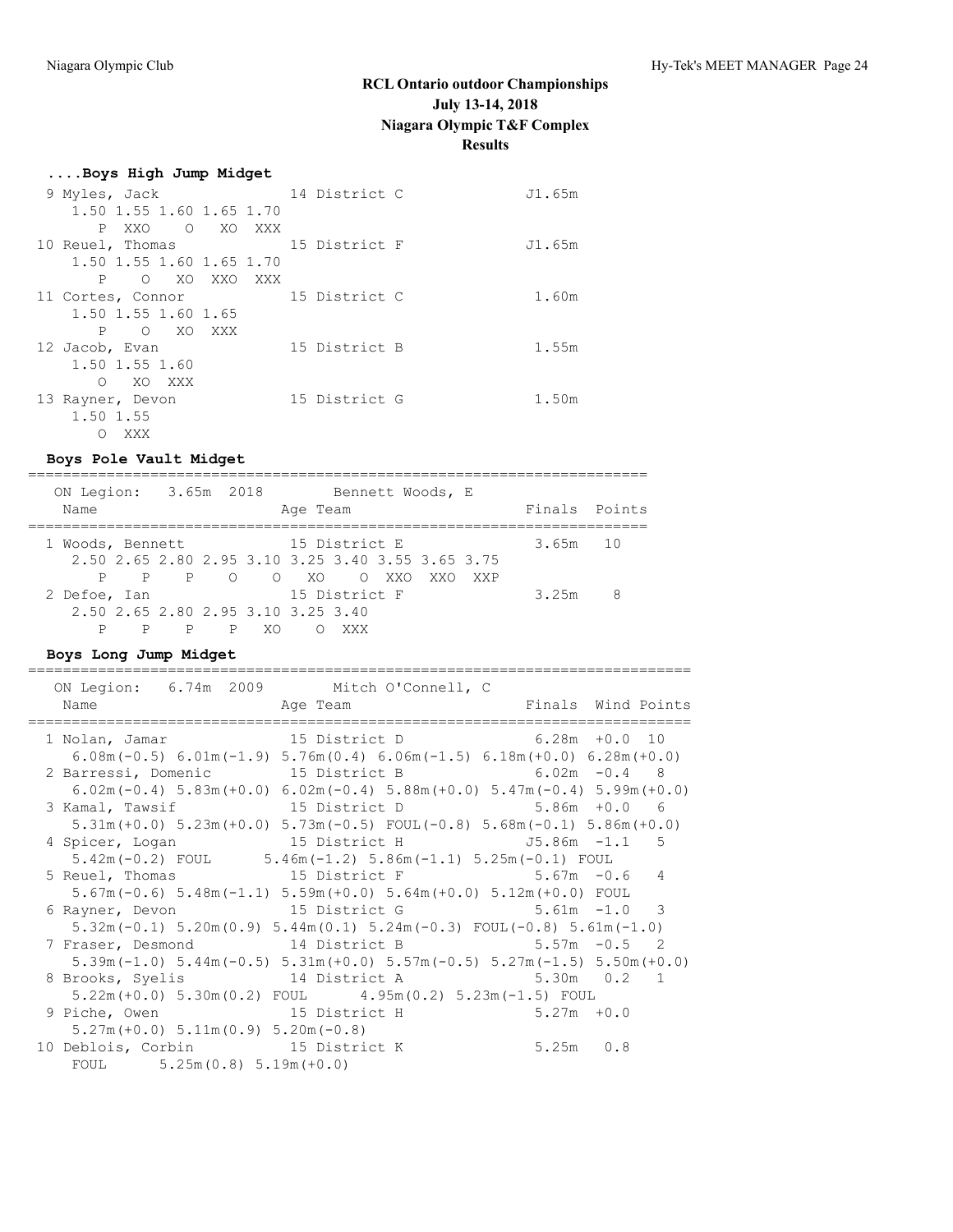# RCL Ontario outdoor Championships

**July 13-14, 2018**

**Niagara Olympic T&F Complex**

**Results**

### ....Boys High Jump Midget

```
 9 Myles, Jack                 14 District C              J1.65m
    1.50 1.55 1.60 1.65 1.70
       P  XXO    O   XO  XXX
10 Reuel, Thomas               15 District F              J1.65m
    1.50 1.55 1.60 1.65 1.70
       P    O   XO  XXO  XXX
11 Cortes, Connor              15 District C               1.60m
    1.50 1.55 1.60 1.65
       P    O   XO  XXX
12 Jacob, Evan                 15 District B               1.55m
    1.50 1.55 1.60
       O   XO  XXX
13 Rayner, Devon               15 District G               1.50m
    1.50 1.55
       O  XXX
```

### Boys Pole Vault Midget

```
=======================================================================
   ON Legion:   3.65m  2018        Bennett Woods, E
   Name                    Age Team                    Finals  Points
=======================================================================
  1 Woods, Bennett           15 District E               3.65m   10
     2.50 2.65 2.80 2.95 3.10 3.25 3.40 3.55 3.65 3.75
        P    P    P    O    O   XO    O  XXO  XXO  XXP
  2 Defoe, Ian               15 District F               3.25m    8
     2.50 2.65 2.80 2.95 3.10 3.25 3.40
        P    P    P    P   XO    O  XXX
```

### Boys Long Jump Midget

```
============================================================================
   ON Legion:   6.74m  2009        Mitch O'Connell, C
   Name                    Age Team                    Finals  Wind Points
============================================================================
  1 Nolan, Jamar             15 District D               6.28m  +0.0  10
     6.08m(-0.5) 6.01m(-1.9) 5.76m(0.4) 6.06m(-1.5) 6.18m(+0.0) 6.28m(+0.0)
  2 Barressi, Domenic        15 District B               6.02m  -0.4   8
     6.02m(-0.4) 5.83m(+0.0) 6.02m(-0.4) 5.88m(+0.0) 5.47m(-0.4) 5.99m(+0.0)
  3 Kamal, Tawsif            15 District D               5.86m  +0.0   6
     5.31m(+0.0) 5.23m(+0.0) 5.73m(-0.5) FOUL(-0.8) 5.68m(-0.1) 5.86m(+0.0)
  4 Spicer, Logan            15 District H              J5.86m  -1.1   5
     5.42m(-0.2) FOUL      5.46m(-1.2) 5.86m(-1.1) 5.25m(-0.1) FOUL
  5 Reuel, Thomas            15 District F               5.67m  -0.6   4
     5.67m(-0.6) 5.48m(-1.1) 5.59m(+0.0) 5.64m(+0.0) 5.12m(+0.0) FOUL
  6 Rayner, Devon            15 District G               5.61m  -1.0   3
     5.32m(-0.1) 5.20m(0.9) 5.44m(0.1) 5.24m(-0.3) FOUL(-0.8) 5.61m(-1.0)
  7 Fraser, Desmond          14 District B               5.57m  -0.5   2
     5.39m(-1.0) 5.44m(-0.5) 5.31m(+0.0) 5.57m(-0.5) 5.27m(-1.5) 5.50m(+0.0)
  8 Brooks, Syelis           14 District A               5.30m   0.2   1
     5.22m(+0.0) 5.30m(0.2) FOUL      4.95m(0.2) 5.23m(-1.5) FOUL
  9 Piche, Owen              15 District H               5.27m  +0.0
     5.27m(+0.0) 5.11m(0.9) 5.20m(-0.8)
 10 Deblois, Corbin          15 District K               5.25m   0.8
     FOUL      5.25m(0.8) 5.19m(+0.0)
```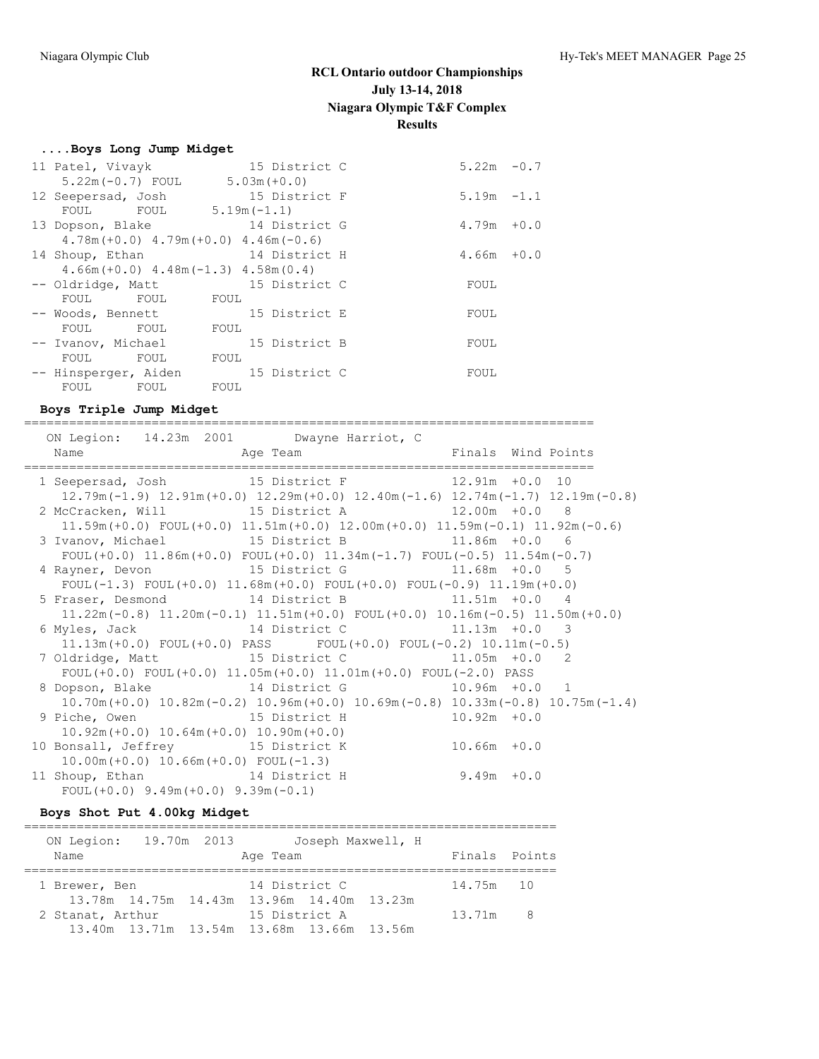# RCL Ontario outdoor Championships

**July 13-14, 2018**

**Niagara Olympic T&F Complex**

**Results**

### ....Boys Long Jump Midget

```
 11 Patel, Vivayk             15 District C               5.22m  -0.7
     5.22m(-0.7) FOUL      5.03m(+0.0)
 12 Seepersad, Josh           15 District F               5.19m  -1.1
     FOUL      FOUL      5.19m(-1.1)
 13 Dopson, Blake             14 District G               4.79m  +0.0
     4.78m(+0.0) 4.79m(+0.0) 4.46m(-0.6)
 14 Shoup, Ethan              14 District H               4.66m  +0.0
     4.66m(+0.0) 4.48m(-1.3) 4.58m(0.4)
 -- Oldridge, Matt            15 District C                FOUL
     FOUL      FOUL      FOUL
 -- Woods, Bennett            15 District E                FOUL
     FOUL      FOUL      FOUL
 -- Ivanov, Michael           15 District B                FOUL
     FOUL      FOUL      FOUL
 -- Hinsperger, Aiden         15 District C                FOUL
     FOUL      FOUL      FOUL
```

### Boys Triple Jump Midget

```
==============================================================================
   ON Legion:   14.23m  2001        Dwayne Harriot, C
   Name                    Age Team                    Finals  Wind Points
==============================================================================
  1 Seepersad, Josh           15 District F             12.91m  +0.0  10
     12.79m(-1.9) 12.91m(+0.0) 12.29m(+0.0) 12.40m(-1.6) 12.74m(-1.7) 12.19m(-0.8)
  2 McCracken, Will           15 District A             12.00m  +0.0   8
     11.59m(+0.0) FOUL(+0.0) 11.51m(+0.0) 12.00m(+0.0) 11.59m(-0.1) 11.92m(-0.6)
  3 Ivanov, Michael           15 District B             11.86m  +0.0   6
     FOUL(+0.0) 11.86m(+0.0) FOUL(+0.0) 11.34m(-1.7) FOUL(-0.5) 11.54m(-0.7)
  4 Rayner, Devon             15 District G             11.68m  +0.0   5
     FOUL(-1.3) FOUL(+0.0) 11.68m(+0.0) FOUL(+0.0) FOUL(-0.9) 11.19m(+0.0)
  5 Fraser, Desmond           14 District B             11.51m  +0.0   4
     11.22m(-0.8) 11.20m(-0.1) 11.51m(+0.0) FOUL(+0.0) 10.16m(-0.5) 11.50m(+0.0)
  6 Myles, Jack               14 District C             11.13m  +0.0   3
     11.13m(+0.0) FOUL(+0.0) PASS      FOUL(+0.0) FOUL(-0.2) 10.11m(-0.5)
  7 Oldridge, Matt            15 District C             11.05m  +0.0   2
     FOUL(+0.0) FOUL(+0.0) 11.05m(+0.0) 11.01m(+0.0) FOUL(-2.0) PASS
  8 Dopson, Blake             14 District G             10.96m  +0.0   1
     10.70m(+0.0) 10.82m(-0.2) 10.96m(+0.0) 10.69m(-0.8) 10.33m(-0.8) 10.75m(-1.4)
  9 Piche, Owen               15 District H             10.92m  +0.0
     10.92m(+0.0) 10.64m(+0.0) 10.90m(+0.0)
 10 Bonsall, Jeffrey          15 District K             10.66m  +0.0
     10.00m(+0.0) 10.66m(+0.0) FOUL(-1.3)
 11 Shoup, Ethan              14 District H              9.49m  +0.0
     FOUL(+0.0) 9.49m(+0.0) 9.39m(-0.1)
```

### Boys Shot Put 4.00kg Midget

```
=======================================================================
   ON Legion:   19.70m  2013        Joseph Maxwell, H
   Name                    Age Team                    Finals  Points
=======================================================================
  1 Brewer, Ben               14 District C             14.75m   10
     13.78m  14.75m  14.43m  13.96m  14.40m  13.23m
  2 Stanat, Arthur            15 District A             13.71m    8
     13.40m  13.71m  13.54m  13.68m  13.66m  13.56m
```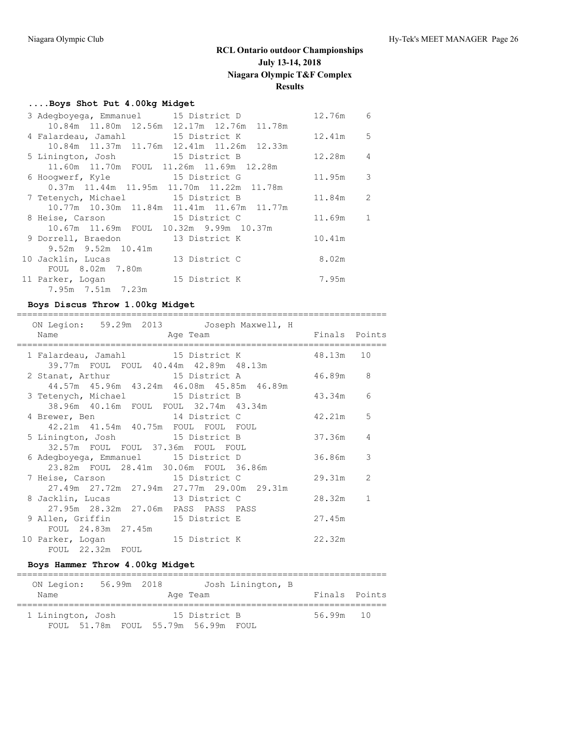# RCL Ontario outdoor Championships
## July 13-14, 2018
## Niagara Olympic T&F Complex
## Results

### ....Boys Shot Put 4.00kg Midget

```
  3 Adegboyega, Emmanuel      15 District D            12.76m    6
     10.84m  11.80m  12.56m  12.17m  12.76m  11.78m
  4 Falardeau, Jamahl         15 District K            12.41m    5
     10.84m  11.37m  11.76m  12.41m  11.26m  12.33m
  5 Linington, Josh           15 District B            12.28m    4
     11.60m  11.70m  FOUL  11.26m  11.69m  12.28m
  6 Hoogwerf, Kyle            15 District G            11.95m    3
     0.37m  11.44m  11.95m  11.70m  11.22m  11.78m
  7 Tetenych, Michael         15 District B            11.84m    2
     10.77m  10.30m  11.84m  11.41m  11.67m  11.77m
  8 Heise, Carson             15 District C            11.69m    1
     10.67m  11.69m  FOUL  10.32m  9.99m  10.37m
  9 Dorrell, Braedon          13 District K            10.41m
     9.52m  9.52m  10.41m
 10 Jacklin, Lucas            13 District C             8.02m
     FOUL  8.02m  7.80m
 11 Parker, Logan             15 District K             7.95m
     7.95m  7.51m  7.23m
```

### Boys Discus Throw 1.00kg Midget

```
=======================================================================
   ON Legion:   59.29m  2013        Joseph Maxwell, H
   Name                    Age Team                    Finals  Points
=======================================================================
  1 Falardeau, Jamahl         15 District K            48.13m   10
     39.77m  FOUL  FOUL  40.44m  42.89m  48.13m
  2 Stanat, Arthur            15 District A            46.89m    8
     44.57m  45.96m  43.24m  46.08m  45.85m  46.89m
  3 Tetenych, Michael         15 District B            43.34m    6
     38.96m  40.16m  FOUL  FOUL  32.74m  43.34m
  4 Brewer, Ben               14 District C            42.21m    5
     42.21m  41.54m  40.75m  FOUL  FOUL  FOUL
  5 Linington, Josh           15 District B            37.36m    4
     32.57m  FOUL  FOUL  37.36m  FOUL  FOUL
  6 Adegboyega, Emmanuel      15 District D            36.86m    3
     23.82m  FOUL  28.41m  30.06m  FOUL  36.86m
  7 Heise, Carson             15 District C            29.31m    2
     27.49m  27.72m  27.94m  27.77m  29.00m  29.31m
  8 Jacklin, Lucas            13 District C            28.32m    1
     27.95m  28.32m  27.06m  PASS  PASS  PASS
  9 Allen, Griffin            15 District E            27.45m
     FOUL  24.83m  27.45m
 10 Parker, Logan             15 District K            22.32m
     FOUL  22.32m  FOUL
```

### Boys Hammer Throw 4.00kg Midget

```
=======================================================================
   ON Legion:   56.99m  2018        Josh Linington, B
   Name                    Age Team                    Finals  Points
=======================================================================
  1 Linington, Josh           15 District B            56.99m   10
     FOUL  51.78m  FOUL  55.79m  56.99m  FOUL
```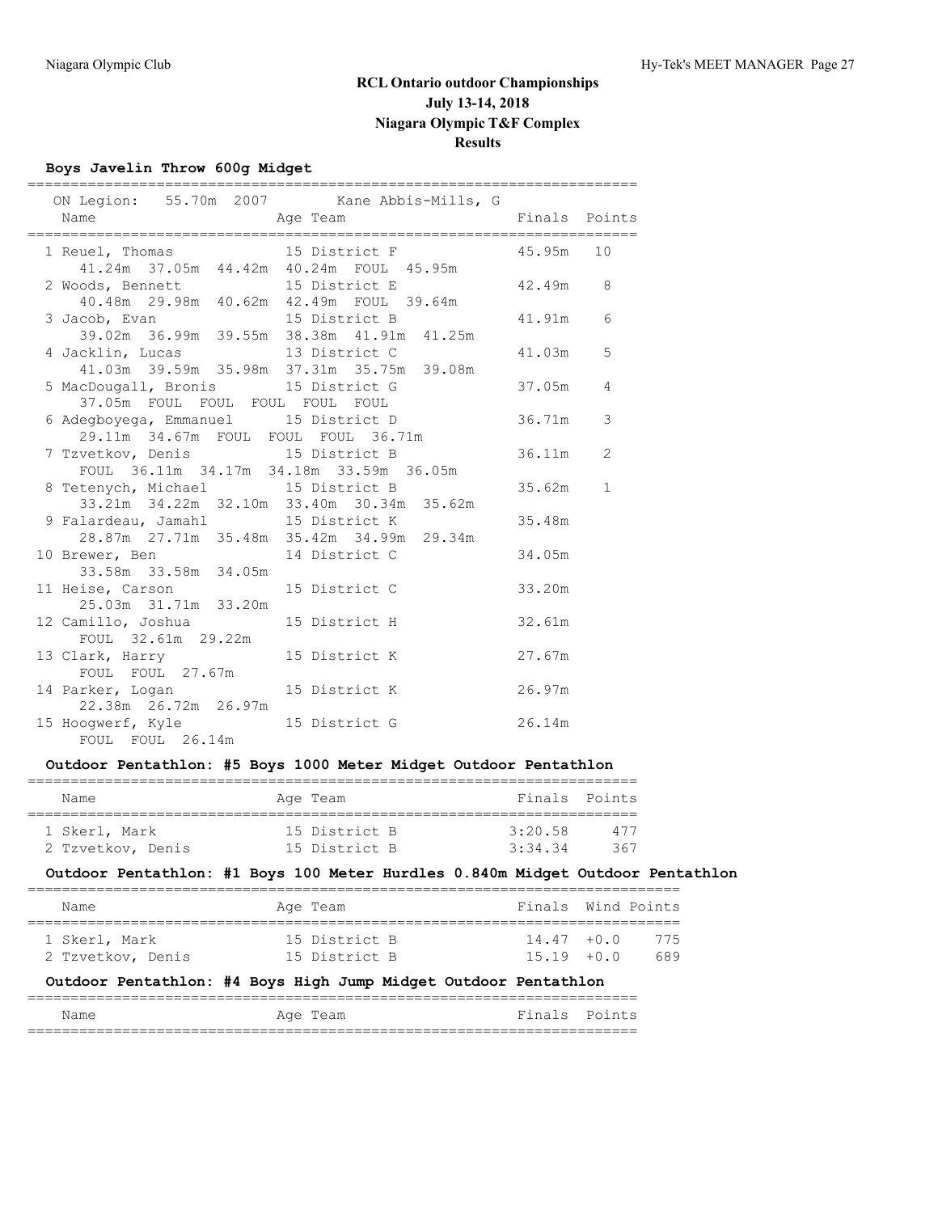# RCL Ontario outdoor Championships
## July 13-14, 2018
## Niagara Olympic T&F Complex
## Results

### Boys Javelin Throw 600g Midget

ON Legion: 55.70m 2007 Kane Abbis-Mills, G

| Place | Name | Age | Team | Finals | Points |
|---|---|---|---|---|---|
| 1 | Reuel, Thomas | 15 | District F | 45.95m | 10 |
| | 41.24m 37.05m 44.42m 40.24m FOUL 45.95m | | | | |
| 2 | Woods, Bennett | 15 | District E | 42.49m | 8 |
| | 40.48m 29.98m 40.62m 42.49m FOUL 39.64m | | | | |
| 3 | Jacob, Evan | 15 | District B | 41.91m | 6 |
| | 39.02m 36.99m 39.55m 38.38m 41.91m 41.25m | | | | |
| 4 | Jacklin, Lucas | 13 | District C | 41.03m | 5 |
| | 41.03m 39.59m 35.98m 37.31m 35.75m 39.08m | | | | |
| 5 | MacDougall, Bronis | 15 | District G | 37.05m | 4 |
| | 37.05m FOUL FOUL FOUL FOUL FOUL | | | | |
| 6 | Adegboyega, Emmanuel | 15 | District D | 36.71m | 3 |
| | 29.11m 34.67m FOUL FOUL FOUL 36.71m | | | | |
| 7 | Tzvetkov, Denis | 15 | District B | 36.11m | 2 |
| | FOUL 36.11m 34.17m 34.18m 33.59m 36.05m | | | | |
| 8 | Tetenych, Michael | 15 | District B | 35.62m | 1 |
| | 33.21m 34.22m 32.10m 33.40m 30.34m 35.62m | | | | |
| 9 | Falardeau, Jamahl | 15 | District K | 35.48m | |
| | 28.87m 27.71m 35.48m 35.42m 34.99m 29.34m | | | | |
| 10 | Brewer, Ben | 14 | District C | 34.05m | |
| | 33.58m 33.58m 34.05m | | | | |
| 11 | Heise, Carson | 15 | District C | 33.20m | |
| | 25.03m 31.71m 33.20m | | | | |
| 12 | Camillo, Joshua | 15 | District H | 32.61m | |
| | FOUL 32.61m 29.22m | | | | |
| 13 | Clark, Harry | 15 | District K | 27.67m | |
| | FOUL FOUL 27.67m | | | | |
| 14 | Parker, Logan | 15 | District K | 26.97m | |
| | 22.38m 26.72m 26.97m | | | | |
| 15 | Hoogwerf, Kyle | 15 | District G | 26.14m | |
| | FOUL FOUL 26.14m | | | | |

### Outdoor Pentathlon: #5 Boys 1000 Meter Midget Outdoor Pentathlon

| Place | Name | Age | Team | Finals | Points |
|---|---|---|---|---|---|
| 1 | Skerl, Mark | 15 | District B | 3:20.58 | 477 |
| 2 | Tzvetkov, Denis | 15 | District B | 3:34.34 | 367 |

### Outdoor Pentathlon: #1 Boys 100 Meter Hurdles 0.840m Midget Outdoor Pentathlon

| Place | Name | Age | Team | Finals | Wind | Points |
|---|---|---|---|---|---|---|
| 1 | Skerl, Mark | 15 | District B | 14.47 | +0.0 | 775 |
| 2 | Tzvetkov, Denis | 15 | District B | 15.19 | +0.0 | 689 |

### Outdoor Pentathlon: #4 Boys High Jump Midget Outdoor Pentathlon

| Name | Age | Team | Finals | Points |
|---|---|---|---|---|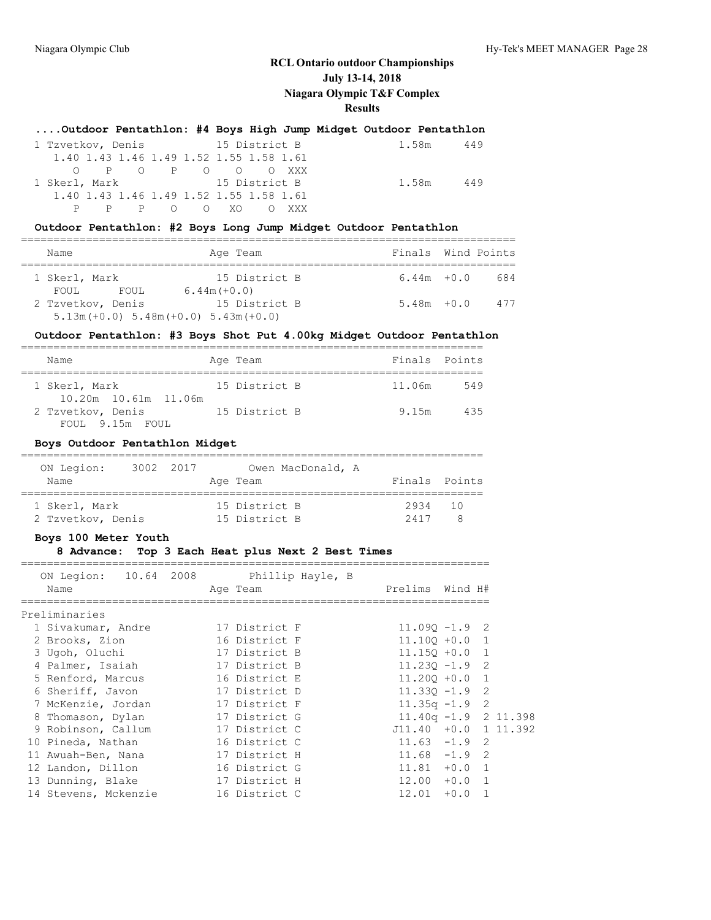# RCL Ontario outdoor Championships
## July 13-14, 2018
## Niagara Olympic T&F Complex
## Results

### ....Outdoor Pentathlon: #4 Boys High Jump Midget Outdoor Pentathlon

| Name | Age | Team | Finals | Points |
|---|---|---|---|---|
| 1 Tzvetkov, Denis | 15 | District B | 1.58m | 449 |
| 1.40 1.43 1.46 1.49 1.52 1.55 1.58 1.61 | | | | |
| O P O P O O O XXX | | | | |
| 1 Skerl, Mark | 15 | District B | 1.58m | 449 |
| 1.40 1.43 1.46 1.49 1.52 1.55 1.58 1.61 | | | | |
| P P P O O XO O XXX | | | | |

### Outdoor Pentathlon: #2 Boys Long Jump Midget Outdoor Pentathlon

| Name | Age | Team | Finals | Wind | Points |
|---|---|---|---|---|---|
| 1 Skerl, Mark | 15 | District B | 6.44m | +0.0 | 684 |
| FOUL FOUL 6.44m(+0.0) | | | | | |
| 2 Tzvetkov, Denis | 15 | District B | 5.48m | +0.0 | 477 |
| 5.13m(+0.0) 5.48m(+0.0) 5.43m(+0.0) | | | | | |

### Outdoor Pentathlon: #3 Boys Shot Put 4.00kg Midget Outdoor Pentathlon

| Name | Age | Team | Finals | Points |
|---|---|---|---|---|
| 1 Skerl, Mark | 15 | District B | 11.06m | 549 |
| 10.20m 10.61m 11.06m | | | | |
| 2 Tzvetkov, Denis | 15 | District B | 9.15m | 435 |
| FOUL 9.15m FOUL | | | | |

### Boys Outdoor Pentathlon Midget

ON Legion: 3002 2017 Owen MacDonald, A

| Name | Age | Team | Finals | Points |
|---|---|---|---|---|
| 1 Skerl, Mark | 15 | District B | 2934 | 10 |
| 2 Tzvetkov, Denis | 15 | District B | 2417 | 8 |

### Boys 100 Meter Youth

8 Advance: Top 3 Each Heat plus Next 2 Best Times

ON Legion: 10.64 2008 Phillip Hayle, B

**Preliminaries**

| Name | Age | Team | Prelims | Wind | H# | |
|---|---|---|---|---|---|---|
| 1 Sivakumar, Andre | 17 | District F | 11.09Q | -1.9 | 2 | |
| 2 Brooks, Zion | 16 | District F | 11.10Q | +0.0 | 1 | |
| 3 Ugoh, Oluchi | 17 | District B | 11.15Q | +0.0 | 1 | |
| 4 Palmer, Isaiah | 17 | District B | 11.23Q | -1.9 | 2 | |
| 5 Renford, Marcus | 16 | District E | 11.20Q | +0.0 | 1 | |
| 6 Sheriff, Javon | 17 | District D | 11.33Q | -1.9 | 2 | |
| 7 McKenzie, Jordan | 17 | District F | 11.35q | -1.9 | 2 | |
| 8 Thomason, Dylan | 17 | District G | 11.40q | -1.9 | 2 | 11.398 |
| 9 Robinson, Callum | 17 | District C | J11.40 | +0.0 | 1 | 11.392 |
| 10 Pineda, Nathan | 16 | District C | 11.63 | -1.9 | 2 | |
| 11 Awuah-Ben, Nana | 17 | District H | 11.68 | -1.9 | 2 | |
| 12 Landon, Dillon | 16 | District G | 11.81 | +0.0 | 1 | |
| 13 Dunning, Blake | 17 | District H | 12.00 | +0.0 | 1 | |
| 14 Stevens, Mckenzie | 16 | District C | 12.01 | +0.0 | 1 | |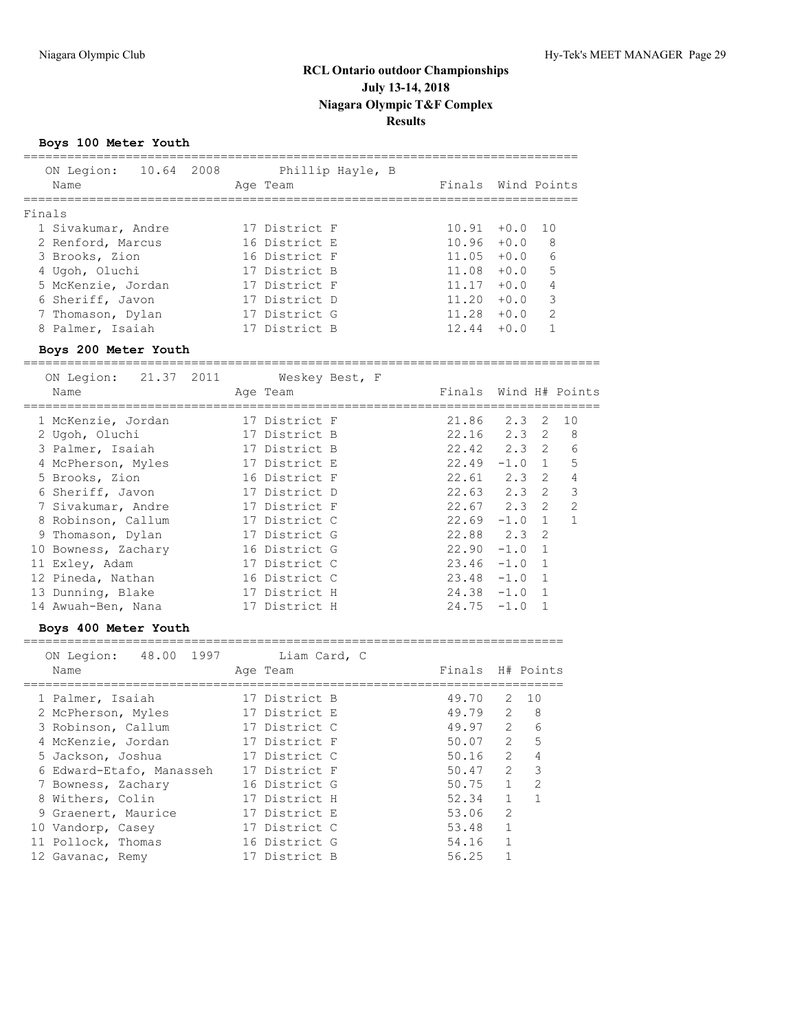# RCL Ontario outdoor Championships
## July 13-14, 2018
## Niagara Olympic T&F Complex
## Results

### Boys 100 Meter Youth

ON Legion: 10.64 2008 Phillip Hayle, B

**Finals**

| | Name | Age | Team | Finals | Wind | Points |
|---|---|---|---|---|---|---|
| 1 | Sivakumar, Andre | 17 | District F | 10.91 | +0.0 | 10 |
| 2 | Renford, Marcus | 16 | District E | 10.96 | +0.0 | 8 |
| 3 | Brooks, Zion | 16 | District F | 11.05 | +0.0 | 6 |
| 4 | Ugoh, Oluchi | 17 | District B | 11.08 | +0.0 | 5 |
| 5 | McKenzie, Jordan | 17 | District F | 11.17 | +0.0 | 4 |
| 6 | Sheriff, Javon | 17 | District D | 11.20 | +0.0 | 3 |
| 7 | Thomason, Dylan | 17 | District G | 11.28 | +0.0 | 2 |
| 8 | Palmer, Isaiah | 17 | District B | 12.44 | +0.0 | 1 |

### Boys 200 Meter Youth

ON Legion: 21.37 2011 Weskey Best, F

| | Name | Age | Team | Finals | Wind | H# | Points |
|---|---|---|---|---|---|---|---|
| 1 | McKenzie, Jordan | 17 | District F | 21.86 | 2.3 | 2 | 10 |
| 2 | Ugoh, Oluchi | 17 | District B | 22.16 | 2.3 | 2 | 8 |
| 3 | Palmer, Isaiah | 17 | District B | 22.42 | 2.3 | 2 | 6 |
| 4 | McPherson, Myles | 17 | District E | 22.49 | -1.0 | 1 | 5 |
| 5 | Brooks, Zion | 16 | District F | 22.61 | 2.3 | 2 | 4 |
| 6 | Sheriff, Javon | 17 | District D | 22.63 | 2.3 | 2 | 3 |
| 7 | Sivakumar, Andre | 17 | District F | 22.67 | 2.3 | 2 | 2 |
| 8 | Robinson, Callum | 17 | District C | 22.69 | -1.0 | 1 | 1 |
| 9 | Thomason, Dylan | 17 | District G | 22.88 | 2.3 | 2 | |
| 10 | Bowness, Zachary | 16 | District G | 22.90 | -1.0 | 1 | |
| 11 | Exley, Adam | 17 | District C | 23.46 | -1.0 | 1 | |
| 12 | Pineda, Nathan | 16 | District C | 23.48 | -1.0 | 1 | |
| 13 | Dunning, Blake | 17 | District H | 24.38 | -1.0 | 1 | |
| 14 | Awuah-Ben, Nana | 17 | District H | 24.75 | -1.0 | 1 | |

### Boys 400 Meter Youth

ON Legion: 48.00 1997 Liam Card, C

| | Name | Age | Team | Finals | H# | Points |
|---|---|---|---|---|---|---|
| 1 | Palmer, Isaiah | 17 | District B | 49.70 | 2 | 10 |
| 2 | McPherson, Myles | 17 | District E | 49.79 | 2 | 8 |
| 3 | Robinson, Callum | 17 | District C | 49.97 | 2 | 6 |
| 4 | McKenzie, Jordan | 17 | District F | 50.07 | 2 | 5 |
| 5 | Jackson, Joshua | 17 | District C | 50.16 | 2 | 4 |
| 6 | Edward-Etafo, Manasseh | 17 | District F | 50.47 | 2 | 3 |
| 7 | Bowness, Zachary | 16 | District G | 50.75 | 1 | 2 |
| 8 | Withers, Colin | 17 | District H | 52.34 | 1 | 1 |
| 9 | Graenert, Maurice | 17 | District E | 53.06 | 2 | |
| 10 | Vandorp, Casey | 17 | District C | 53.48 | 1 | |
| 11 | Pollock, Thomas | 16 | District G | 54.16 | 1 | |
| 12 | Gavanac, Remy | 17 | District B | 56.25 | 1 | |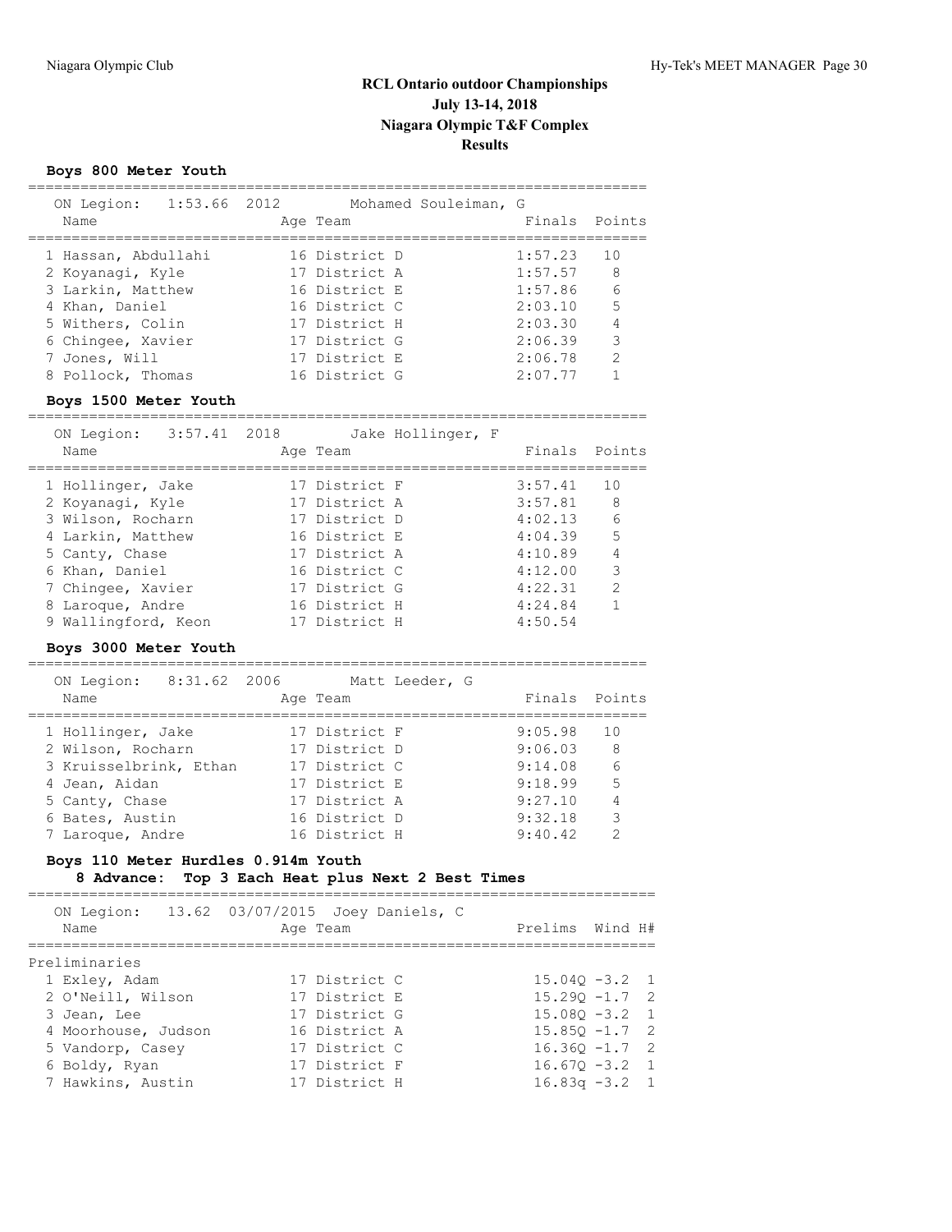# RCL Ontario outdoor Championships
## July 13-14, 2018
## Niagara Olympic T&F Complex
## Results

### Boys 800 Meter Youth

ON Legion: 1:53.66 2012 Mohamed Souleiman, G

| | Name | Age | Team | Finals | Points |
|---|---|---|---|---|---|
| 1 | Hassan, Abdullahi | 16 | District D | 1:57.23 | 10 |
| 2 | Koyanagi, Kyle | 17 | District A | 1:57.57 | 8 |
| 3 | Larkin, Matthew | 16 | District E | 1:57.86 | 6 |
| 4 | Khan, Daniel | 16 | District C | 2:03.10 | 5 |
| 5 | Withers, Colin | 17 | District H | 2:03.30 | 4 |
| 6 | Chingee, Xavier | 17 | District G | 2:06.39 | 3 |
| 7 | Jones, Will | 17 | District E | 2:06.78 | 2 |
| 8 | Pollock, Thomas | 16 | District G | 2:07.77 | 1 |

### Boys 1500 Meter Youth

ON Legion: 3:57.41 2018 Jake Hollinger, F

| | Name | Age | Team | Finals | Points |
|---|---|---|---|---|---|
| 1 | Hollinger, Jake | 17 | District F | 3:57.41 | 10 |
| 2 | Koyanagi, Kyle | 17 | District A | 3:57.81 | 8 |
| 3 | Wilson, Rocharn | 17 | District D | 4:02.13 | 6 |
| 4 | Larkin, Matthew | 16 | District E | 4:04.39 | 5 |
| 5 | Canty, Chase | 17 | District A | 4:10.89 | 4 |
| 6 | Khan, Daniel | 16 | District C | 4:12.00 | 3 |
| 7 | Chingee, Xavier | 17 | District G | 4:22.31 | 2 |
| 8 | Laroque, Andre | 16 | District H | 4:24.84 | 1 |
| 9 | Wallingford, Keon | 17 | District H | 4:50.54 | |

### Boys 3000 Meter Youth

ON Legion: 8:31.62 2006 Matt Leeder, G

| | Name | Age | Team | Finals | Points |
|---|---|---|---|---|---|
| 1 | Hollinger, Jake | 17 | District F | 9:05.98 | 10 |
| 2 | Wilson, Rocharn | 17 | District D | 9:06.03 | 8 |
| 3 | Kruisselbrink, Ethan | 17 | District C | 9:14.08 | 6 |
| 4 | Jean, Aidan | 17 | District E | 9:18.99 | 5 |
| 5 | Canty, Chase | 17 | District A | 9:27.10 | 4 |
| 6 | Bates, Austin | 16 | District D | 9:32.18 | 3 |
| 7 | Laroque, Andre | 16 | District H | 9:40.42 | 2 |

### Boys 110 Meter Hurdles 0.914m Youth

8 Advance: Top 3 Each Heat plus Next 2 Best Times

ON Legion: 13.62 03/07/2015 Joey Daniels, C

Preliminaries

| | Name | Age | Team | Prelims | Wind | H# |
|---|---|---|---|---|---|---|
| 1 | Exley, Adam | 17 | District C | 15.04Q | -3.2 | 1 |
| 2 | O'Neill, Wilson | 17 | District E | 15.29Q | -1.7 | 2 |
| 3 | Jean, Lee | 17 | District G | 15.08Q | -3.2 | 1 |
| 4 | Moorhouse, Judson | 16 | District A | 15.85Q | -1.7 | 2 |
| 5 | Vandorp, Casey | 17 | District C | 16.36Q | -1.7 | 2 |
| 6 | Boldy, Ryan | 17 | District F | 16.67Q | -3.2 | 1 |
| 7 | Hawkins, Austin | 17 | District H | 16.83q | -3.2 | 1 |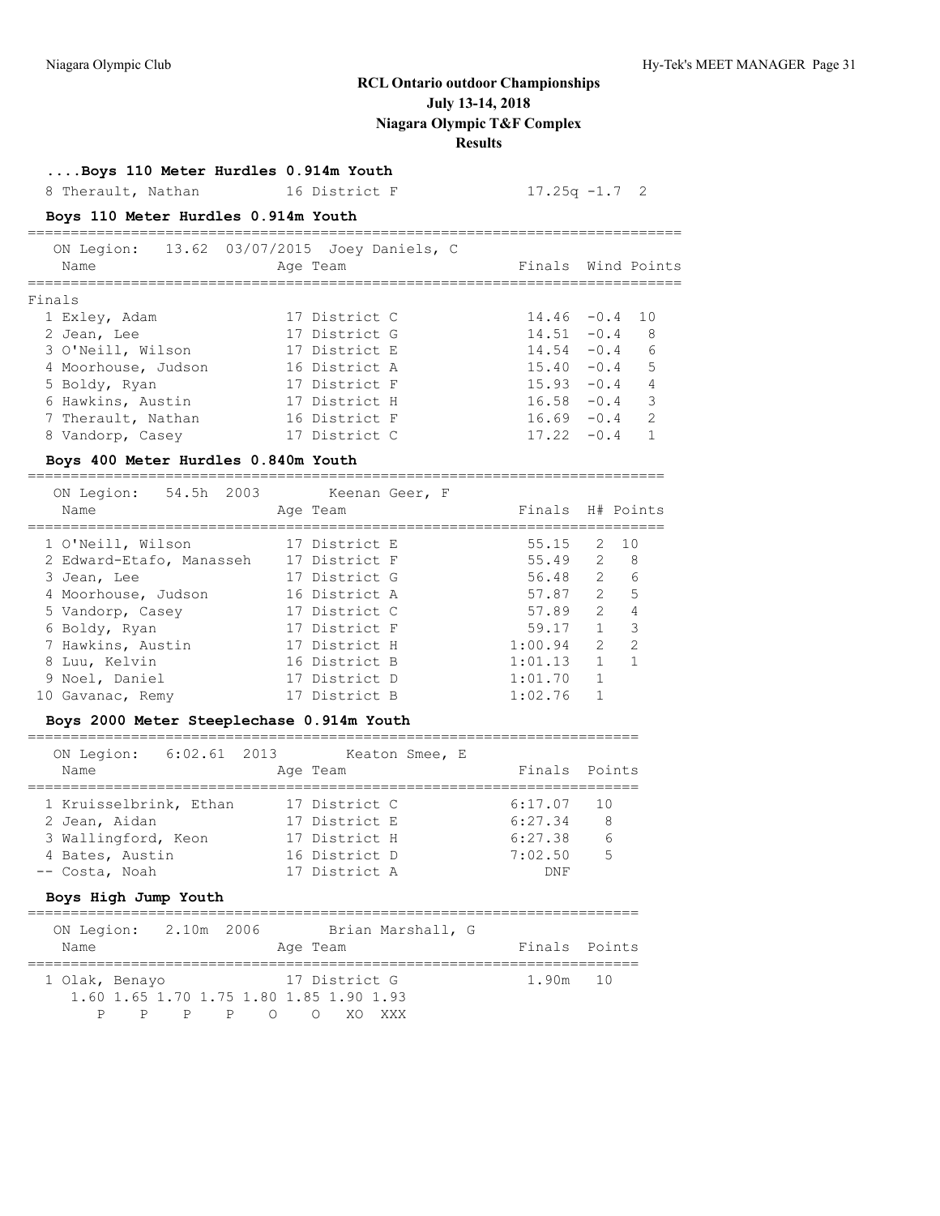# RCL Ontario outdoor Championships

**July 13-14, 2018**

**Niagara Olympic T&F Complex**

**Results**

### ....Boys 110 Meter Hurdles 0.914m Youth

| Name | Age | Team | Prelims | Wind | H# |
|---|---|---|---|---|---|
| 8 Therault, Nathan | 16 | District F | 17.25q | -1.7 | 2 |

### Boys 110 Meter Hurdles 0.914m Youth

ON Legion: 13.62 03/07/2015 Joey Daniels, C

Finals

| Name | Age | Team | Finals | Wind | Points |
|---|---|---|---|---|---|
| 1 Exley, Adam | 17 | District C | 14.46 | -0.4 | 10 |
| 2 Jean, Lee | 17 | District G | 14.51 | -0.4 | 8 |
| 3 O'Neill, Wilson | 17 | District E | 14.54 | -0.4 | 6 |
| 4 Moorhouse, Judson | 16 | District A | 15.40 | -0.4 | 5 |
| 5 Boldy, Ryan | 17 | District F | 15.93 | -0.4 | 4 |
| 6 Hawkins, Austin | 17 | District H | 16.58 | -0.4 | 3 |
| 7 Therault, Nathan | 16 | District F | 16.69 | -0.4 | 2 |
| 8 Vandorp, Casey | 17 | District C | 17.22 | -0.4 | 1 |

### Boys 400 Meter Hurdles 0.840m Youth

ON Legion: 54.5h 2003 Keenan Geer, F

| Name | Age | Team | Finals | H# | Points |
|---|---|---|---|---|---|
| 1 O'Neill, Wilson | 17 | District E | 55.15 | 2 | 10 |
| 2 Edward-Etafo, Manasseh | 17 | District F | 55.49 | 2 | 8 |
| 3 Jean, Lee | 17 | District G | 56.48 | 2 | 6 |
| 4 Moorhouse, Judson | 16 | District A | 57.87 | 2 | 5 |
| 5 Vandorp, Casey | 17 | District C | 57.89 | 2 | 4 |
| 6 Boldy, Ryan | 17 | District F | 59.17 | 1 | 3 |
| 7 Hawkins, Austin | 17 | District H | 1:00.94 | 2 | 2 |
| 8 Luu, Kelvin | 16 | District B | 1:01.13 | 1 | 1 |
| 9 Noel, Daniel | 17 | District D | 1:01.70 | 1 | |
| 10 Gavanac, Remy | 17 | District B | 1:02.76 | 1 | |

### Boys 2000 Meter Steeplechase 0.914m Youth

ON Legion: 6:02.61 2013 Keaton Smee, E

| Name | Age | Team | Finals | Points |
|---|---|---|---|---|
| 1 Kruisselbrink, Ethan | 17 | District C | 6:17.07 | 10 |
| 2 Jean, Aidan | 17 | District E | 6:27.34 | 8 |
| 3 Wallingford, Keon | 17 | District H | 6:27.38 | 6 |
| 4 Bates, Austin | 16 | District D | 7:02.50 | 5 |
| -- Costa, Noah | 17 | District A | DNF | |

### Boys High Jump Youth

ON Legion: 2.10m 2006 Brian Marshall, G

| Name | Age | Team | Finals | Points |
|---|---|---|---|---|
| 1 Olak, Benayo | 17 | District G | 1.90m | 10 |

| 1.60 | 1.65 | 1.70 | 1.75 | 1.80 | 1.85 | 1.90 | 1.93 |
|---|---|---|---|---|---|---|---|
| P | P | P | P | O | O | XO | XXX |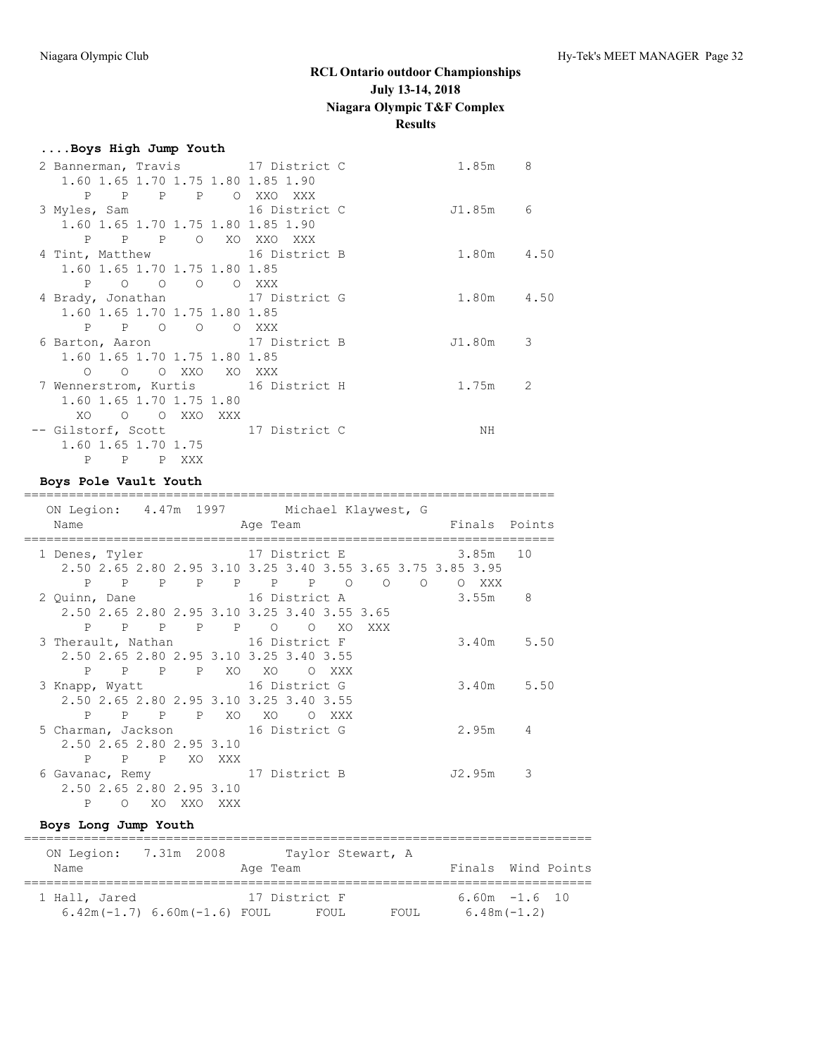# RCL Ontario outdoor Championships
## July 13-14, 2018
## Niagara Olympic T&F Complex
## Results

### ....Boys High Jump Youth

```
  2 Bannerman, Travis         17 District C               1.85m    8 
     1.60 1.65 1.70 1.75 1.80 1.85 1.90
        P    P    P    P    O  XXO  XXX
  3 Myles, Sam                16 District C              J1.85m    6 
     1.60 1.65 1.70 1.75 1.80 1.85 1.90
        P    P    P    O   XO  XXO  XXX
  4 Tint, Matthew             16 District B               1.80m    4.50 
     1.60 1.65 1.70 1.75 1.80 1.85
        P    O    O    O    O  XXX
  4 Brady, Jonathan           17 District G               1.80m    4.50 
     1.60 1.65 1.70 1.75 1.80 1.85
        P    P    O    O    O  XXX
  6 Barton, Aaron             17 District B              J1.80m    3 
     1.60 1.65 1.70 1.75 1.80 1.85
        O    O    O  XXO   XO  XXX
  7 Wennerstrom, Kurtis       16 District H               1.75m    2 
     1.60 1.65 1.70 1.75 1.80
       XO    O    O  XXO  XXX
 -- Gilstorf, Scott           17 District C                  NH 
     1.60 1.65 1.70 1.75
        P    P    P  XXX
```

### Boys Pole Vault Youth

```
=======================================================================
    ON Legion:   4.47m  1997        Michael Klaywest, G                
    Name                    Age Team                    Finals  Points 
=======================================================================
  1 Denes, Tyler              17 District E               3.85m   10 
     2.50 2.65 2.80 2.95 3.10 3.25 3.40 3.55 3.65 3.75 3.85 3.95
        P    P    P    P    P    P    P    O    O    O    O  XXX
  2 Quinn, Dane               16 District A               3.55m    8 
     2.50 2.65 2.80 2.95 3.10 3.25 3.40 3.55 3.65
        P    P    P    P    P    O    O   XO  XXX
  3 Therault, Nathan          16 District F               3.40m    5.50 
     2.50 2.65 2.80 2.95 3.10 3.25 3.40 3.55
        P    P    P    P   XO   XO    O  XXX
  3 Knapp, Wyatt              16 District G               3.40m    5.50 
     2.50 2.65 2.80 2.95 3.10 3.25 3.40 3.55
        P    P    P    P   XO   XO    O  XXX
  5 Charman, Jackson          16 District G               2.95m    4 
     2.50 2.65 2.80 2.95 3.10
        P    P    P   XO  XXX
  6 Gavanac, Remy             17 District B              J2.95m    3 
     2.50 2.65 2.80 2.95 3.10
        P    O   XO  XXO  XXX
```

### Boys Long Jump Youth

```
============================================================================
    ON Legion:   7.31m  2008        Taylor Stewart, A                      
    Name                    Age Team                    Finals  Wind Points 
============================================================================
  1 Hall, Jared               17 District F               6.60m  -1.6  10 
      6.42m(-1.7)  6.60m(-1.6)  FOUL      FOUL      FOUL      6.48m(-1.2)
```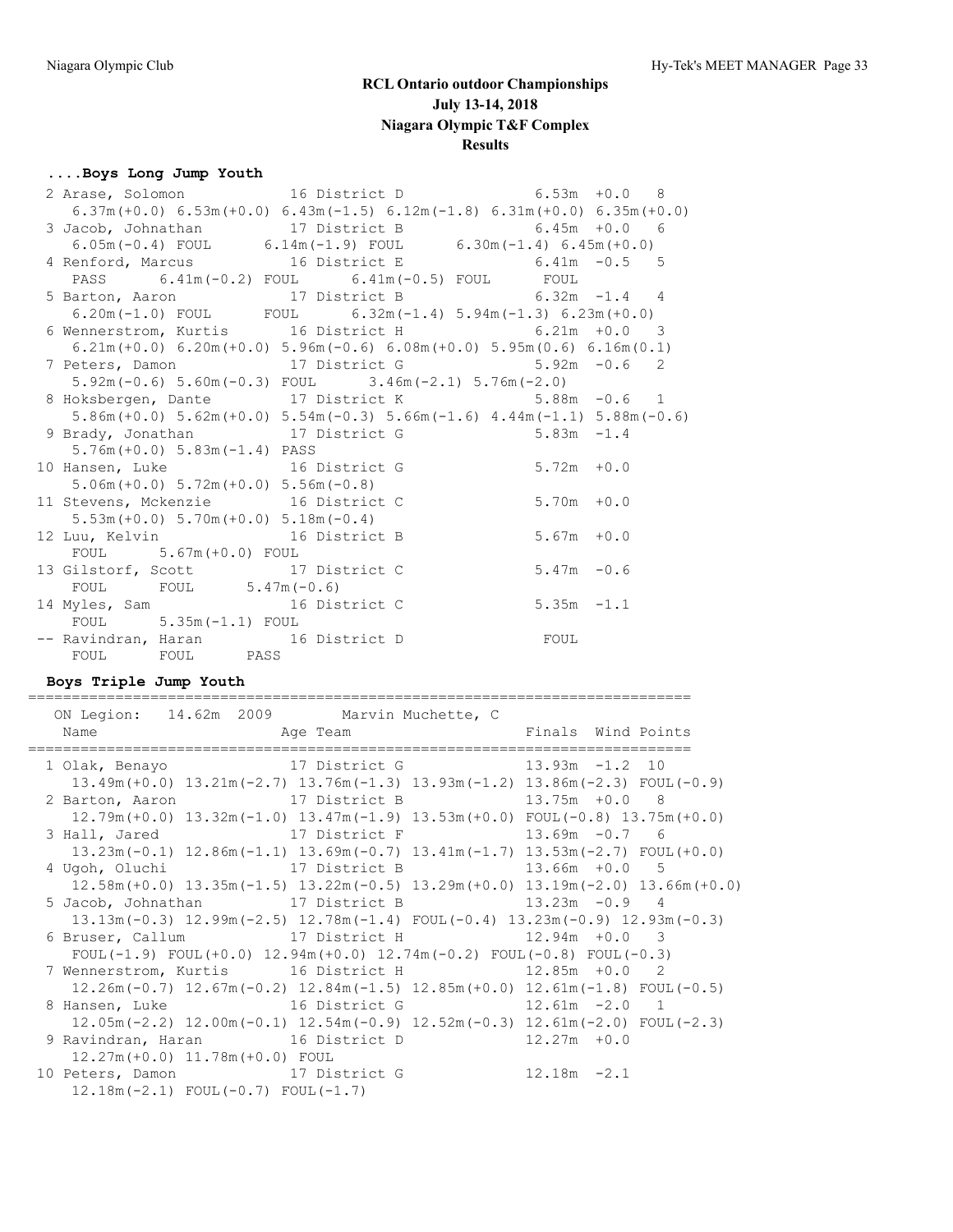# RCL Ontario outdoor Championships

## July 13-14, 2018

## Niagara Olympic T&F Complex

## Results

### ....Boys Long Jump Youth

```
  2 Arase, Solomon            16 District D             6.53m  +0.0   8  
     6.37m(+0.0) 6.53m(+0.0) 6.43m(-1.5) 6.12m(-1.8) 6.31m(+0.0) 6.35m(+0.0)
  3 Jacob, Johnathan          17 District B             6.45m  +0.0   6  
     6.05m(-0.4) FOUL      6.14m(-1.9) FOUL      6.30m(-1.4) 6.45m(+0.0)
  4 Renford, Marcus           16 District E             6.41m  -0.5   5  
     PASS      6.41m(-0.2) FOUL      6.41m(-0.5) FOUL      FOUL      
  5 Barton, Aaron             17 District B             6.32m  -1.4   4  
     6.20m(-1.0) FOUL      FOUL      6.32m(-1.4) 5.94m(-1.3) 6.23m(+0.0)
  6 Wennerstrom, Kurtis       16 District H             6.21m  +0.0   3  
     6.21m(+0.0) 6.20m(+0.0) 5.96m(-0.6) 6.08m(+0.0) 5.95m(0.6) 6.16m(0.1)
  7 Peters, Damon             17 District G             5.92m  -0.6   2  
     5.92m(-0.6) 5.60m(-0.3) FOUL      3.46m(-2.1) 5.76m(-2.0)
  8 Hoksbergen, Dante         17 District K             5.88m  -0.6   1  
     5.86m(+0.0) 5.62m(+0.0) 5.54m(-0.3) 5.66m(-1.6) 4.44m(-1.1) 5.88m(-0.6)
  9 Brady, Jonathan           17 District G             5.83m  -1.4  
     5.76m(+0.0) 5.83m(-1.4) PASS      
 10 Hansen, Luke              16 District G             5.72m  +0.0  
     5.06m(+0.0) 5.72m(+0.0) 5.56m(-0.8)
 11 Stevens, Mckenzie         16 District C             5.70m  +0.0  
     5.53m(+0.0) 5.70m(+0.0) 5.18m(-0.4)
 12 Luu, Kelvin               16 District B             5.67m  +0.0  
     FOUL      5.67m(+0.0) FOUL      
 13 Gilstorf, Scott           17 District C             5.47m  -0.6  
     FOUL      FOUL      5.47m(-0.6)
 14 Myles, Sam                16 District C             5.35m  -1.1  
     FOUL      5.35m(-1.1) FOUL      
 -- Ravindran, Haran          16 District D              FOUL            
     FOUL      FOUL      PASS      
```

### Boys Triple Jump Youth

```
=============================================================================
    ON Legion:  14.62m  2009        Marvin Muchette, C                        
    Name                    Age Team                    Finals  Wind Points 
=============================================================================
  1 Olak, Benayo              17 District G            13.93m  -1.2  10  
     13.49m(+0.0) 13.21m(-2.7) 13.76m(-1.3) 13.93m(-1.2) 13.86m(-2.3) FOUL(-0.9)
  2 Barton, Aaron             17 District B            13.75m  +0.0   8  
     12.79m(+0.0) 13.32m(-1.0) 13.47m(-1.9) 13.53m(+0.0) FOUL(-0.8) 13.75m(+0.0)
  3 Hall, Jared               17 District F            13.69m  -0.7   6  
     13.23m(-0.1) 12.86m(-1.1) 13.69m(-0.7) 13.41m(-1.7) 13.53m(-2.7) FOUL(+0.0)
  4 Ugoh, Oluchi              17 District B            13.66m  +0.0   5  
     12.58m(+0.0) 13.35m(-1.5) 13.22m(-0.5) 13.29m(+0.0) 13.19m(-2.0) 13.66m(+0.0)
  5 Jacob, Johnathan          17 District B            13.23m  -0.9   4  
     13.13m(-0.3) 12.99m(-2.5) 12.78m(-1.4) FOUL(-0.4) 13.23m(-0.9) 12.93m(-0.3)
  6 Bruser, Callum            17 District H            12.94m  +0.0   3  
     FOUL(-1.9) FOUL(+0.0) 12.94m(+0.0) 12.74m(-0.2) FOUL(-0.8) FOUL(-0.3)
  7 Wennerstrom, Kurtis       16 District H            12.85m  +0.0   2  
     12.26m(-0.7) 12.67m(-0.2) 12.84m(-1.5) 12.85m(+0.0) 12.61m(-1.8) FOUL(-0.5)
  8 Hansen, Luke              16 District G            12.61m  -2.0   1  
     12.05m(-2.2) 12.00m(-0.1) 12.54m(-0.9) 12.52m(-0.3) 12.61m(-2.0) FOUL(-2.3)
  9 Ravindran, Haran          16 District D            12.27m  +0.0  
     12.27m(+0.0) 11.78m(+0.0) FOUL      
 10 Peters, Damon             17 District G            12.18m  -2.1  
     12.18m(-2.1) FOUL(-0.7) FOUL(-1.7)
```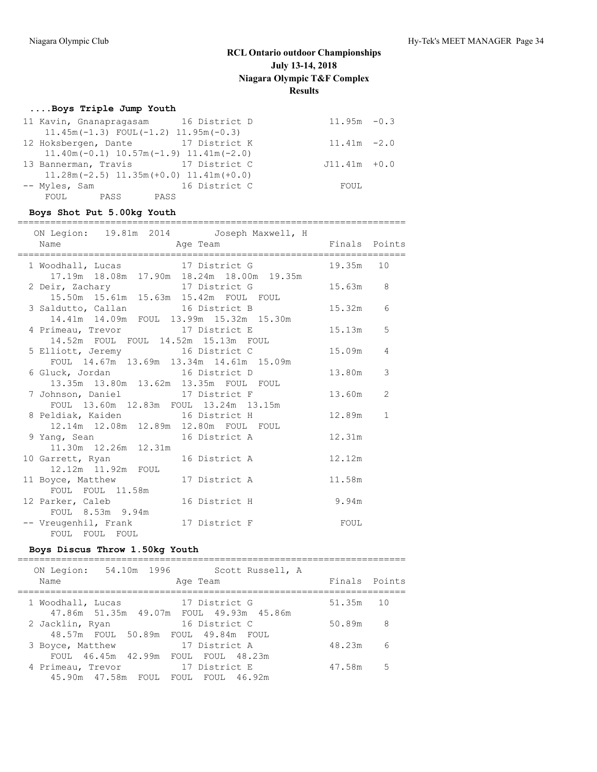# RCL Ontario outdoor Championships
## July 13-14, 2018
## Niagara Olympic T&F Complex
## Results

### ....Boys Triple Jump Youth

| Place | Name | Age | Team | Finals | Wind |
|---|---|---|---|---|---|
| 11 | Kavin, Gnanapragasam | 16 | District D | 11.95m | -0.3 |
| | 11.45m(-1.3) FOUL(-1.2) 11.95m(-0.3) | | | | |
| 12 | Hoksbergen, Dante | 17 | District K | 11.41m | -2.0 |
| | 11.40m(-0.1) 10.57m(-1.9) 11.41m(-2.0) | | | | |
| 13 | Bannerman, Travis | 17 | District C | J11.41m | +0.0 |
| | 11.28m(-2.5) 11.35m(+0.0) 11.41m(+0.0) | | | | |
| -- | Myles, Sam | 16 | District C | FOUL | |
| | FOUL PASS PASS | | | | |

### Boys Shot Put 5.00kg Youth

ON Legion: 19.81m 2014 Joseph Maxwell, H

| Place | Name | Age | Team | Finals | Points |
|---|---|---|---|---|---|
| 1 | Woodhall, Lucas | 17 | District G | 19.35m | 10 |
| | 17.19m 18.08m 17.90m 18.24m 18.00m 19.35m | | | | |
| 2 | Deir, Zachary | 17 | District G | 15.63m | 8 |
| | 15.50m 15.61m 15.63m 15.42m FOUL FOUL | | | | |
| 3 | Saldutto, Callan | 16 | District B | 15.32m | 6 |
| | 14.41m 14.09m FOUL 13.99m 15.32m 15.30m | | | | |
| 4 | Primeau, Trevor | 17 | District E | 15.13m | 5 |
| | 14.52m FOUL FOUL 14.52m 15.13m FOUL | | | | |
| 5 | Elliott, Jeremy | 16 | District C | 15.09m | 4 |
| | FOUL 14.67m 13.69m 13.34m 14.61m 15.09m | | | | |
| 6 | Gluck, Jordan | 16 | District D | 13.80m | 3 |
| | 13.35m 13.80m 13.62m 13.35m FOUL FOUL | | | | |
| 7 | Johnson, Daniel | 17 | District F | 13.60m | 2 |
| | FOUL 13.60m 12.83m FOUL 13.24m 13.15m | | | | |
| 8 | Peldiak, Kaiden | 16 | District H | 12.89m | 1 |
| | 12.14m 12.08m 12.89m 12.80m FOUL FOUL | | | | |
| 9 | Yang, Sean | 16 | District A | 12.31m | |
| | 11.30m 12.26m 12.31m | | | | |
| 10 | Garrett, Ryan | 16 | District A | 12.12m | |
| | 12.12m 11.92m FOUL | | | | |
| 11 | Boyce, Matthew | 17 | District A | 11.58m | |
| | FOUL FOUL 11.58m | | | | |
| 12 | Parker, Caleb | 16 | District H | 9.94m | |
| | FOUL 8.53m 9.94m | | | | |
| -- | Vreugenhil, Frank | 17 | District F | FOUL | |
| | FOUL FOUL FOUL | | | | |

### Boys Discus Throw 1.50kg Youth

ON Legion: 54.10m 1996 Scott Russell, A

| Place | Name | Age | Team | Finals | Points |
|---|---|---|---|---|---|
| 1 | Woodhall, Lucas | 17 | District G | 51.35m | 10 |
| | 47.86m 51.35m 49.07m FOUL 49.93m 45.86m | | | | |
| 2 | Jacklin, Ryan | 16 | District C | 50.89m | 8 |
| | 48.57m FOUL 50.89m FOUL 49.84m FOUL | | | | |
| 3 | Boyce, Matthew | 17 | District A | 48.23m | 6 |
| | FOUL 46.45m 42.99m FOUL FOUL 48.23m | | | | |
| 4 | Primeau, Trevor | 17 | District E | 47.58m | 5 |
| | 45.90m 47.58m FOUL FOUL FOUL 46.92m | | | | |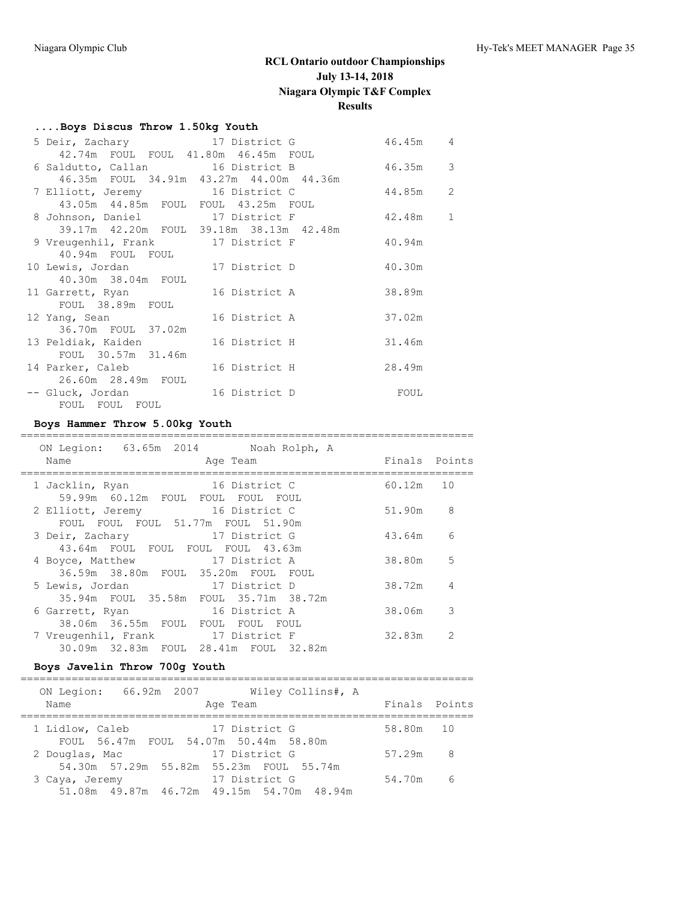# RCL Ontario outdoor Championships

**July 13-14, 2018**

**Niagara Olympic T&F Complex**

**Results**

### ....Boys Discus Throw 1.50kg Youth

```
  5 Deir, Zachary            17 District G                46.45m    4
     42.74m  FOUL  FOUL  41.80m  46.45m  FOUL
  6 Saldutto, Callan         16 District B                46.35m    3
     46.35m  FOUL  34.91m  43.27m  44.00m  44.36m
  7 Elliott, Jeremy          16 District C                44.85m    2
     43.05m  44.85m  FOUL  FOUL  43.25m  FOUL
  8 Johnson, Daniel          17 District F                42.48m    1
     39.17m  42.20m  FOUL  39.18m  38.13m  42.48m
  9 Vreugenhil, Frank        17 District F                40.94m
     40.94m  FOUL  FOUL
 10 Lewis, Jordan            17 District D                40.30m
     40.30m  38.04m  FOUL
 11 Garrett, Ryan            16 District A                38.89m
     FOUL  38.89m  FOUL
 12 Yang, Sean               16 District A                37.02m
     36.70m  FOUL  37.02m
 13 Peldiak, Kaiden          16 District H                31.46m
     FOUL  30.57m  31.46m
 14 Parker, Caleb            16 District H                28.49m
     26.60m  28.49m  FOUL
 -- Gluck, Jordan            16 District D                  FOUL
     FOUL  FOUL  FOUL
```

### Boys Hammer Throw 5.00kg Youth

```
=======================================================================
   ON Legion:   63.65m  2014        Noah Rolph, A
   Name                    Age Team                    Finals  Points
=======================================================================
  1 Jacklin, Ryan            16 District C                60.12m   10
     59.99m  60.12m  FOUL  FOUL  FOUL  FOUL
  2 Elliott, Jeremy          16 District C                51.90m    8
     FOUL  FOUL  FOUL  51.77m  FOUL  51.90m
  3 Deir, Zachary            17 District G                43.64m    6
     43.64m  FOUL  FOUL  FOUL  FOUL  43.63m
  4 Boyce, Matthew           17 District A                38.80m    5
     36.59m  38.80m  FOUL  35.20m  FOUL  FOUL
  5 Lewis, Jordan            17 District D                38.72m    4
     35.94m  FOUL  35.58m  FOUL  35.71m  38.72m
  6 Garrett, Ryan            16 District A                38.06m    3
     38.06m  36.55m  FOUL  FOUL  FOUL  FOUL
  7 Vreugenhil, Frank        17 District F                32.83m    2
     30.09m  32.83m  FOUL  28.41m  FOUL  32.82m
```

### Boys Javelin Throw 700g Youth

```
=======================================================================
   ON Legion:   66.92m  2007        Wiley Collins#, A
   Name                    Age Team                    Finals  Points
=======================================================================
  1 Lidlow, Caleb            17 District G                58.80m   10
     FOUL  56.47m  FOUL  54.07m  50.44m  58.80m
  2 Douglas, Mac             17 District G                57.29m    8
     54.30m  57.29m  55.82m  55.23m  FOUL  55.74m
  3 Caya, Jeremy             17 District G                54.70m    6
     51.08m  49.87m  46.72m  49.15m  54.70m  48.94m
```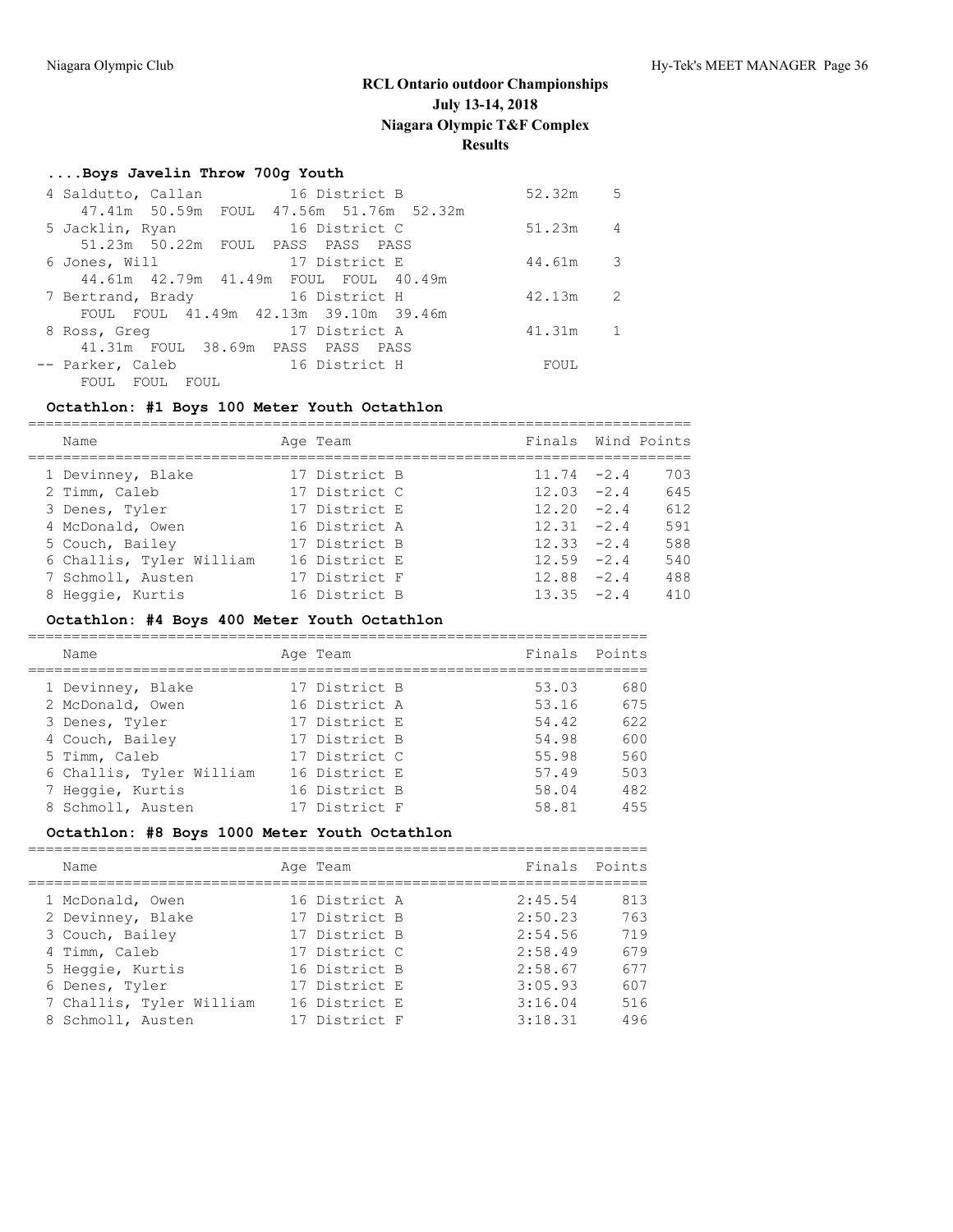# RCL Ontario outdoor Championships
## July 13-14, 2018
## Niagara Olympic T&F Complex
## Results

### ....Boys Javelin Throw 700g Youth

| Place | Name | Age | Team | Finals | Points |
|---|---|---|---|---|---|
| 4 | Saldutto, Callan | 16 | District B | 52.32m | 5 |
| | 47.41m 50.59m FOUL 47.56m 51.76m 52.32m | | | | |
| 5 | Jacklin, Ryan | 16 | District C | 51.23m | 4 |
| | 51.23m 50.22m FOUL PASS PASS PASS | | | | |
| 6 | Jones, Will | 17 | District E | 44.61m | 3 |
| | 44.61m 42.79m 41.49m FOUL FOUL 40.49m | | | | |
| 7 | Bertrand, Brady | 16 | District H | 42.13m | 2 |
| | FOUL FOUL 41.49m 42.13m 39.10m 39.46m | | | | |
| 8 | Ross, Greg | 17 | District A | 41.31m | 1 |
| | 41.31m FOUL 38.69m PASS PASS PASS | | | | |
| -- | Parker, Caleb | 16 | District H | FOUL | |
| | FOUL FOUL FOUL | | | | |

### Octathlon: #1 Boys 100 Meter Youth Octathlon

| Place | Name | Age | Team | Finals | Wind | Points |
|---|---|---|---|---|---|---|
| 1 | Devinney, Blake | 17 | District B | 11.74 | -2.4 | 703 |
| 2 | Timm, Caleb | 17 | District C | 12.03 | -2.4 | 645 |
| 3 | Denes, Tyler | 17 | District E | 12.20 | -2.4 | 612 |
| 4 | McDonald, Owen | 16 | District A | 12.31 | -2.4 | 591 |
| 5 | Couch, Bailey | 17 | District B | 12.33 | -2.4 | 588 |
| 6 | Challis, Tyler William | 16 | District E | 12.59 | -2.4 | 540 |
| 7 | Schmoll, Austen | 17 | District F | 12.88 | -2.4 | 488 |
| 8 | Heggie, Kurtis | 16 | District B | 13.35 | -2.4 | 410 |

### Octathlon: #4 Boys 400 Meter Youth Octathlon

| Place | Name | Age | Team | Finals | Points |
|---|---|---|---|---|---|
| 1 | Devinney, Blake | 17 | District B | 53.03 | 680 |
| 2 | McDonald, Owen | 16 | District A | 53.16 | 675 |
| 3 | Denes, Tyler | 17 | District E | 54.42 | 622 |
| 4 | Couch, Bailey | 17 | District B | 54.98 | 600 |
| 5 | Timm, Caleb | 17 | District C | 55.98 | 560 |
| 6 | Challis, Tyler William | 16 | District E | 57.49 | 503 |
| 7 | Heggie, Kurtis | 16 | District B | 58.04 | 482 |
| 8 | Schmoll, Austen | 17 | District F | 58.81 | 455 |

### Octathlon: #8 Boys 1000 Meter Youth Octathlon

| Place | Name | Age | Team | Finals | Points |
|---|---|---|---|---|---|
| 1 | McDonald, Owen | 16 | District A | 2:45.54 | 813 |
| 2 | Devinney, Blake | 17 | District B | 2:50.23 | 763 |
| 3 | Couch, Bailey | 17 | District B | 2:54.56 | 719 |
| 4 | Timm, Caleb | 17 | District C | 2:58.49 | 679 |
| 5 | Heggie, Kurtis | 16 | District B | 2:58.67 | 677 |
| 6 | Denes, Tyler | 17 | District E | 3:05.93 | 607 |
| 7 | Challis, Tyler William | 16 | District E | 3:16.04 | 516 |
| 8 | Schmoll, Austen | 17 | District F | 3:18.31 | 496 |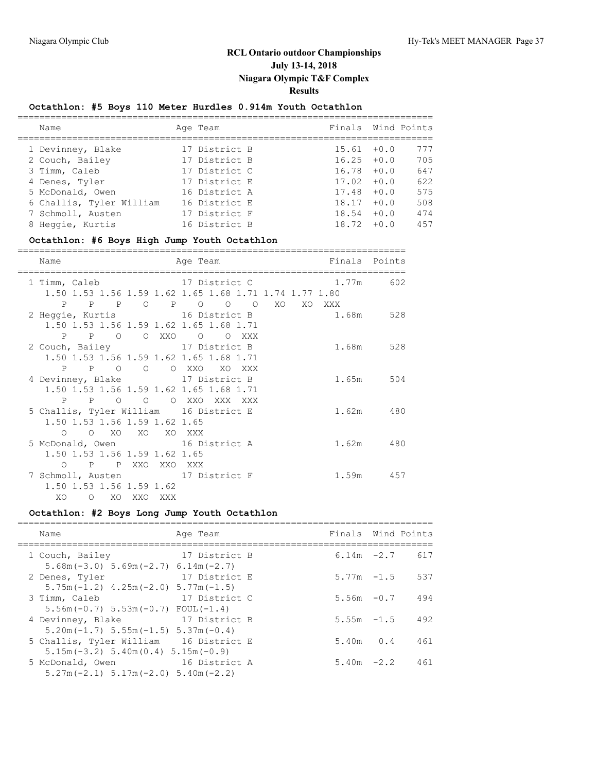# RCL Ontario outdoor Championships
## July 13-14, 2018
## Niagara Olympic T&F Complex
## Results

### Octathlon: #5 Boys 110 Meter Hurdles 0.914m Youth Octathlon

| Place | Name | Age | Team | Finals | Wind | Points |
|---|---|---|---|---|---|---|
| 1 | Devinney, Blake | 17 | District B | 15.61 | +0.0 | 777 |
| 2 | Couch, Bailey | 17 | District B | 16.25 | +0.0 | 705 |
| 3 | Timm, Caleb | 17 | District C | 16.78 | +0.0 | 647 |
| 4 | Denes, Tyler | 17 | District E | 17.02 | +0.0 | 622 |
| 5 | McDonald, Owen | 16 | District A | 17.48 | +0.0 | 575 |
| 6 | Challis, Tyler William | 16 | District E | 18.17 | +0.0 | 508 |
| 7 | Schmoll, Austen | 17 | District F | 18.54 | +0.0 | 474 |
| 8 | Heggie, Kurtis | 16 | District B | 18.72 | +0.0 | 457 |

### Octathlon: #6 Boys High Jump Youth Octathlon

| Place | Name | Age | Team | Finals | Points |
|---|---|---|---|---|---|
| 1 | Timm, Caleb | 17 | District C | 1.77m | 602 |
| | 1.50 1.53 1.56 1.59 1.62 1.65 1.68 1.71 1.74 1.77 1.80 | | | | |
| | P P P O P O O O XO XO XXX | | | | |
| 2 | Heggie, Kurtis | 16 | District B | 1.68m | 528 |
| | 1.50 1.53 1.56 1.59 1.62 1.65 1.68 1.71 | | | | |
| | P P O O XXO O O XXX | | | | |
| 2 | Couch, Bailey | 17 | District B | 1.68m | 528 |
| | 1.50 1.53 1.56 1.59 1.62 1.65 1.68 1.71 | | | | |
| | P P O O O XXO XO XXX | | | | |
| 4 | Devinney, Blake | 17 | District B | 1.65m | 504 |
| | 1.50 1.53 1.56 1.59 1.62 1.65 1.68 1.71 | | | | |
| | P P O O O XXO XXX XXX | | | | |
| 5 | Challis, Tyler William | 16 | District E | 1.62m | 480 |
| | 1.50 1.53 1.56 1.59 1.62 1.65 | | | | |
| | O O XO XO XO XXX | | | | |
| 5 | McDonald, Owen | 16 | District A | 1.62m | 480 |
| | 1.50 1.53 1.56 1.59 1.62 1.65 | | | | |
| | O P P XXO XXO XXX | | | | |
| 7 | Schmoll, Austen | 17 | District F | 1.59m | 457 |
| | 1.50 1.53 1.56 1.59 1.62 | | | | |
| | XO O XO XXO XXX | | | | |

### Octathlon: #2 Boys Long Jump Youth Octathlon

| Place | Name | Age | Team | Finals | Wind | Points |
|---|---|---|---|---|---|---|
| 1 | Couch, Bailey | 17 | District B | 6.14m | -2.7 | 617 |
| | 5.68m(-3.0) 5.69m(-2.7) 6.14m(-2.7) | | | | | |
| 2 | Denes, Tyler | 17 | District E | 5.77m | -1.5 | 537 |
| | 5.75m(-1.2) 4.25m(-2.0) 5.77m(-1.5) | | | | | |
| 3 | Timm, Caleb | 17 | District C | 5.56m | -0.7 | 494 |
| | 5.56m(-0.7) 5.53m(-0.7) FOUL(-1.4) | | | | | |
| 4 | Devinney, Blake | 17 | District B | 5.55m | -1.5 | 492 |
| | 5.20m(-1.7) 5.55m(-1.5) 5.37m(-0.4) | | | | | |
| 5 | Challis, Tyler William | 16 | District E | 5.40m | 0.4 | 461 |
| | 5.15m(-3.2) 5.40m(0.4) 5.15m(-0.9) | | | | | |
| 5 | McDonald, Owen | 16 | District A | 5.40m | -2.2 | 461 |
| | 5.27m(-2.1) 5.17m(-2.0) 5.40m(-2.2) | | | | | |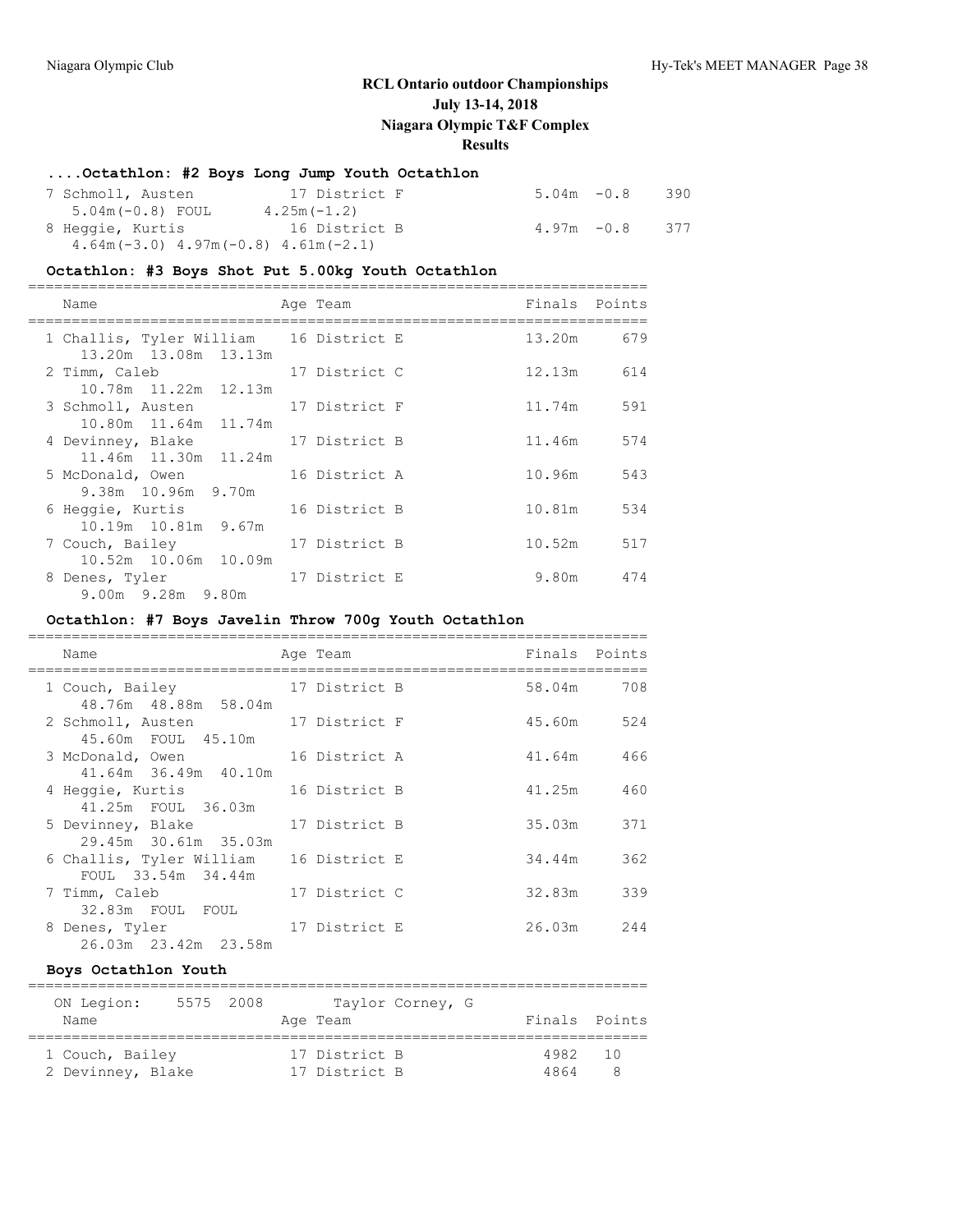# RCL Ontario outdoor Championships
## July 13-14, 2018
## Niagara Olympic T&F Complex
## Results

### ....Octathlon: #2 Boys Long Jump Youth Octathlon

| Name | Age | Team | Finals | Wind | Points |
|---|---|---|---|---|---|
| 7 Schmoll, Austen | 17 | District F | 5.04m | -0.8 | 390 |
| 5.04m(-0.8) FOUL 4.25m(-1.2) | | | | | |
| 8 Heggie, Kurtis | 16 | District B | 4.97m | -0.8 | 377 |
| 4.64m(-3.0) 4.97m(-0.8) 4.61m(-2.1) | | | | | |

### Octathlon: #3 Boys Shot Put 5.00kg Youth Octathlon

| Name | Age | Team | Finals | Points |
|---|---|---|---|---|
| 1 Challis, Tyler William | 16 | District E | 13.20m | 679 |
| 13.20m 13.08m 13.13m | | | | |
| 2 Timm, Caleb | 17 | District C | 12.13m | 614 |
| 10.78m 11.22m 12.13m | | | | |
| 3 Schmoll, Austen | 17 | District F | 11.74m | 591 |
| 10.80m 11.64m 11.74m | | | | |
| 4 Devinney, Blake | 17 | District B | 11.46m | 574 |
| 11.46m 11.30m 11.24m | | | | |
| 5 McDonald, Owen | 16 | District A | 10.96m | 543 |
| 9.38m 10.96m 9.70m | | | | |
| 6 Heggie, Kurtis | 16 | District B | 10.81m | 534 |
| 10.19m 10.81m 9.67m | | | | |
| 7 Couch, Bailey | 17 | District B | 10.52m | 517 |
| 10.52m 10.06m 10.09m | | | | |
| 8 Denes, Tyler | 17 | District E | 9.80m | 474 |
| 9.00m 9.28m 9.80m | | | | |

### Octathlon: #7 Boys Javelin Throw 700g Youth Octathlon

| Name | Age | Team | Finals | Points |
|---|---|---|---|---|
| 1 Couch, Bailey | 17 | District B | 58.04m | 708 |
| 48.76m 48.88m 58.04m | | | | |
| 2 Schmoll, Austen | 17 | District F | 45.60m | 524 |
| 45.60m FOUL 45.10m | | | | |
| 3 McDonald, Owen | 16 | District A | 41.64m | 466 |
| 41.64m 36.49m 40.10m | | | | |
| 4 Heggie, Kurtis | 16 | District B | 41.25m | 460 |
| 41.25m FOUL 36.03m | | | | |
| 5 Devinney, Blake | 17 | District B | 35.03m | 371 |
| 29.45m 30.61m 35.03m | | | | |
| 6 Challis, Tyler William | 16 | District E | 34.44m | 362 |
| FOUL 33.54m 34.44m | | | | |
| 7 Timm, Caleb | 17 | District C | 32.83m | 339 |
| 32.83m FOUL FOUL | | | | |
| 8 Denes, Tyler | 17 | District E | 26.03m | 244 |
| 26.03m 23.42m 23.58m | | | | |

### Boys Octathlon Youth

ON Legion: 5575 2008 Taylor Corney, G

| Name | Age | Team | Finals | Points |
|---|---|---|---|---|
| 1 Couch, Bailey | 17 | District B | 4982 | 10 |
| 2 Devinney, Blake | 17 | District B | 4864 | 8 |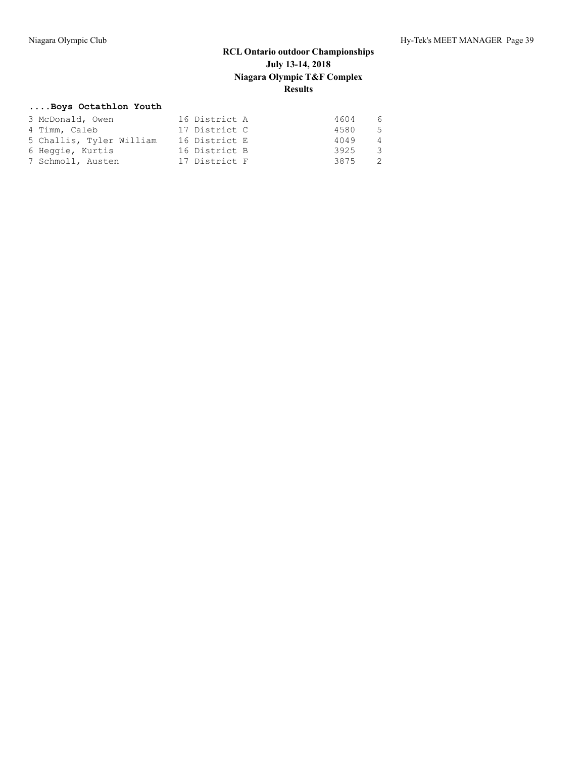# RCL Ontario outdoor Championships

**July 13-14, 2018**

**Niagara Olympic T&F Complex**

**Results**

### ....Boys Octathlon Youth

| | | | | | |
|---|---|---|---|---|---|
| 3 | McDonald, Owen | 16 | District A | 4604 | 6 |
| 4 | Timm, Caleb | 17 | District C | 4580 | 5 |
| 5 | Challis, Tyler William | 16 | District E | 4049 | 4 |
| 6 | Heggie, Kurtis | 16 | District B | 3925 | 3 |
| 7 | Schmoll, Austen | 17 | District F | 3875 | 2 |